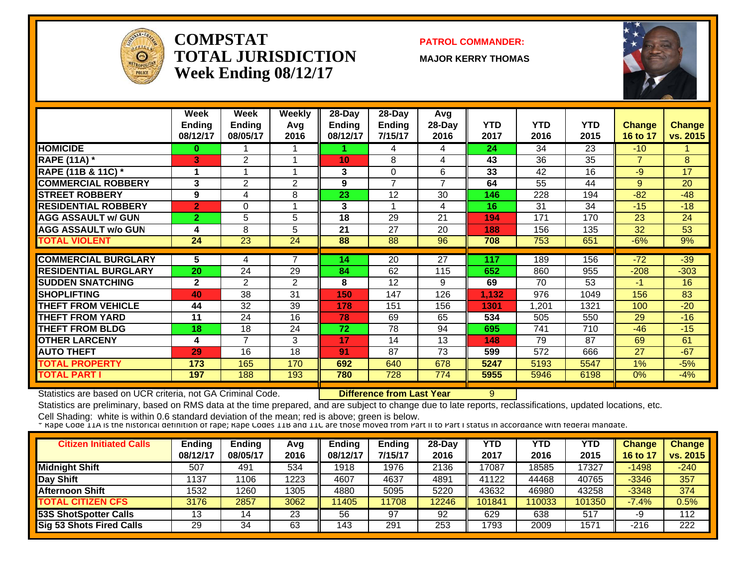# COMPSTAT TOTAL JURISDICTION Week Ending 08/12/17

**PATROL COMMANDER:**

**MAJOR KERRY THOMAS**

| | Week Ending 08/12/17 | Week Ending 08/05/17 | Weekly Avg 2016 | 28-Day Ending 08/12/17 | 28-Day Ending 7/15/17 | Avg 28-Day 2016 | YTD 2017 | YTD 2016 | YTD 2015 | Change 16 to 17 | Change vs. 2015 |
|---|---|---|---|---|---|---|---|---|---|---|---|
| HOMICIDE | 0 | 1 | 1 | 1 | 4 | 4 | 24 | 34 | 23 | -10 | 1 |
| RAPE (11A) * | 3 | 2 | 1 | 10 | 8 | 4 | 43 | 36 | 35 | 7 | 8 |
| RAPE (11B & 11C) * | 1 | 1 | 1 | 3 | 0 | 6 | 33 | 42 | 16 | -9 | 17 |
| COMMERCIAL ROBBERY | 3 | 2 | 2 | 9 | 7 | 7 | 64 | 55 | 44 | 9 | 20 |
| STREET ROBBERY | 9 | 4 | 8 | 23 | 12 | 30 | 146 | 228 | 194 | -82 | -48 |
| RESIDENTIAL ROBBERY | 2 | 0 | 1 | 3 | 1 | 4 | 16 | 31 | 34 | -15 | -18 |
| AGG ASSAULT w/ GUN | 2 | 5 | 5 | 18 | 29 | 21 | 194 | 171 | 170 | 23 | 24 |
| AGG ASSAULT w/o GUN | 4 | 8 | 5 | 21 | 27 | 20 | 188 | 156 | 135 | 32 | 53 |
| TOTAL VIOLENT | 24 | 23 | 24 | 88 | 88 | 96 | 708 | 753 | 651 | -6% | 9% |
| COMMERCIAL BURGLARY | 5 | 4 | 7 | 14 | 20 | 27 | 117 | 189 | 156 | -72 | -39 |
| RESIDENTIAL BURGLARY | 20 | 24 | 29 | 84 | 62 | 115 | 652 | 860 | 955 | -208 | -303 |
| SUDDEN SNATCHING | 2 | 2 | 2 | 8 | 12 | 9 | 69 | 70 | 53 | -1 | 16 |
| SHOPLIFTING | 40 | 38 | 31 | 150 | 147 | 126 | 1,132 | 976 | 1049 | 156 | 83 |
| THEFT FROM VEHICLE | 44 | 32 | 39 | 178 | 151 | 156 | 1301 | 1,201 | 1321 | 100 | -20 |
| THEFT FROM YARD | 11 | 24 | 16 | 78 | 69 | 65 | 534 | 505 | 550 | 29 | -16 |
| THEFT FROM BLDG | 18 | 18 | 24 | 72 | 78 | 94 | 695 | 741 | 710 | -46 | -15 |
| OTHER LARCENY | 4 | 7 | 3 | 17 | 14 | 13 | 148 | 79 | 87 | 69 | 61 |
| AUTO THEFT | 29 | 16 | 18 | 91 | 87 | 73 | 599 | 572 | 666 | 27 | -67 |
| TOTAL PROPERTY | 173 | 165 | 170 | 692 | 640 | 678 | 5247 | 5193 | 5547 | 1% | -5% |
| TOTAL PART I | 197 | 188 | 193 | 780 | 728 | 774 | 5955 | 5946 | 6198 | 0% | -4% |

Statistics are based on UCR criteria, not GA Criminal Code. **Difference from Last Year** 9

Statistics are preliminary, based on RMS data at the time prepared, and are subject to change due to late reports, reclassifications, updated locations, etc.

Cell Shading: white is within 0.6 standard deviation of the mean; red is above; green is below.

* Rape Code 11A is the historical definition of rape; Rape Codes 11B and 11C are those moved from Part II to Part I status in accordance with federal mandate.

| Citizen Initiated Calls | Ending 08/12/17 | Ending 08/05/17 | Avg 2016 | Ending 08/12/17 | Ending 7/15/17 | 28-Day 2016 | YTD 2017 | YTD 2016 | YTD 2015 | Change 16 to 17 | Change vs. 2015 |
|---|---|---|---|---|---|---|---|---|---|---|---|
| Midnight Shift | 507 | 491 | 534 | 1918 | 1976 | 2136 | 17087 | 18585 | 17327 | -1498 | -240 |
| Day Shift | 1137 | 1106 | 1223 | 4607 | 4637 | 4891 | 41122 | 44468 | 40765 | -3346 | 357 |
| Afternoon Shift | 1532 | 1260 | 1305 | 4880 | 5095 | 5220 | 43632 | 46980 | 43258 | -3348 | 374 |
| TOTAL CITIZEN CFS | 3176 | 2857 | 3062 | 11405 | 11708 | 12246 | 101841 | 110033 | 101350 | -7.4% | 0.5% |
| 53S ShotSpotter Calls | 13 | 14 | 23 | 56 | 97 | 92 | 629 | 638 | 517 | -9 | 112 |
| Sig 53 Shots Fired Calls | 29 | 34 | 63 | 143 | 291 | 253 | 1793 | 2009 | 1571 | -216 | 222 |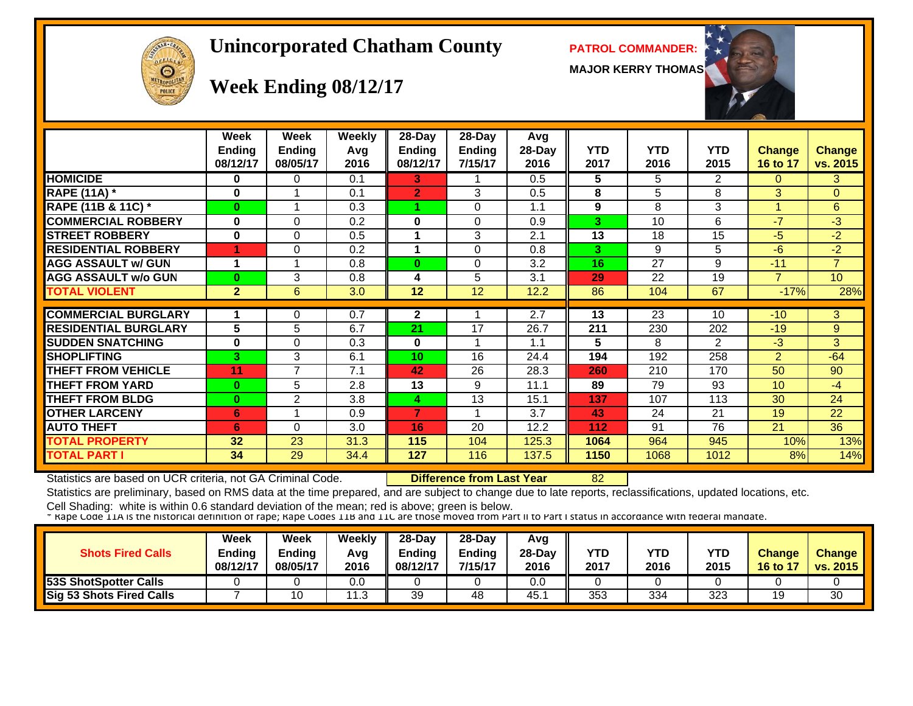# Unincorporated Chatham County

## Week Ending 08/12/17

**PATROL COMMANDER:**

**MAJOR KERRY THOMAS**

| | Week Ending 08/12/17 | Week Ending 08/05/17 | Weekly Avg 2016 | 28-Day Ending 08/12/17 | 28-Day Ending 7/15/17 | Avg 28-Day 2016 | YTD 2017 | YTD 2016 | YTD 2015 | Change 16 to 17 | Change vs. 2015 |
|---|---|---|---|---|---|---|---|---|---|---|---|
| HOMICIDE | 0 | 0 | 0.1 | 3 | 1 | 0.5 | 5 | 5 | 2 | 0 | 3 |
| RAPE (11A) * | 0 | 1 | 0.1 | 2 | 3 | 0.5 | 8 | 5 | 8 | 3 | 0 |
| RAPE (11B & 11C) * | 0 | 1 | 0.3 | 1 | 0 | 1.1 | 9 | 8 | 3 | 1 | 6 |
| COMMERCIAL ROBBERY | 0 | 0 | 0.2 | 0 | 0 | 0.9 | 3 | 10 | 6 | -7 | -3 |
| STREET ROBBERY | 0 | 0 | 0.5 | 1 | 3 | 2.1 | 13 | 18 | 15 | -5 | -2 |
| RESIDENTIAL ROBBERY | 1 | 0 | 0.2 | 1 | 0 | 0.8 | 3 | 9 | 5 | -6 | -2 |
| AGG ASSAULT w/ GUN | 1 | 1 | 0.8 | 0 | 0 | 3.2 | 16 | 27 | 9 | -11 | 7 |
| AGG ASSAULT w/o GUN | 0 | 3 | 0.8 | 4 | 5 | 3.1 | 29 | 22 | 19 | 7 | 10 |
| TOTAL VIOLENT | 2 | 6 | 3.0 | 12 | 12 | 12.2 | 86 | 104 | 67 | -17% | 28% |
| COMMERCIAL BURGLARY | 1 | 0 | 0.7 | 2 | 1 | 2.7 | 13 | 23 | 10 | -10 | 3 |
| RESIDENTIAL BURGLARY | 5 | 5 | 6.7 | 21 | 17 | 26.7 | 211 | 230 | 202 | -19 | 9 |
| SUDDEN SNATCHING | 0 | 0 | 0.3 | 0 | 1 | 1.1 | 5 | 8 | 2 | -3 | 3 |
| SHOPLIFTING | 3 | 3 | 6.1 | 10 | 16 | 24.4 | 194 | 192 | 258 | 2 | -64 |
| THEFT FROM VEHICLE | 11 | 7 | 7.1 | 42 | 26 | 28.3 | 260 | 210 | 170 | 50 | 90 |
| THEFT FROM YARD | 0 | 5 | 2.8 | 13 | 9 | 11.1 | 89 | 79 | 93 | 10 | -4 |
| THEFT FROM BLDG | 0 | 2 | 3.8 | 4 | 13 | 15.1 | 137 | 107 | 113 | 30 | 24 |
| OTHER LARCENY | 6 | 1 | 0.9 | 7 | 1 | 3.7 | 43 | 24 | 21 | 19 | 22 |
| AUTO THEFT | 6 | 0 | 3.0 | 16 | 20 | 12.2 | 112 | 91 | 76 | 21 | 36 |
| TOTAL PROPERTY | 32 | 23 | 31.3 | 115 | 104 | 125.3 | 1064 | 964 | 945 | 10% | 13% |
| TOTAL PART I | 34 | 29 | 34.4 | 127 | 116 | 137.5 | 1150 | 1068 | 1012 | 8% | 14% |

Statistics are based on UCR criteria, not GA Criminal Code. **Difference from Last Year** 82

Statistics are preliminary, based on RMS data at the time prepared, and are subject to change due to late reports, reclassifications, updated locations, etc.

Cell Shading: white is within 0.6 standard deviation of the mean; red is above; green is below.

* Rape Code 11A is the historical definition of rape; Rape Codes 11B and 11C are those moved from Part II to Part I status in accordance with federal mandate.

| Shots Fired Calls | Week Ending 08/12/17 | Week Ending 08/05/17 | Weekly Avg 2016 | 28-Day Ending 08/12/17 | 28-Day Ending 7/15/17 | Avg 28-Day 2016 | YTD 2017 | YTD 2016 | YTD 2015 | Change 16 to 17 | Change vs. 2015 |
|---|---|---|---|---|---|---|---|---|---|---|---|
| 53S ShotSpotter Calls | 0 | 0 | 0.0 | 0 | 0 | 0.0 | 0 | 0 | 0 | 0 | 0 |
| Sig 53 Shots Fired Calls | 7 | 10 | 11.3 | 39 | 48 | 45.1 | 353 | 334 | 323 | 19 | 30 |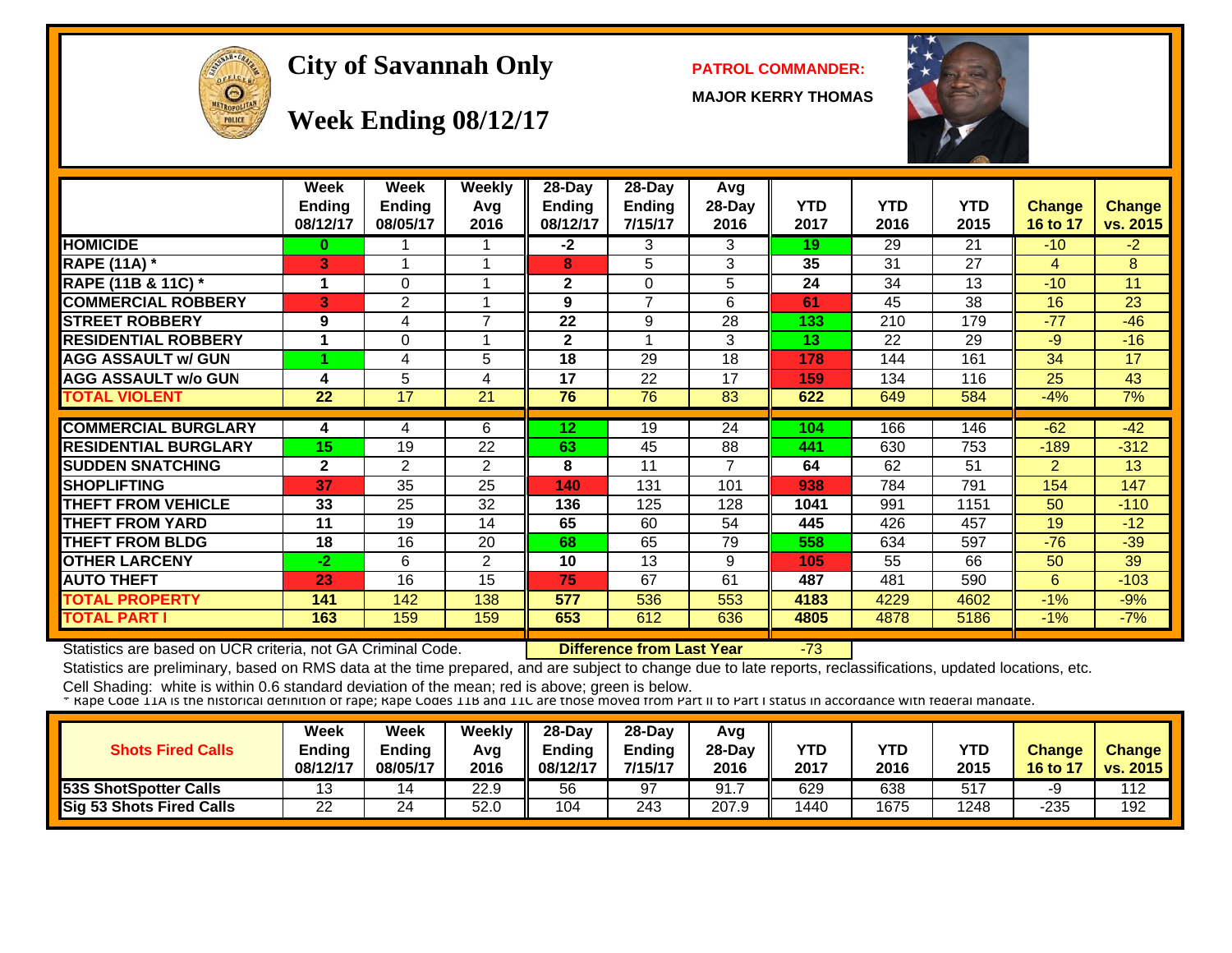# City of Savannah Only

## Week Ending 08/12/17

**PATROL COMMANDER:**

**MAJOR KERRY THOMAS**

| | Week Ending 08/12/17 | Week Ending 08/05/17 | Weekly Avg 2016 | 28-Day Ending 08/12/17 | 28-Day Ending 7/15/17 | Avg 28-Day 2016 | YTD 2017 | YTD 2016 | YTD 2015 | Change 16 to 17 | Change vs. 2015 |
|---|---|---|---|---|---|---|---|---|---|---|---|
| HOMICIDE | 0 | 1 | 1 | -2 | 3 | 3 | 19 | 29 | 21 | -10 | -2 |
| RAPE (11A) * | 3 | 1 | 1 | 8 | 5 | 3 | 35 | 31 | 27 | 4 | 8 |
| RAPE (11B & 11C) * | 1 | 0 | 1 | 2 | 0 | 5 | 24 | 34 | 13 | -10 | 11 |
| COMMERCIAL ROBBERY | 3 | 2 | 1 | 9 | 7 | 6 | 61 | 45 | 38 | 16 | 23 |
| STREET ROBBERY | 9 | 4 | 7 | 22 | 9 | 28 | 133 | 210 | 179 | -77 | -46 |
| RESIDENTIAL ROBBERY | 1 | 0 | 1 | 2 | 1 | 3 | 13 | 22 | 29 | -9 | -16 |
| AGG ASSAULT w/ GUN | 1 | 4 | 5 | 18 | 29 | 18 | 178 | 144 | 161 | 34 | 17 |
| AGG ASSAULT w/o GUN | 4 | 5 | 4 | 17 | 22 | 17 | 159 | 134 | 116 | 25 | 43 |
| TOTAL VIOLENT | 22 | 17 | 21 | 76 | 76 | 83 | 622 | 649 | 584 | -4% | 7% |
| COMMERCIAL BURGLARY | 4 | 4 | 6 | 12 | 19 | 24 | 104 | 166 | 146 | -62 | -42 |
| RESIDENTIAL BURGLARY | 15 | 19 | 22 | 63 | 45 | 88 | 441 | 630 | 753 | -189 | -312 |
| SUDDEN SNATCHING | 2 | 2 | 2 | 8 | 11 | 7 | 64 | 62 | 51 | 2 | 13 |
| SHOPLIFTING | 37 | 35 | 25 | 140 | 131 | 101 | 938 | 784 | 791 | 154 | 147 |
| THEFT FROM VEHICLE | 33 | 25 | 32 | 136 | 125 | 128 | 1041 | 991 | 1151 | 50 | -110 |
| THEFT FROM YARD | 11 | 19 | 14 | 65 | 60 | 54 | 445 | 426 | 457 | 19 | -12 |
| THEFT FROM BLDG | 18 | 16 | 20 | 68 | 65 | 79 | 558 | 634 | 597 | -76 | -39 |
| OTHER LARCENY | -2 | 6 | 2 | 10 | 13 | 9 | 105 | 55 | 66 | 50 | 39 |
| AUTO THEFT | 23 | 16 | 15 | 75 | 67 | 61 | 487 | 481 | 590 | 6 | -103 |
| TOTAL PROPERTY | 141 | 142 | 138 | 577 | 536 | 553 | 4183 | 4229 | 4602 | -1% | -9% |
| TOTAL PART I | 163 | 159 | 159 | 653 | 612 | 636 | 4805 | 4878 | 5186 | -1% | -7% |

Statistics are based on UCR criteria, not GA Criminal Code. **Difference from Last Year** -73

Statistics are preliminary, based on RMS data at the time prepared, and are subject to change due to late reports, reclassifications, updated locations, etc.

Cell Shading: white is within 0.6 standard deviation of the mean; red is above; green is below.

* Rape Code 11A is the historical definition of rape; Rape Codes 11B and 11C are those moved from Part II to Part I status in accordance with federal mandate.

| Shots Fired Calls | Week Ending 08/12/17 | Week Ending 08/05/17 | Weekly Avg 2016 | 28-Day Ending 08/12/17 | 28-Day Ending 7/15/17 | Avg 28-Day 2016 | YTD 2017 | YTD 2016 | YTD 2015 | Change 16 to 17 | Change vs. 2015 |
|---|---|---|---|---|---|---|---|---|---|---|---|
| 53S ShotSpotter Calls | 13 | 14 | 22.9 | 56 | 97 | 91.7 | 629 | 638 | 517 | -9 | 112 |
| Sig 53 Shots Fired Calls | 22 | 24 | 52.0 | 104 | 243 | 207.9 | 1440 | 1675 | 1248 | -235 | 192 |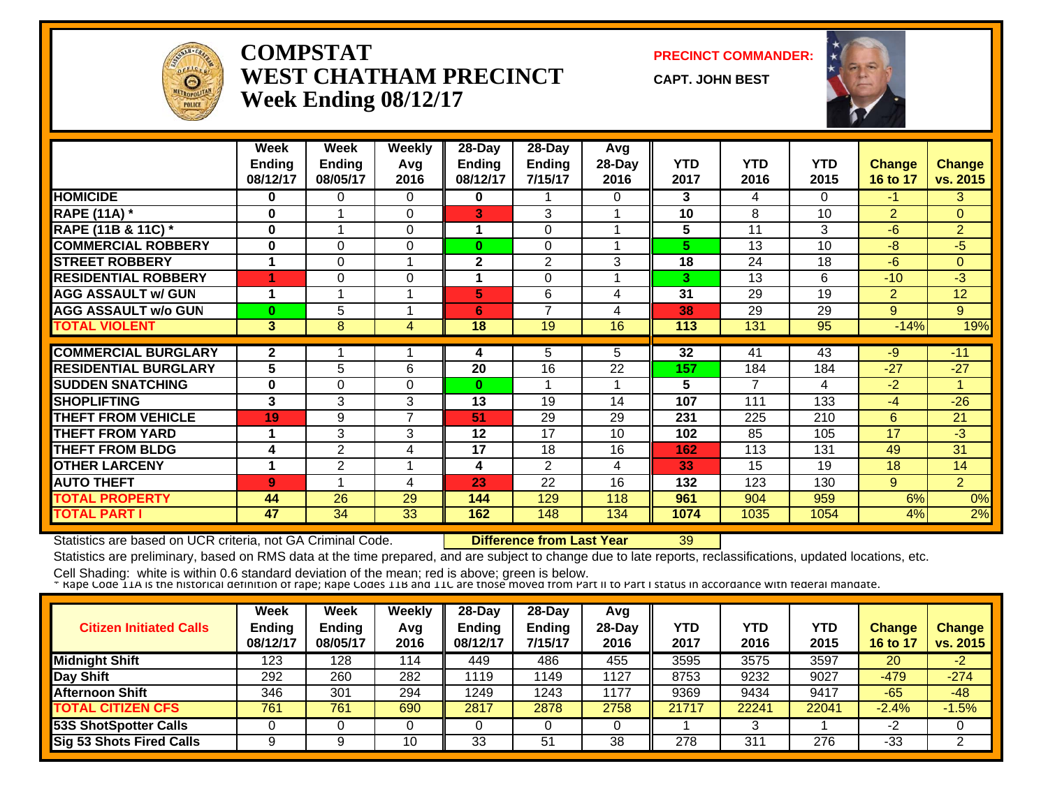# COMPSTAT
# WEST CHATHAM PRECINCT
## Week Ending 08/12/17

**PRECINCT COMMANDER:**

**CAPT. JOHN BEST**

| | Week Ending 08/12/17 | Week Ending 08/05/17 | Weekly Avg 2016 | 28-Day Ending 08/12/17 | 28-Day Ending 7/15/17 | Avg 28-Day 2016 | YTD 2017 | YTD 2016 | YTD 2015 | Change 16 to 17 | Change vs. 2015 |
|---|---|---|---|---|---|---|---|---|---|---|---|
| HOMICIDE | 0 | 0 | 0 | 0 | 1 | 0 | 3 | 4 | 0 | -1 | 3 |
| RAPE (11A) * | 0 | 1 | 0 | 3 | 3 | 1 | 10 | 8 | 10 | 2 | 0 |
| RAPE (11B & 11C) * | 0 | 1 | 0 | 1 | 0 | 1 | 5 | 11 | 3 | -6 | 2 |
| COMMERCIAL ROBBERY | 0 | 0 | 0 | 0 | 0 | 1 | 5 | 13 | 10 | -8 | -5 |
| STREET ROBBERY | 1 | 0 | 1 | 2 | 2 | 3 | 18 | 24 | 18 | -6 | 0 |
| RESIDENTIAL ROBBERY | 1 | 0 | 0 | 1 | 0 | 1 | 3 | 13 | 6 | -10 | -3 |
| AGG ASSAULT w/ GUN | 1 | 1 | 1 | 5 | 6 | 4 | 31 | 29 | 19 | 2 | 12 |
| AGG ASSAULT w/o GUN | 0 | 5 | 1 | 6 | 7 | 4 | 38 | 29 | 29 | 9 | 9 |
| TOTAL VIOLENT | 3 | 8 | 4 | 18 | 19 | 16 | 113 | 131 | 95 | -14% | 19% |
| COMMERCIAL BURGLARY | 2 | 1 | 1 | 4 | 5 | 5 | 32 | 41 | 43 | -9 | -11 |
| RESIDENTIAL BURGLARY | 5 | 5 | 6 | 20 | 16 | 22 | 157 | 184 | 184 | -27 | -27 |
| SUDDEN SNATCHING | 0 | 0 | 0 | 0 | 1 | 1 | 5 | 7 | 4 | -2 | 1 |
| SHOPLIFTING | 3 | 3 | 3 | 13 | 19 | 14 | 107 | 111 | 133 | -4 | -26 |
| THEFT FROM VEHICLE | 19 | 9 | 7 | 51 | 29 | 29 | 231 | 225 | 210 | 6 | 21 |
| THEFT FROM YARD | 1 | 3 | 3 | 12 | 17 | 10 | 102 | 85 | 105 | 17 | -3 |
| THEFT FROM BLDG | 4 | 2 | 4 | 17 | 18 | 16 | 162 | 113 | 131 | 49 | 31 |
| OTHER LARCENY | 1 | 2 | 1 | 4 | 2 | 4 | 33 | 15 | 19 | 18 | 14 |
| AUTO THEFT | 9 | 1 | 4 | 23 | 22 | 16 | 132 | 123 | 130 | 9 | 2 |
| TOTAL PROPERTY | 44 | 26 | 29 | 144 | 129 | 118 | 961 | 904 | 959 | 6% | 0% |
| TOTAL PART I | 47 | 34 | 33 | 162 | 148 | 134 | 1074 | 1035 | 1054 | 4% | 2% |

Statistics are based on UCR criteria, not GA Criminal Code. **Difference from Last Year** 39

Statistics are preliminary, based on RMS data at the time prepared, and are subject to change due to late reports, reclassifications, updated locations, etc.

Cell Shading: white is within 0.6 standard deviation of the mean; red is above; green is below.

* Rape Code 11A is the historical definition of rape; Rape Codes 11B and 11C are those moved from Part II to Part I status in accordance with federal mandate.

| Citizen Initiated Calls | Week Ending 08/12/17 | Week Ending 08/05/17 | Weekly Avg 2016 | 28-Day Ending 08/12/17 | 28-Day Ending 7/15/17 | Avg 28-Day 2016 | YTD 2017 | YTD 2016 | YTD 2015 | Change 16 to 17 | Change vs. 2015 |
|---|---|---|---|---|---|---|---|---|---|---|---|
| Midnight Shift | 123 | 128 | 114 | 449 | 486 | 455 | 3595 | 3575 | 3597 | 20 | -2 |
| Day Shift | 292 | 260 | 282 | 1119 | 1149 | 1127 | 8753 | 9232 | 9027 | -479 | -274 |
| Afternoon Shift | 346 | 301 | 294 | 1249 | 1243 | 1177 | 9369 | 9434 | 9417 | -65 | -48 |
| TOTAL CITIZEN CFS | 761 | 761 | 690 | 2817 | 2878 | 2758 | 21717 | 22241 | 22041 | -2.4% | -1.5% |
| 53S ShotSpotter Calls | 0 | 0 | 0 | 0 | 0 | 0 | 1 | 3 | 1 | -2 | 0 |
| Sig 53 Shots Fired Calls | 9 | 9 | 10 | 33 | 51 | 38 | 278 | 311 | 276 | -33 | 2 |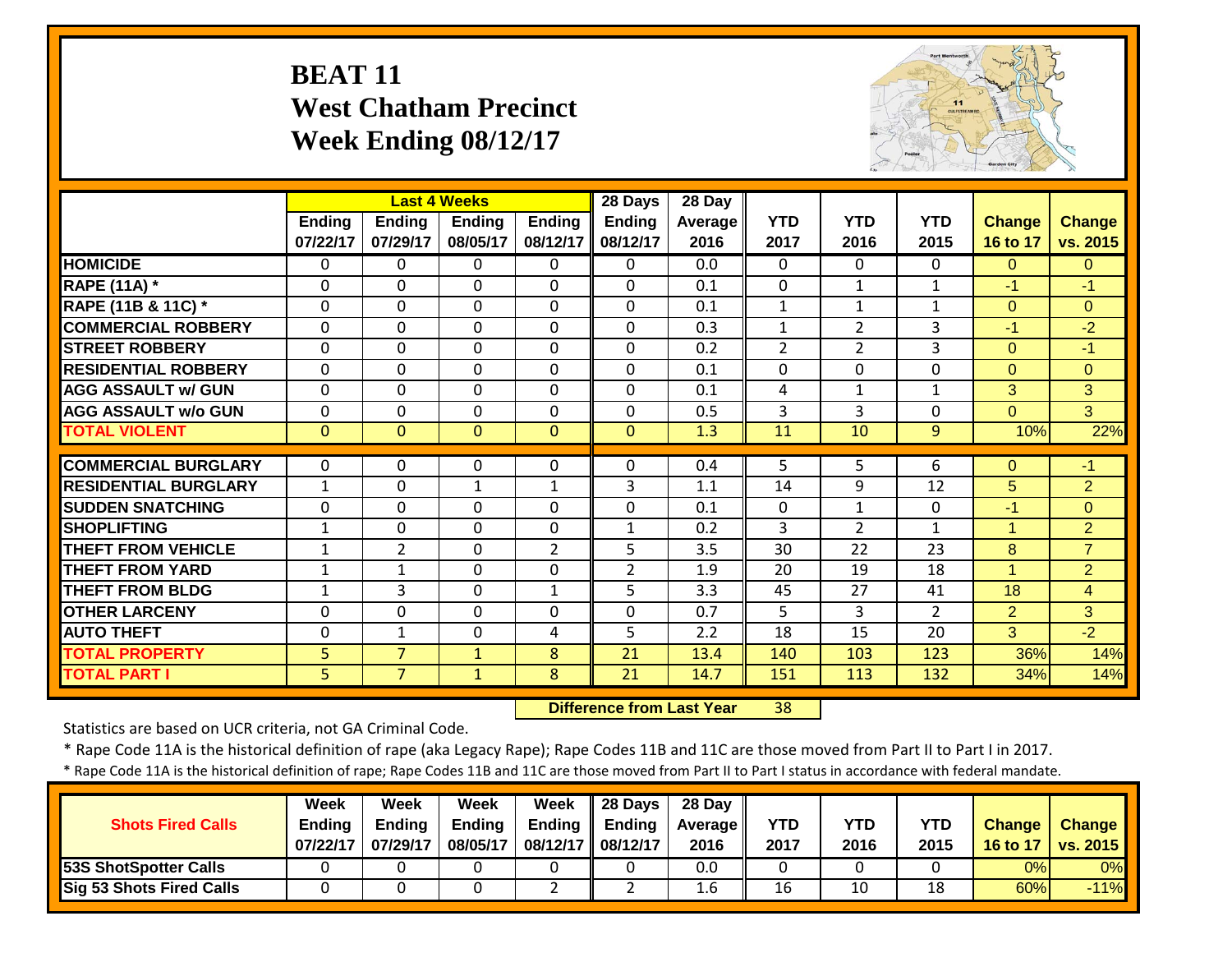# BEAT 11
## West Chatham Precinct
## Week Ending 08/12/17

| | Last 4 Weeks | | | | 28 Days | 28 Day | | | | | |
|---|---|---|---|---|---|---|---|---|---|---|---|
| | Ending 07/22/17 | Ending 07/29/17 | Ending 08/05/17 | Ending 08/12/17 | Ending 08/12/17 | Average 2016 | YTD 2017 | YTD 2016 | YTD 2015 | Change 16 to 17 | Change vs. 2015 |
| HOMICIDE | 0 | 0 | 0 | 0 | 0 | 0.0 | 0 | 0 | 0 | 0 | 0 |
| RAPE (11A) * | 0 | 0 | 0 | 0 | 0 | 0.1 | 0 | 1 | 1 | -1 | -1 |
| RAPE (11B & 11C) * | 0 | 0 | 0 | 0 | 0 | 0.1 | 1 | 1 | 1 | 0 | 0 |
| COMMERCIAL ROBBERY | 0 | 0 | 0 | 0 | 0 | 0.3 | 1 | 2 | 3 | -1 | -2 |
| STREET ROBBERY | 0 | 0 | 0 | 0 | 0 | 0.2 | 2 | 2 | 3 | 0 | -1 |
| RESIDENTIAL ROBBERY | 0 | 0 | 0 | 0 | 0 | 0.1 | 0 | 0 | 0 | 0 | 0 |
| AGG ASSAULT w/ GUN | 0 | 0 | 0 | 0 | 0 | 0.1 | 4 | 1 | 1 | 3 | 3 |
| AGG ASSAULT w/o GUN | 0 | 0 | 0 | 0 | 0 | 0.5 | 3 | 3 | 0 | 0 | 3 |
| TOTAL VIOLENT | 0 | 0 | 0 | 0 | 0 | 1.3 | 11 | 10 | 9 | 10% | 22% |
| COMMERCIAL BURGLARY | 0 | 0 | 0 | 0 | 0 | 0.4 | 5 | 5 | 6 | 0 | -1 |
| RESIDENTIAL BURGLARY | 1 | 0 | 1 | 1 | 3 | 1.1 | 14 | 9 | 12 | 5 | 2 |
| SUDDEN SNATCHING | 0 | 0 | 0 | 0 | 0 | 0.1 | 0 | 1 | 0 | -1 | 0 |
| SHOPLIFTING | 1 | 0 | 0 | 0 | 1 | 0.2 | 3 | 2 | 1 | 1 | 2 |
| THEFT FROM VEHICLE | 1 | 2 | 0 | 2 | 5 | 3.5 | 30 | 22 | 23 | 8 | 7 |
| THEFT FROM YARD | 1 | 1 | 0 | 0 | 2 | 1.9 | 20 | 19 | 18 | 1 | 2 |
| THEFT FROM BLDG | 1 | 3 | 0 | 1 | 5 | 3.3 | 45 | 27 | 41 | 18 | 4 |
| OTHER LARCENY | 0 | 0 | 0 | 0 | 0 | 0.7 | 5 | 3 | 2 | 2 | 3 |
| AUTO THEFT | 0 | 1 | 0 | 4 | 5 | 2.2 | 18 | 15 | 20 | 3 | -2 |
| TOTAL PROPERTY | 5 | 7 | 1 | 8 | 21 | 13.4 | 140 | 103 | 123 | 36% | 14% |
| TOTAL PART I | 5 | 7 | 1 | 8 | 21 | 14.7 | 151 | 113 | 132 | 34% | 14% |

**Difference from Last Year** 38

Statistics are based on UCR criteria, not GA Criminal Code.

* Rape Code 11A is the historical definition of rape (aka Legacy Rape); Rape Codes 11B and 11C are those moved from Part II to Part I in 2017.

* Rape Code 11A is the historical definition of rape; Rape Codes 11B and 11C are those moved from Part II to Part I status in accordance with federal mandate.

| Shots Fired Calls | Week Ending 07/22/17 | Week Ending 07/29/17 | Week Ending 08/05/17 | Week Ending 08/12/17 | 28 Days Ending 08/12/17 | 28 Day Average 2016 | YTD 2017 | YTD 2016 | YTD 2015 | Change 16 to 17 | Change vs. 2015 |
|---|---|---|---|---|---|---|---|---|---|---|---|
| 53S ShotSpotter Calls | 0 | 0 | 0 | 0 | 0 | 0.0 | 0 | 0 | 0 | 0% | 0% |
| Sig 53 Shots Fired Calls | 0 | 0 | 0 | 2 | 2 | 1.6 | 16 | 10 | 18 | 60% | -11% |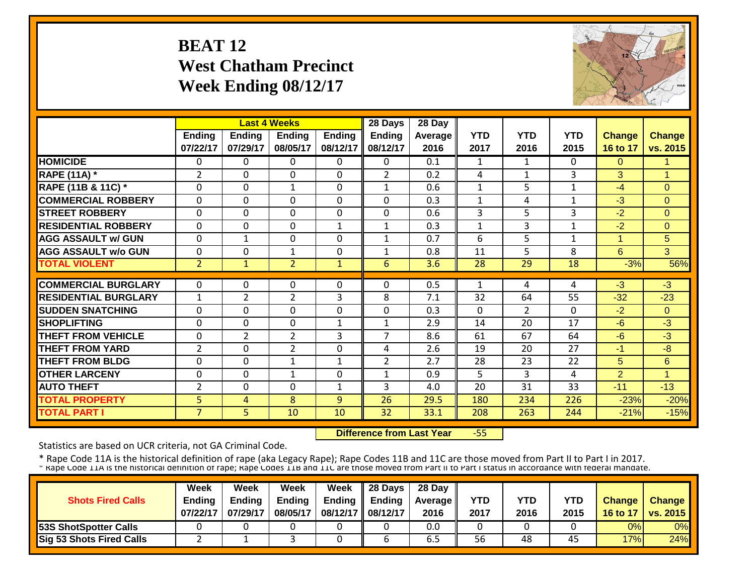# BEAT 12
## West Chatham Precinct
## Week Ending 08/12/17

| | Last 4 Weeks | | | | 28 Days | 28 Day | | | | | |
|---|---|---|---|---|---|---|---|---|---|---|---|
| | Ending 07/22/17 | Ending 07/29/17 | Ending 08/05/17 | Ending 08/12/17 | Ending 08/12/17 | Average 2016 | YTD 2017 | YTD 2016 | YTD 2015 | Change 16 to 17 | Change vs. 2015 |
| HOMICIDE | 0 | 0 | 0 | 0 | 0 | 0.1 | 1 | 1 | 0 | 0 | 1 |
| RAPE (11A) * | 2 | 0 | 0 | 0 | 2 | 0.2 | 4 | 1 | 3 | 3 | 1 |
| RAPE (11B & 11C) * | 0 | 0 | 1 | 0 | 1 | 0.6 | 1 | 5 | 1 | -4 | 0 |
| COMMERCIAL ROBBERY | 0 | 0 | 0 | 0 | 0 | 0.3 | 1 | 4 | 1 | -3 | 0 |
| STREET ROBBERY | 0 | 0 | 0 | 0 | 0 | 0.6 | 3 | 5 | 3 | -2 | 0 |
| RESIDENTIAL ROBBERY | 0 | 0 | 0 | 1 | 1 | 0.3 | 1 | 3 | 1 | -2 | 0 |
| AGG ASSAULT w/ GUN | 0 | 1 | 0 | 0 | 1 | 0.7 | 6 | 5 | 1 | 1 | 5 |
| AGG ASSAULT w/o GUN | 0 | 0 | 1 | 0 | 1 | 0.8 | 11 | 5 | 8 | 6 | 3 |
| TOTAL VIOLENT | 2 | 1 | 2 | 1 | 6 | 3.6 | 28 | 29 | 18 | -3% | 56% |
| COMMERCIAL BURGLARY | 0 | 0 | 0 | 0 | 0 | 0.5 | 1 | 4 | 4 | -3 | -3 |
| RESIDENTIAL BURGLARY | 1 | 2 | 2 | 3 | 8 | 7.1 | 32 | 64 | 55 | -32 | -23 |
| SUDDEN SNATCHING | 0 | 0 | 0 | 0 | 0 | 0.3 | 0 | 2 | 0 | -2 | 0 |
| SHOPLIFTING | 0 | 0 | 0 | 1 | 1 | 2.9 | 14 | 20 | 17 | -6 | -3 |
| THEFT FROM VEHICLE | 0 | 2 | 2 | 3 | 7 | 8.6 | 61 | 67 | 64 | -6 | -3 |
| THEFT FROM YARD | 2 | 0 | 2 | 0 | 4 | 2.6 | 19 | 20 | 27 | -1 | -8 |
| THEFT FROM BLDG | 0 | 0 | 1 | 1 | 2 | 2.7 | 28 | 23 | 22 | 5 | 6 |
| OTHER LARCENY | 0 | 0 | 1 | 0 | 1 | 0.9 | 5 | 3 | 4 | 2 | 1 |
| AUTO THEFT | 2 | 0 | 0 | 1 | 3 | 4.0 | 20 | 31 | 33 | -11 | -13 |
| TOTAL PROPERTY | 5 | 4 | 8 | 9 | 26 | 29.5 | 180 | 234 | 226 | -23% | -20% |
| TOTAL PART I | 7 | 5 | 10 | 10 | 32 | 33.1 | 208 | 263 | 244 | -21% | -15% |

**Difference from Last Year** -55

Statistics are based on UCR criteria, not GA Criminal Code.

\* Rape Code 11A is the historical definition of rape (aka Legacy Rape); Rape Codes 11B and 11C are those moved from Part II to Part I in 2017.
\* Rape Code 11A is the historical definition of rape; Rape Codes 11B and 11C are those moved from Part II to Part I status in accordance with federal mandate.

| Shots Fired Calls | Week Ending 07/22/17 | Week Ending 07/29/17 | Week Ending 08/05/17 | Week Ending 08/12/17 | 28 Days Ending 08/12/17 | 28 Day Average 2016 | YTD 2017 | YTD 2016 | YTD 2015 | Change 16 to 17 | Change vs. 2015 |
|---|---|---|---|---|---|---|---|---|---|---|---|
| 53S ShotSpotter Calls | 0 | 0 | 0 | 0 | 0 | 0.0 | 0 | 0 | 0 | 0% | 0% |
| Sig 53 Shots Fired Calls | 2 | 1 | 3 | 0 | 6 | 6.5 | 56 | 48 | 45 | 17% | 24% |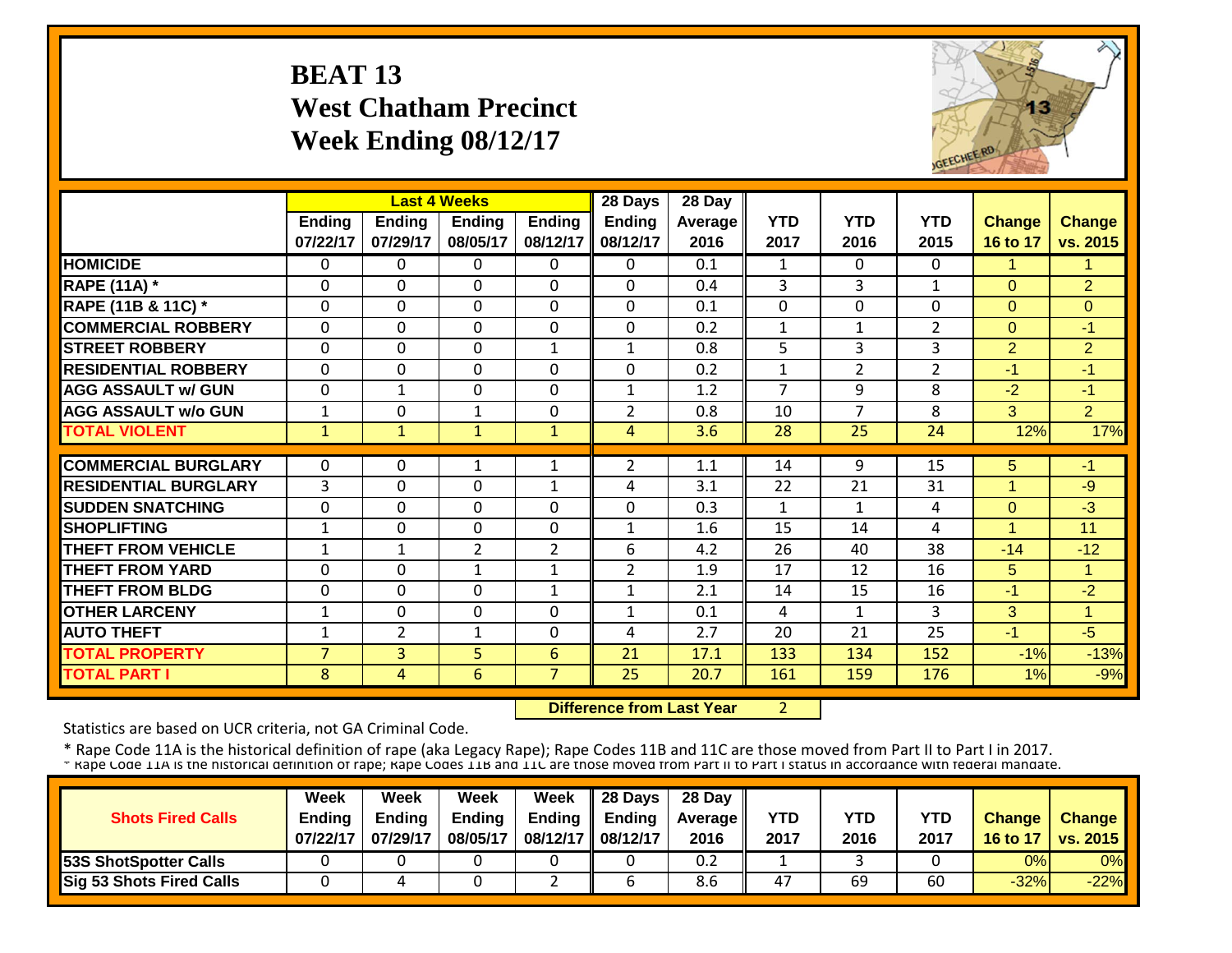# BEAT 13
## West Chatham Precinct
## Week Ending 08/12/17

| | Last 4 Weeks | | | | 28 Days | 28 Day | | | | | |
|---|---|---|---|---|---|---|---|---|---|---|---|
| | Ending 07/22/17 | Ending 07/29/17 | Ending 08/05/17 | Ending 08/12/17 | Ending 08/12/17 | Average 2016 | YTD 2017 | YTD 2016 | YTD 2015 | Change 16 to 17 | Change vs. 2015 |
| HOMICIDE | 0 | 0 | 0 | 0 | 0 | 0.1 | 1 | 0 | 0 | 1 | 1 |
| RAPE (11A) * | 0 | 0 | 0 | 0 | 0 | 0.4 | 3 | 3 | 1 | 0 | 2 |
| RAPE (11B & 11C) * | 0 | 0 | 0 | 0 | 0 | 0.1 | 0 | 0 | 0 | 0 | 0 |
| COMMERCIAL ROBBERY | 0 | 0 | 0 | 0 | 0 | 0.2 | 1 | 1 | 2 | 0 | -1 |
| STREET ROBBERY | 0 | 0 | 0 | 1 | 1 | 0.8 | 5 | 3 | 3 | 2 | 2 |
| RESIDENTIAL ROBBERY | 0 | 0 | 0 | 0 | 0 | 0.2 | 1 | 2 | 2 | -1 | -1 |
| AGG ASSAULT w/ GUN | 0 | 1 | 0 | 0 | 1 | 1.2 | 7 | 9 | 8 | -2 | -1 |
| AGG ASSAULT w/o GUN | 1 | 0 | 1 | 0 | 2 | 0.8 | 10 | 7 | 8 | 3 | 2 |
| TOTAL VIOLENT | 1 | 1 | 1 | 1 | 4 | 3.6 | 28 | 25 | 24 | 12% | 17% |
| COMMERCIAL BURGLARY | 0 | 0 | 1 | 1 | 2 | 1.1 | 14 | 9 | 15 | 5 | -1 |
| RESIDENTIAL BURGLARY | 3 | 0 | 0 | 1 | 4 | 3.1 | 22 | 21 | 31 | 1 | -9 |
| SUDDEN SNATCHING | 0 | 0 | 0 | 0 | 0 | 0.3 | 1 | 1 | 4 | 0 | -3 |
| SHOPLIFTING | 1 | 0 | 0 | 0 | 1 | 1.6 | 15 | 14 | 4 | 1 | 11 |
| THEFT FROM VEHICLE | 1 | 1 | 2 | 2 | 6 | 4.2 | 26 | 40 | 38 | -14 | -12 |
| THEFT FROM YARD | 0 | 0 | 1 | 1 | 2 | 1.9 | 17 | 12 | 16 | 5 | 1 |
| THEFT FROM BLDG | 0 | 0 | 0 | 1 | 1 | 2.1 | 14 | 15 | 16 | -1 | -2 |
| OTHER LARCENY | 1 | 0 | 0 | 0 | 1 | 0.1 | 4 | 1 | 3 | 3 | 1 |
| AUTO THEFT | 1 | 2 | 1 | 0 | 4 | 2.7 | 20 | 21 | 25 | -1 | -5 |
| TOTAL PROPERTY | 7 | 3 | 5 | 6 | 21 | 17.1 | 133 | 134 | 152 | -1% | -13% |
| TOTAL PART I | 8 | 4 | 6 | 7 | 25 | 20.7 | 161 | 159 | 176 | 1% | -9% |

**Difference from Last Year** 2

Statistics are based on UCR criteria, not GA Criminal Code.

\* Rape Code 11A is the historical definition of rape (aka Legacy Rape); Rape Codes 11B and 11C are those moved from Part II to Part I in 2017.

| Shots Fired Calls | Week Ending 07/22/17 | Week Ending 07/29/17 | Week Ending 08/05/17 | Week Ending 08/12/17 | 28 Days Ending 08/12/17 | 28 Day Average 2016 | YTD 2017 | YTD 2016 | YTD 2017 | Change 16 to 17 | Change vs. 2015 |
|---|---|---|---|---|---|---|---|---|---|---|---|
| 53S ShotSpotter Calls | 0 | 0 | 0 | 0 | 0 | 0.2 | 1 | 3 | 0 | 0% | 0% |
| Sig 53 Shots Fired Calls | 0 | 4 | 0 | 2 | 6 | 8.6 | 47 | 69 | 60 | -32% | -22% |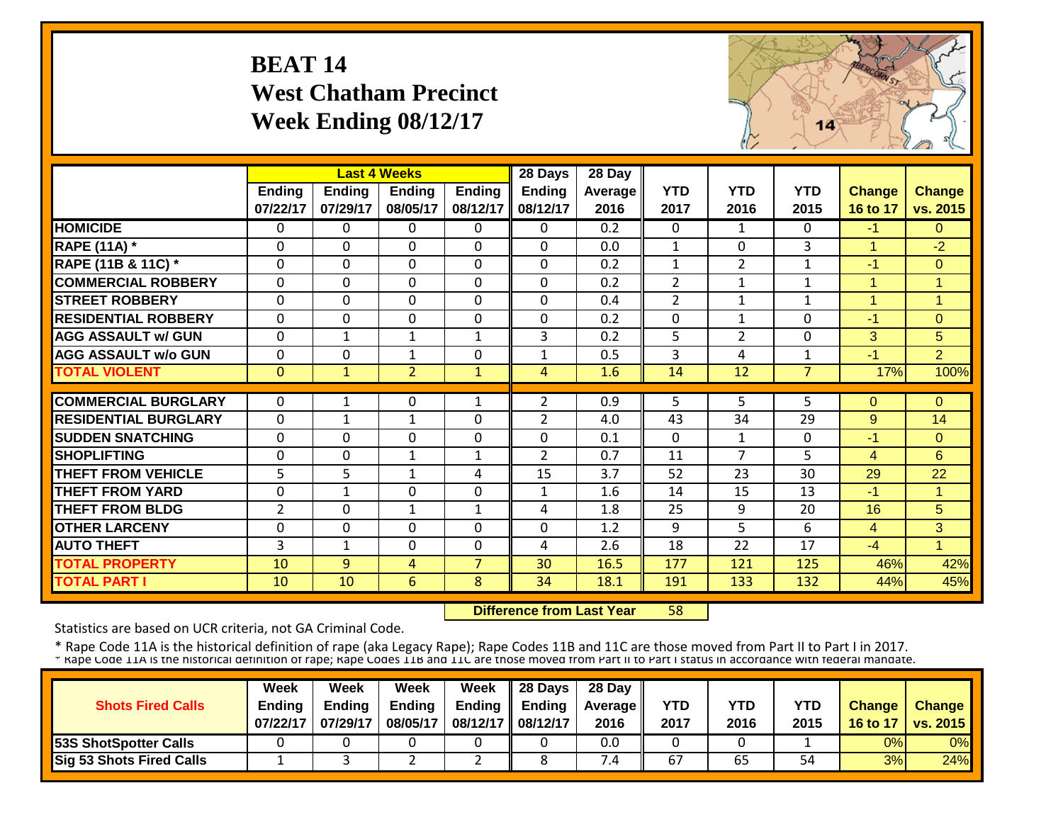# BEAT 14
## West Chatham Precinct
## Week Ending 08/12/17

| | Last 4 Weeks | | | | 28 Days | 28 Day | | | | | |
|---|---|---|---|---|---|---|---|---|---|---|---|
| | Ending 07/22/17 | Ending 07/29/17 | Ending 08/05/17 | Ending 08/12/17 | Ending 08/12/17 | Average 2016 | YTD 2017 | YTD 2016 | YTD 2015 | Change 16 to 17 | Change vs. 2015 |
| **HOMICIDE** | 0 | 0 | 0 | 0 | 0 | 0.2 | 0 | 1 | 0 | -1 | 0 |
| **RAPE (11A) *** | 0 | 0 | 0 | 0 | 0 | 0.0 | 1 | 0 | 3 | 1 | -2 |
| **RAPE (11B & 11C) *** | 0 | 0 | 0 | 0 | 0 | 0.2 | 1 | 2 | 1 | -1 | 0 |
| **COMMERCIAL ROBBERY** | 0 | 0 | 0 | 0 | 0 | 0.2 | 2 | 1 | 1 | 1 | 1 |
| **STREET ROBBERY** | 0 | 0 | 0 | 0 | 0 | 0.4 | 2 | 1 | 1 | 1 | 1 |
| **RESIDENTIAL ROBBERY** | 0 | 0 | 0 | 0 | 0 | 0.2 | 0 | 1 | 0 | -1 | 0 |
| **AGG ASSAULT w/ GUN** | 0 | 1 | 1 | 1 | 3 | 0.2 | 5 | 2 | 0 | 3 | 5 |
| **AGG ASSAULT w/o GUN** | 0 | 0 | 1 | 0 | 1 | 0.5 | 3 | 4 | 1 | -1 | 2 |
| **TOTAL VIOLENT** | 0 | 1 | 2 | 1 | 4 | 1.6 | 14 | 12 | 7 | 17% | 100% |
| **COMMERCIAL BURGLARY** | 0 | 1 | 0 | 1 | 2 | 0.9 | 5 | 5 | 5 | 0 | 0 |
| **RESIDENTIAL BURGLARY** | 0 | 1 | 1 | 0 | 2 | 4.0 | 43 | 34 | 29 | 9 | 14 |
| **SUDDEN SNATCHING** | 0 | 0 | 0 | 0 | 0 | 0.1 | 0 | 1 | 0 | -1 | 0 |
| **SHOPLIFTING** | 0 | 0 | 1 | 1 | 2 | 0.7 | 11 | 7 | 5 | 4 | 6 |
| **THEFT FROM VEHICLE** | 5 | 5 | 1 | 4 | 15 | 3.7 | 52 | 23 | 30 | 29 | 22 |
| **THEFT FROM YARD** | 0 | 1 | 0 | 0 | 1 | 1.6 | 14 | 15 | 13 | -1 | 1 |
| **THEFT FROM BLDG** | 2 | 0 | 1 | 1 | 4 | 1.8 | 25 | 9 | 20 | 16 | 5 |
| **OTHER LARCENY** | 0 | 0 | 0 | 0 | 0 | 1.2 | 9 | 5 | 6 | 4 | 3 |
| **AUTO THEFT** | 3 | 1 | 0 | 0 | 4 | 2.6 | 18 | 22 | 17 | -4 | 1 |
| **TOTAL PROPERTY** | 10 | 9 | 4 | 7 | 30 | 16.5 | 177 | 121 | 125 | 46% | 42% |
| **TOTAL PART I** | 10 | 10 | 6 | 8 | 34 | 18.1 | 191 | 133 | 132 | 44% | 45% |

**Difference from Last Year** 58

Statistics are based on UCR criteria, not GA Criminal Code.

* Rape Code 11A is the historical definition of rape (aka Legacy Rape); Rape Codes 11B and 11C are those moved from Part II to Part I in 2017.
* Rape Code 11A is the historical definition of rape; Rape Codes 11B and 11C are those moved from Part II to Part I status in accordance with federal mandate.

| Shots Fired Calls | Week Ending 07/22/17 | Week Ending 07/29/17 | Week Ending 08/05/17 | Week Ending 08/12/17 | 28 Days Ending 08/12/17 | 28 Day Average 2016 | YTD 2017 | YTD 2016 | YTD 2015 | Change 16 to 17 | Change vs. 2015 |
|---|---|---|---|---|---|---|---|---|---|---|---|
| **53S ShotSpotter Calls** | 0 | 0 | 0 | 0 | 0 | 0.0 | 0 | 0 | 1 | 0% | 0% |
| **Sig 53 Shots Fired Calls** | 1 | 3 | 2 | 2 | 8 | 7.4 | 67 | 65 | 54 | 3% | 24% |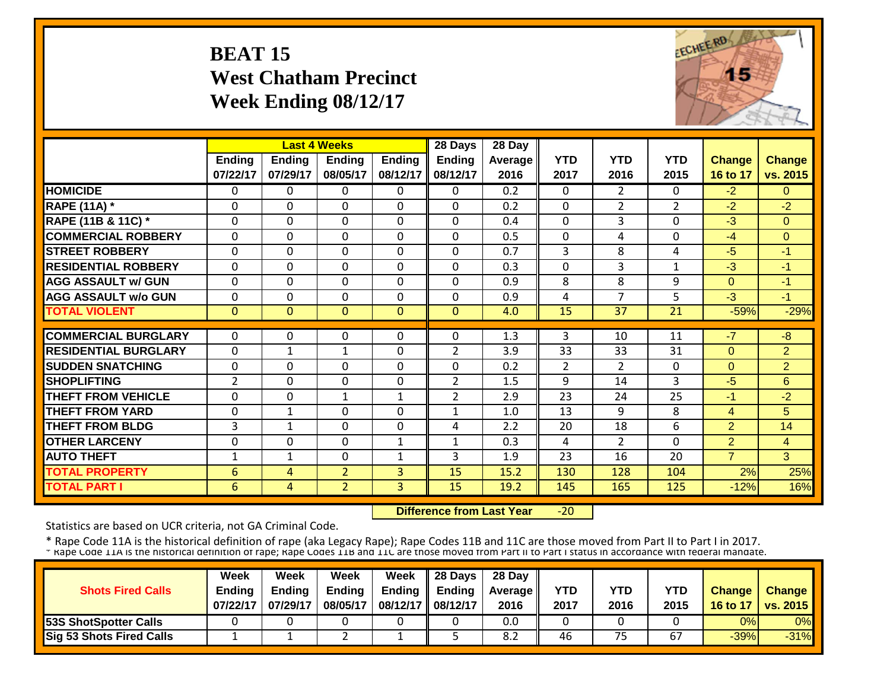# BEAT 15
## West Chatham Precinct
## Week Ending 08/12/17

| | Last 4 Weeks | | | | 28 Days | 28 Day | | | | | |
|---|---|---|---|---|---|---|---|---|---|---|---|
| | Ending 07/22/17 | Ending 07/29/17 | Ending 08/05/17 | Ending 08/12/17 | Ending 08/12/17 | Average 2016 | YTD 2017 | YTD 2016 | YTD 2015 | Change 16 to 17 | Change vs. 2015 |
| HOMICIDE | 0 | 0 | 0 | 0 | 0 | 0.2 | 0 | 2 | 0 | -2 | 0 |
| RAPE (11A) * | 0 | 0 | 0 | 0 | 0 | 0.2 | 0 | 2 | 2 | -2 | -2 |
| RAPE (11B & 11C) * | 0 | 0 | 0 | 0 | 0 | 0.4 | 0 | 3 | 0 | -3 | 0 |
| COMMERCIAL ROBBERY | 0 | 0 | 0 | 0 | 0 | 0.5 | 0 | 4 | 0 | -4 | 0 |
| STREET ROBBERY | 0 | 0 | 0 | 0 | 0 | 0.7 | 3 | 8 | 4 | -5 | -1 |
| RESIDENTIAL ROBBERY | 0 | 0 | 0 | 0 | 0 | 0.3 | 0 | 3 | 1 | -3 | -1 |
| AGG ASSAULT w/ GUN | 0 | 0 | 0 | 0 | 0 | 0.9 | 8 | 8 | 9 | 0 | -1 |
| AGG ASSAULT w/o GUN | 0 | 0 | 0 | 0 | 0 | 0.9 | 4 | 7 | 5 | -3 | -1 |
| TOTAL VIOLENT | 0 | 0 | 0 | 0 | 0 | 4.0 | 15 | 37 | 21 | -59% | -29% |
| COMMERCIAL BURGLARY | 0 | 0 | 0 | 0 | 0 | 1.3 | 3 | 10 | 11 | -7 | -8 |
| RESIDENTIAL BURGLARY | 0 | 1 | 1 | 0 | 2 | 3.9 | 33 | 33 | 31 | 0 | 2 |
| SUDDEN SNATCHING | 0 | 0 | 0 | 0 | 0 | 0.2 | 2 | 2 | 0 | 0 | 2 |
| SHOPLIFTING | 2 | 0 | 0 | 0 | 2 | 1.5 | 9 | 14 | 3 | -5 | 6 |
| THEFT FROM VEHICLE | 0 | 0 | 1 | 1 | 2 | 2.9 | 23 | 24 | 25 | -1 | -2 |
| THEFT FROM YARD | 0 | 1 | 0 | 0 | 1 | 1.0 | 13 | 9 | 8 | 4 | 5 |
| THEFT FROM BLDG | 3 | 1 | 0 | 0 | 4 | 2.2 | 20 | 18 | 6 | 2 | 14 |
| OTHER LARCENY | 0 | 0 | 0 | 1 | 1 | 0.3 | 4 | 2 | 0 | 2 | 4 |
| AUTO THEFT | 1 | 1 | 0 | 1 | 3 | 1.9 | 23 | 16 | 20 | 7 | 3 |
| TOTAL PROPERTY | 6 | 4 | 2 | 3 | 15 | 15.2 | 130 | 128 | 104 | 2% | 25% |
| TOTAL PART I | 6 | 4 | 2 | 3 | 15 | 19.2 | 145 | 165 | 125 | -12% | 16% |

**Difference from Last Year** -20

Statistics are based on UCR criteria, not GA Criminal Code.

* Rape Code 11A is the historical definition of rape (aka Legacy Rape); Rape Codes 11B and 11C are those moved from Part II to Part I in 2017.

| Shots Fired Calls | Week Ending 07/22/17 | Week Ending 07/29/17 | Week Ending 08/05/17 | Week Ending 08/12/17 | 28 Days Ending 08/12/17 | 28 Day Average 2016 | YTD 2017 | YTD 2016 | YTD 2015 | Change 16 to 17 | Change vs. 2015 |
|---|---|---|---|---|---|---|---|---|---|---|---|
| 53S ShotSpotter Calls | 0 | 0 | 0 | 0 | 0 | 0.0 | 0 | 0 | 0 | 0% | 0% |
| Sig 53 Shots Fired Calls | 1 | 1 | 2 | 1 | 5 | 8.2 | 46 | 75 | 67 | -39% | -31% |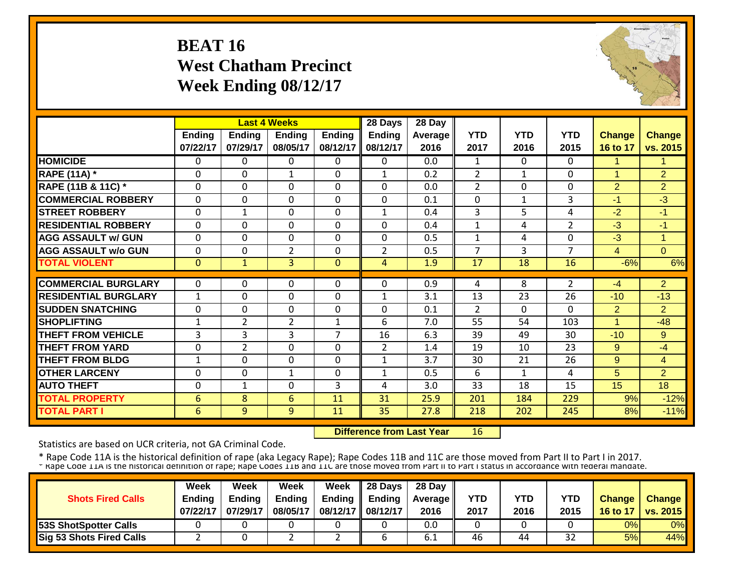# BEAT 16
## West Chatham Precinct
## Week Ending 08/12/17

| | Last 4 Weeks | | | | 28 Days | 28 Day | | | | | |
|---|---|---|---|---|---|---|---|---|---|---|---|
| | Ending 07/22/17 | Ending 07/29/17 | Ending 08/05/17 | Ending 08/12/17 | Ending 08/12/17 | Average 2016 | YTD 2017 | YTD 2016 | YTD 2015 | Change 16 to 17 | Change vs. 2015 |
| HOMICIDE | 0 | 0 | 0 | 0 | 0 | 0.0 | 1 | 0 | 0 | 1 | 1 |
| RAPE (11A) * | 0 | 0 | 1 | 0 | 1 | 0.2 | 2 | 1 | 0 | 1 | 2 |
| RAPE (11B & 11C) * | 0 | 0 | 0 | 0 | 0 | 0.0 | 2 | 0 | 0 | 2 | 2 |
| COMMERCIAL ROBBERY | 0 | 0 | 0 | 0 | 0 | 0.1 | 0 | 1 | 3 | -1 | -3 |
| STREET ROBBERY | 0 | 1 | 0 | 0 | 1 | 0.4 | 3 | 5 | 4 | -2 | -1 |
| RESIDENTIAL ROBBERY | 0 | 0 | 0 | 0 | 0 | 0.4 | 1 | 4 | 2 | -3 | -1 |
| AGG ASSAULT w/ GUN | 0 | 0 | 0 | 0 | 0 | 0.5 | 1 | 4 | 0 | -3 | 1 |
| AGG ASSAULT w/o GUN | 0 | 0 | 2 | 0 | 2 | 0.5 | 7 | 3 | 7 | 4 | 0 |
| TOTAL VIOLENT | 0 | 1 | 3 | 0 | 4 | 1.9 | 17 | 18 | 16 | -6% | 6% |
| COMMERCIAL BURGLARY | 0 | 0 | 0 | 0 | 0 | 0.9 | 4 | 8 | 2 | -4 | 2 |
| RESIDENTIAL BURGLARY | 1 | 0 | 0 | 0 | 1 | 3.1 | 13 | 23 | 26 | -10 | -13 |
| SUDDEN SNATCHING | 0 | 0 | 0 | 0 | 0 | 0.1 | 2 | 0 | 0 | 2 | 2 |
| SHOPLIFTING | 1 | 2 | 2 | 1 | 6 | 7.0 | 55 | 54 | 103 | 1 | -48 |
| THEFT FROM VEHICLE | 3 | 3 | 3 | 7 | 16 | 6.3 | 39 | 49 | 30 | -10 | 9 |
| THEFT FROM YARD | 0 | 2 | 0 | 0 | 2 | 1.4 | 19 | 10 | 23 | 9 | -4 |
| THEFT FROM BLDG | 1 | 0 | 0 | 0 | 1 | 3.7 | 30 | 21 | 26 | 9 | 4 |
| OTHER LARCENY | 0 | 0 | 1 | 0 | 1 | 0.5 | 6 | 1 | 4 | 5 | 2 |
| AUTO THEFT | 0 | 1 | 0 | 3 | 4 | 3.0 | 33 | 18 | 15 | 15 | 18 |
| TOTAL PROPERTY | 6 | 8 | 6 | 11 | 31 | 25.9 | 201 | 184 | 229 | 9% | -12% |
| TOTAL PART I | 6 | 9 | 9 | 11 | 35 | 27.8 | 218 | 202 | 245 | 8% | -11% |

**Difference from Last Year** 16

Statistics are based on UCR criteria, not GA Criminal Code.

* Rape Code 11A is the historical definition of rape (aka Legacy Rape); Rape Codes 11B and 11C are those moved from Part II to Part I in 2017.

* Rape Code 11A is the historical definition of rape; Rape Codes 11B and 11C are those moved from Part II to Part I status in accordance with federal mandate.

| Shots Fired Calls | Week Ending 07/22/17 | Week Ending 07/29/17 | Week Ending 08/05/17 | Week Ending 08/12/17 | 28 Days Ending 08/12/17 | 28 Day Average 2016 | YTD 2017 | YTD 2016 | YTD 2015 | Change 16 to 17 | Change vs. 2015 |
|---|---|---|---|---|---|---|---|---|---|---|---|
| 53S ShotSpotter Calls | 0 | 0 | 0 | 0 | 0 | 0.0 | 0 | 0 | 0 | 0% | 0% |
| Sig 53 Shots Fired Calls | 2 | 0 | 2 | 2 | 6 | 6.1 | 46 | 44 | 32 | 5% | 44% |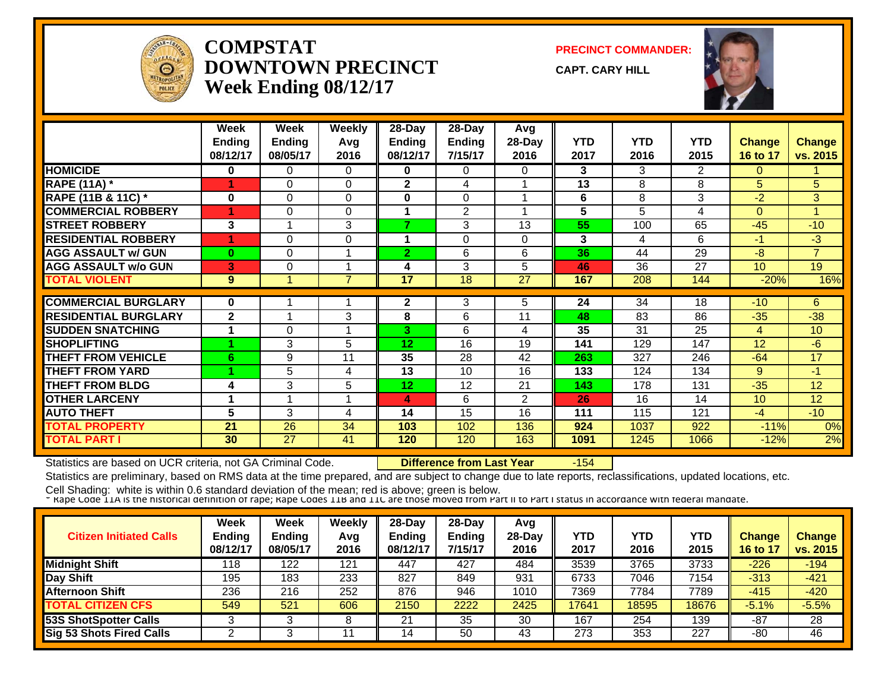# COMPSTAT
# DOWNTOWN PRECINCT
## Week Ending 08/12/17

**PRECINCT COMMANDER:**
**CAPT. CARY HILL**

| | Week Ending 08/12/17 | Week Ending 08/05/17 | Weekly Avg 2016 | 28-Day Ending 08/12/17 | 28-Day Ending 7/15/17 | Avg 28-Day 2016 | YTD 2017 | YTD 2016 | YTD 2015 | Change 16 to 17 | Change vs. 2015 |
|---|---|---|---|---|---|---|---|---|---|---|---|
| HOMICIDE | 0 | 0 | 0 | 0 | 0 | 0 | 3 | 3 | 2 | 0 | 1 |
| RAPE (11A) * | 1 | 0 | 0 | 2 | 4 | 1 | 13 | 8 | 8 | 5 | 5 |
| RAPE (11B & 11C) * | 0 | 0 | 0 | 0 | 0 | 1 | 6 | 8 | 3 | -2 | 3 |
| COMMERCIAL ROBBERY | 1 | 0 | 0 | 1 | 2 | 1 | 5 | 5 | 4 | 0 | 1 |
| STREET ROBBERY | 3 | 1 | 3 | 7 | 3 | 13 | 55 | 100 | 65 | -45 | -10 |
| RESIDENTIAL ROBBERY | 1 | 0 | 0 | 1 | 0 | 0 | 3 | 4 | 6 | -1 | -3 |
| AGG ASSAULT w/ GUN | 0 | 0 | 1 | 2 | 6 | 6 | 36 | 44 | 29 | -8 | 7 |
| AGG ASSAULT w/o GUN | 3 | 0 | 1 | 4 | 3 | 5 | 46 | 36 | 27 | 10 | 19 |
| TOTAL VIOLENT | 9 | 1 | 7 | 17 | 18 | 27 | 167 | 208 | 144 | -20% | 16% |
| COMMERCIAL BURGLARY | 0 | 1 | 1 | 2 | 3 | 5 | 24 | 34 | 18 | -10 | 6 |
| RESIDENTIAL BURGLARY | 2 | 1 | 3 | 8 | 6 | 11 | 48 | 83 | 86 | -35 | -38 |
| SUDDEN SNATCHING | 1 | 0 | 1 | 3 | 6 | 4 | 35 | 31 | 25 | 4 | 10 |
| SHOPLIFTING | 1 | 3 | 5 | 12 | 16 | 19 | 141 | 129 | 147 | 12 | -6 |
| THEFT FROM VEHICLE | 6 | 9 | 11 | 35 | 28 | 42 | 263 | 327 | 246 | -64 | 17 |
| THEFT FROM YARD | 1 | 5 | 4 | 13 | 10 | 16 | 133 | 124 | 134 | 9 | -1 |
| THEFT FROM BLDG | 4 | 3 | 5 | 12 | 12 | 21 | 143 | 178 | 131 | -35 | 12 |
| OTHER LARCENY | 1 | 1 | 1 | 4 | 6 | 2 | 26 | 16 | 14 | 10 | 12 |
| AUTO THEFT | 5 | 3 | 4 | 14 | 15 | 16 | 111 | 115 | 121 | -4 | -10 |
| TOTAL PROPERTY | 21 | 26 | 34 | 103 | 102 | 136 | 924 | 1037 | 922 | -11% | 0% |
| TOTAL PART I | 30 | 27 | 41 | 120 | 120 | 163 | 1091 | 1245 | 1066 | -12% | 2% |

Statistics are based on UCR criteria, not GA Criminal Code. **Difference from Last Year** -154

Statistics are preliminary, based on RMS data at the time prepared, and are subject to change due to late reports, reclassifications, updated locations, etc.

Cell Shading: white is within 0.6 standard deviation of the mean; red is above; green is below.

* Rape Code 11A is the historical definition of rape; Rape Codes 11B and 11C are those moved from Part II to Part I status in accordance with federal mandate.

| Citizen Initiated Calls | Week Ending 08/12/17 | Week Ending 08/05/17 | Weekly Avg 2016 | 28-Day Ending 08/12/17 | 28-Day Ending 7/15/17 | Avg 28-Day 2016 | YTD 2017 | YTD 2016 | YTD 2015 | Change 16 to 17 | Change vs. 2015 |
|---|---|---|---|---|---|---|---|---|---|---|---|
| Midnight Shift | 118 | 122 | 121 | 447 | 427 | 484 | 3539 | 3765 | 3733 | -226 | -194 |
| Day Shift | 195 | 183 | 233 | 827 | 849 | 931 | 6733 | 7046 | 7154 | -313 | -421 |
| Afternoon Shift | 236 | 216 | 252 | 876 | 946 | 1010 | 7369 | 7784 | 7789 | -415 | -420 |
| TOTAL CITIZEN CFS | 549 | 521 | 606 | 2150 | 2222 | 2425 | 17641 | 18595 | 18676 | -5.1% | -5.5% |
| 53S ShotSpotter Calls | 3 | 3 | 8 | 21 | 35 | 30 | 167 | 254 | 139 | -87 | 28 |
| Sig 53 Shots Fired Calls | 2 | 3 | 11 | 14 | 50 | 43 | 273 | 353 | 227 | -80 | 46 |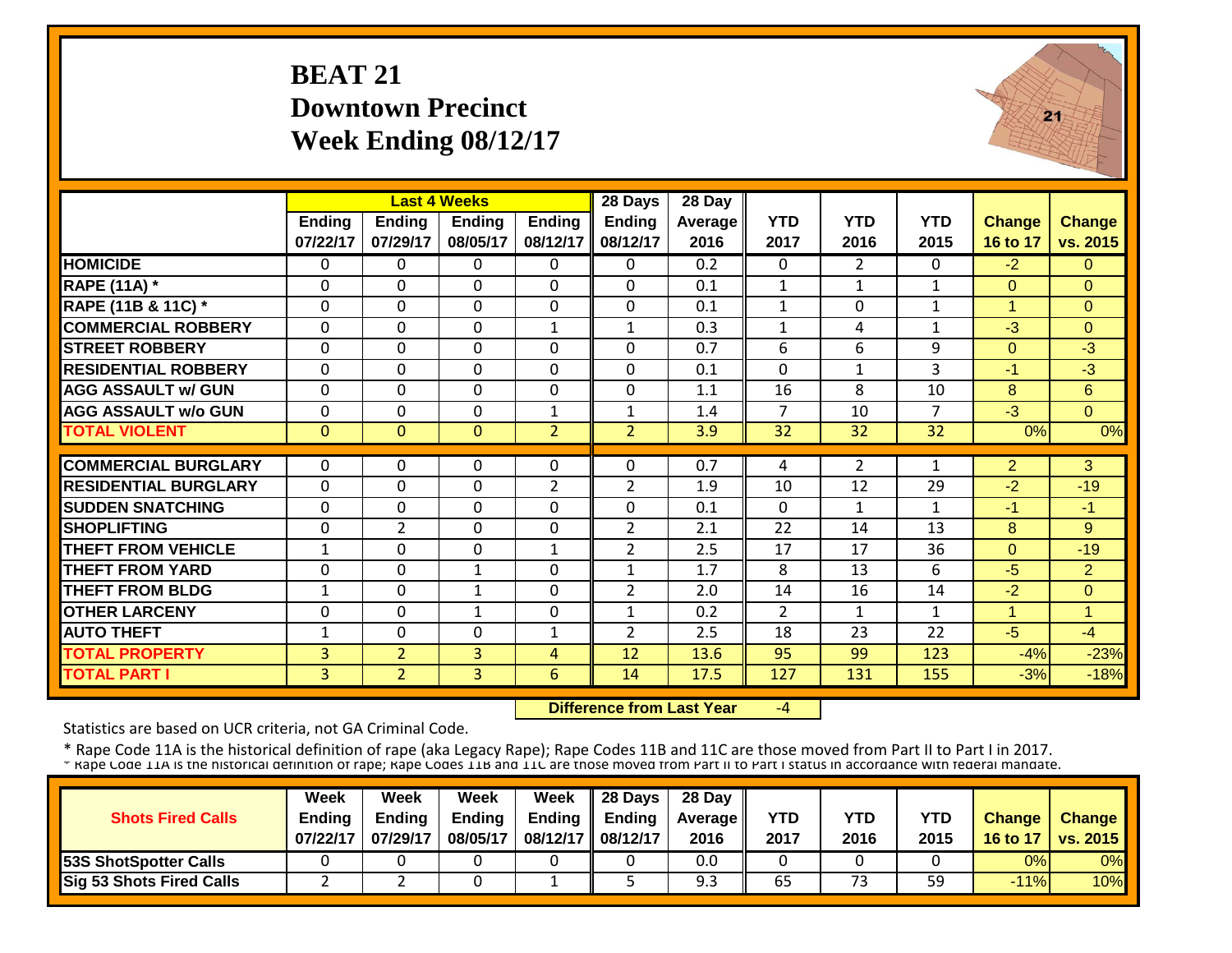# BEAT 21
## Downtown Precinct
## Week Ending 08/12/17

| | Last 4 Weeks | | | | 28 Days | 28 Day | | | | | |
|---|---|---|---|---|---|---|---|---|---|---|---|
| | Ending 07/22/17 | Ending 07/29/17 | Ending 08/05/17 | Ending 08/12/17 | Ending 08/12/17 | Average 2016 | YTD 2017 | YTD 2016 | YTD 2015 | Change 16 to 17 | Change vs. 2015 |
| HOMICIDE | 0 | 0 | 0 | 0 | 0 | 0.2 | 0 | 2 | 0 | -2 | 0 |
| RAPE (11A) * | 0 | 0 | 0 | 0 | 0 | 0.1 | 1 | 1 | 1 | 0 | 0 |
| RAPE (11B & 11C) * | 0 | 0 | 0 | 0 | 0 | 0.1 | 1 | 0 | 1 | 1 | 0 |
| COMMERCIAL ROBBERY | 0 | 0 | 0 | 1 | 1 | 0.3 | 1 | 4 | 1 | -3 | 0 |
| STREET ROBBERY | 0 | 0 | 0 | 0 | 0 | 0.7 | 6 | 6 | 9 | 0 | -3 |
| RESIDENTIAL ROBBERY | 0 | 0 | 0 | 0 | 0 | 0.1 | 0 | 1 | 3 | -1 | -3 |
| AGG ASSAULT w/ GUN | 0 | 0 | 0 | 0 | 0 | 1.1 | 16 | 8 | 10 | 8 | 6 |
| AGG ASSAULT w/o GUN | 0 | 0 | 0 | 1 | 1 | 1.4 | 7 | 10 | 7 | -3 | 0 |
| TOTAL VIOLENT | 0 | 0 | 0 | 2 | 2 | 3.9 | 32 | 32 | 32 | 0% | 0% |
| COMMERCIAL BURGLARY | 0 | 0 | 0 | 0 | 0 | 0.7 | 4 | 2 | 1 | 2 | 3 |
| RESIDENTIAL BURGLARY | 0 | 0 | 0 | 2 | 2 | 1.9 | 10 | 12 | 29 | -2 | -19 |
| SUDDEN SNATCHING | 0 | 0 | 0 | 0 | 0 | 0.1 | 0 | 1 | 1 | -1 | -1 |
| SHOPLIFTING | 0 | 2 | 0 | 0 | 2 | 2.1 | 22 | 14 | 13 | 8 | 9 |
| THEFT FROM VEHICLE | 1 | 0 | 0 | 1 | 2 | 2.5 | 17 | 17 | 36 | 0 | -19 |
| THEFT FROM YARD | 0 | 0 | 1 | 0 | 1 | 1.7 | 8 | 13 | 6 | -5 | 2 |
| THEFT FROM BLDG | 1 | 0 | 1 | 0 | 2 | 2.0 | 14 | 16 | 14 | -2 | 0 |
| OTHER LARCENY | 0 | 0 | 1 | 0 | 1 | 0.2 | 2 | 1 | 1 | 1 | 1 |
| AUTO THEFT | 1 | 0 | 0 | 1 | 2 | 2.5 | 18 | 23 | 22 | -5 | -4 |
| TOTAL PROPERTY | 3 | 2 | 3 | 4 | 12 | 13.6 | 95 | 99 | 123 | -4% | -23% |
| TOTAL PART I | 3 | 2 | 3 | 6 | 14 | 17.5 | 127 | 131 | 155 | -3% | -18% |

**Difference from Last Year** -4

Statistics are based on UCR criteria, not GA Criminal Code.

* Rape Code 11A is the historical definition of rape (aka Legacy Rape); Rape Codes 11B and 11C are those moved from Part II to Part I in 2017.
* Rape Code 11A is the historical definition of rape; Rape Codes 11B and 11C are those moved from Part II to Part I status in accordance with federal mandate.

| Shots Fired Calls | Week Ending 07/22/17 | Week Ending 07/29/17 | Week Ending 08/05/17 | Week Ending 08/12/17 | 28 Days Ending 08/12/17 | 28 Day Average 2016 | YTD 2017 | YTD 2016 | YTD 2015 | Change 16 to 17 | Change vs. 2015 |
|---|---|---|---|---|---|---|---|---|---|---|---|
| 53S ShotSpotter Calls | 0 | 0 | 0 | 0 | 0 | 0.0 | 0 | 0 | 0 | 0% | 0% |
| Sig 53 Shots Fired Calls | 2 | 2 | 0 | 1 | 5 | 9.3 | 65 | 73 | 59 | -11% | 10% |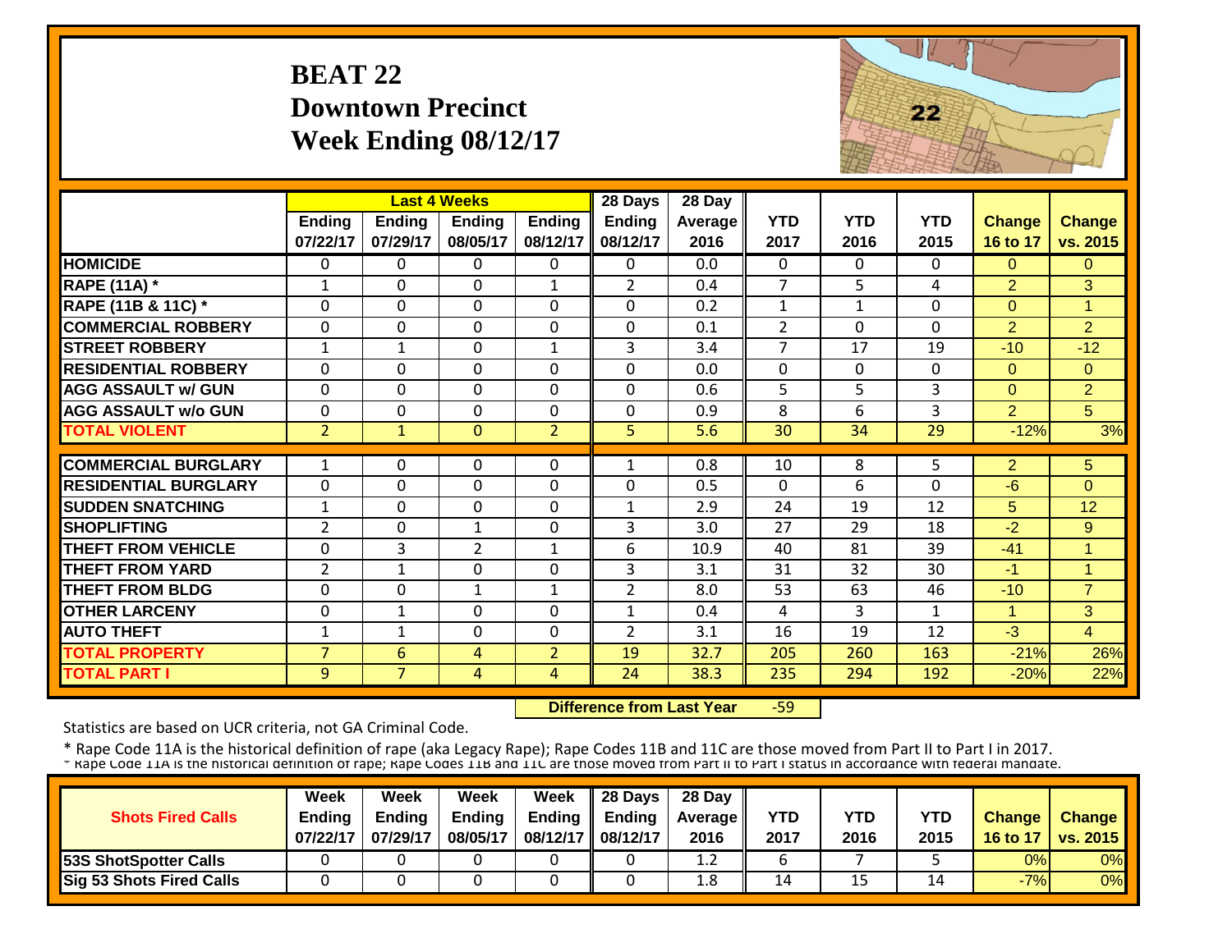# BEAT 22
## Downtown Precinct
## Week Ending 08/12/17

| | Last 4 Weeks | | | | 28 Days | 28 Day | | | | | |
|---|---|---|---|---|---|---|---|---|---|---|---|
| | Ending 07/22/17 | Ending 07/29/17 | Ending 08/05/17 | Ending 08/12/17 | Ending 08/12/17 | Average 2016 | YTD 2017 | YTD 2016 | YTD 2015 | Change 16 to 17 | Change vs. 2015 |
| HOMICIDE | 0 | 0 | 0 | 0 | 0 | 0.0 | 0 | 0 | 0 | 0 | 0 |
| RAPE (11A) * | 1 | 0 | 0 | 1 | 2 | 0.4 | 7 | 5 | 4 | 2 | 3 |
| RAPE (11B & 11C) * | 0 | 0 | 0 | 0 | 0 | 0.2 | 1 | 1 | 0 | 0 | 1 |
| COMMERCIAL ROBBERY | 0 | 0 | 0 | 0 | 0 | 0.1 | 2 | 0 | 0 | 2 | 2 |
| STREET ROBBERY | 1 | 1 | 0 | 1 | 3 | 3.4 | 7 | 17 | 19 | -10 | -12 |
| RESIDENTIAL ROBBERY | 0 | 0 | 0 | 0 | 0 | 0.0 | 0 | 0 | 0 | 0 | 0 |
| AGG ASSAULT w/ GUN | 0 | 0 | 0 | 0 | 0 | 0.6 | 5 | 5 | 3 | 0 | 2 |
| AGG ASSAULT w/o GUN | 0 | 0 | 0 | 0 | 0 | 0.9 | 8 | 6 | 3 | 2 | 5 |
| TOTAL VIOLENT | 2 | 1 | 0 | 2 | 5 | 5.6 | 30 | 34 | 29 | -12% | 3% |
| COMMERCIAL BURGLARY | 1 | 0 | 0 | 0 | 1 | 0.8 | 10 | 8 | 5 | 2 | 5 |
| RESIDENTIAL BURGLARY | 0 | 0 | 0 | 0 | 0 | 0.5 | 0 | 6 | 0 | -6 | 0 |
| SUDDEN SNATCHING | 1 | 0 | 0 | 0 | 1 | 2.9 | 24 | 19 | 12 | 5 | 12 |
| SHOPLIFTING | 2 | 0 | 1 | 0 | 3 | 3.0 | 27 | 29 | 18 | -2 | 9 |
| THEFT FROM VEHICLE | 0 | 3 | 2 | 1 | 6 | 10.9 | 40 | 81 | 39 | -41 | 1 |
| THEFT FROM YARD | 2 | 1 | 0 | 0 | 3 | 3.1 | 31 | 32 | 30 | -1 | 1 |
| THEFT FROM BLDG | 0 | 0 | 1 | 1 | 2 | 8.0 | 53 | 63 | 46 | -10 | 7 |
| OTHER LARCENY | 0 | 1 | 0 | 0 | 1 | 0.4 | 4 | 3 | 1 | 1 | 3 |
| AUTO THEFT | 1 | 1 | 0 | 0 | 2 | 3.1 | 16 | 19 | 12 | -3 | 4 |
| TOTAL PROPERTY | 7 | 6 | 4 | 2 | 19 | 32.7 | 205 | 260 | 163 | -21% | 26% |
| TOTAL PART I | 9 | 7 | 4 | 4 | 24 | 38.3 | 235 | 294 | 192 | -20% | 22% |

**Difference from Last Year** -59

Statistics are based on UCR criteria, not GA Criminal Code.

* Rape Code 11A is the historical definition of rape (aka Legacy Rape); Rape Codes 11B and 11C are those moved from Part II to Part I in 2017.

| Shots Fired Calls | Week Ending 07/22/17 | Week Ending 07/29/17 | Week Ending 08/05/17 | Week Ending 08/12/17 | 28 Days Ending 08/12/17 | 28 Day Average 2016 | YTD 2017 | YTD 2016 | YTD 2015 | Change 16 to 17 | Change vs. 2015 |
|---|---|---|---|---|---|---|---|---|---|---|---|
| 53S ShotSpotter Calls | 0 | 0 | 0 | 0 | 0 | 1.2 | 6 | 7 | 5 | 0% | 0% |
| Sig 53 Shots Fired Calls | 0 | 0 | 0 | 0 | 0 | 1.8 | 14 | 15 | 14 | -7% | 0% |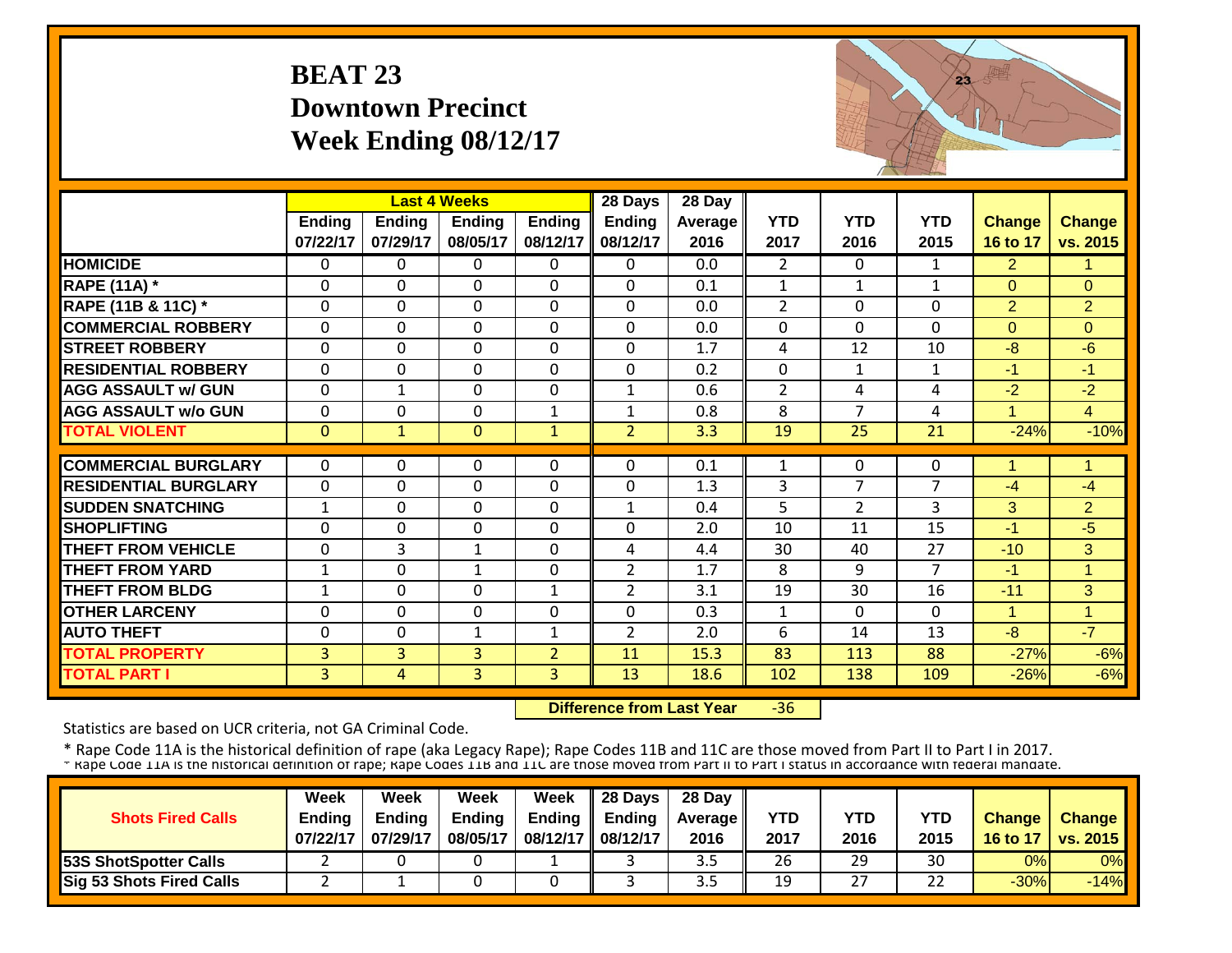# BEAT 23
## Downtown Precinct
## Week Ending 08/12/17

| | Last 4 Weeks | | | | 28 Days | 28 Day | | | | | |
|---|---|---|---|---|---|---|---|---|---|---|---|
| | Ending 07/22/17 | Ending 07/29/17 | Ending 08/05/17 | Ending 08/12/17 | Ending 08/12/17 | Average 2016 | YTD 2017 | YTD 2016 | YTD 2015 | Change 16 to 17 | Change vs. 2015 |
| HOMICIDE | 0 | 0 | 0 | 0 | 0 | 0.0 | 2 | 0 | 1 | 2 | 1 |
| RAPE (11A) * | 0 | 0 | 0 | 0 | 0 | 0.1 | 1 | 1 | 1 | 0 | 0 |
| RAPE (11B & 11C) * | 0 | 0 | 0 | 0 | 0 | 0.0 | 2 | 0 | 0 | 2 | 2 |
| COMMERCIAL ROBBERY | 0 | 0 | 0 | 0 | 0 | 0.0 | 0 | 0 | 0 | 0 | 0 |
| STREET ROBBERY | 0 | 0 | 0 | 0 | 0 | 1.7 | 4 | 12 | 10 | -8 | -6 |
| RESIDENTIAL ROBBERY | 0 | 0 | 0 | 0 | 0 | 0.2 | 0 | 1 | 1 | -1 | -1 |
| AGG ASSAULT w/ GUN | 0 | 1 | 0 | 0 | 1 | 0.6 | 2 | 4 | 4 | -2 | -2 |
| AGG ASSAULT w/o GUN | 0 | 0 | 0 | 1 | 1 | 0.8 | 8 | 7 | 4 | 1 | 4 |
| TOTAL VIOLENT | 0 | 1 | 0 | 1 | 2 | 3.3 | 19 | 25 | 21 | -24% | -10% |
| COMMERCIAL BURGLARY | 0 | 0 | 0 | 0 | 0 | 0.1 | 1 | 0 | 0 | 1 | 1 |
| RESIDENTIAL BURGLARY | 0 | 0 | 0 | 0 | 0 | 1.3 | 3 | 7 | 7 | -4 | -4 |
| SUDDEN SNATCHING | 1 | 0 | 0 | 0 | 1 | 0.4 | 5 | 2 | 3 | 3 | 2 |
| SHOPLIFTING | 0 | 0 | 0 | 0 | 0 | 2.0 | 10 | 11 | 15 | -1 | -5 |
| THEFT FROM VEHICLE | 0 | 3 | 1 | 0 | 4 | 4.4 | 30 | 40 | 27 | -10 | 3 |
| THEFT FROM YARD | 1 | 0 | 1 | 0 | 2 | 1.7 | 8 | 9 | 7 | -1 | 1 |
| THEFT FROM BLDG | 1 | 0 | 0 | 1 | 2 | 3.1 | 19 | 30 | 16 | -11 | 3 |
| OTHER LARCENY | 0 | 0 | 0 | 0 | 0 | 0.3 | 1 | 0 | 0 | 1 | 1 |
| AUTO THEFT | 0 | 0 | 1 | 1 | 2 | 2.0 | 6 | 14 | 13 | -8 | -7 |
| TOTAL PROPERTY | 3 | 3 | 3 | 2 | 11 | 15.3 | 83 | 113 | 88 | -27% | -6% |
| TOTAL PART I | 3 | 4 | 3 | 3 | 13 | 18.6 | 102 | 138 | 109 | -26% | -6% |

**Difference from Last Year** -36

Statistics are based on UCR criteria, not GA Criminal Code.

* Rape Code 11A is the historical definition of rape (aka Legacy Rape); Rape Codes 11B and 11C are those moved from Part II to Part I in 2017.
* Rape Code 11A is the historical definition of rape; Rape Codes 11B and 11C are those moved from Part II to Part I status in accordance with federal mandate.

| Shots Fired Calls | Week Ending 07/22/17 | Week Ending 07/29/17 | Week Ending 08/05/17 | Week Ending 08/12/17 | 28 Days Ending 08/12/17 | 28 Day Average 2016 | YTD 2017 | YTD 2016 | YTD 2015 | Change 16 to 17 | Change vs. 2015 |
|---|---|---|---|---|---|---|---|---|---|---|---|
| 53S ShotSpotter Calls | 2 | 0 | 0 | 1 | 3 | 3.5 | 26 | 29 | 30 | 0% | 0% |
| Sig 53 Shots Fired Calls | 2 | 1 | 0 | 0 | 3 | 3.5 | 19 | 27 | 22 | -30% | -14% |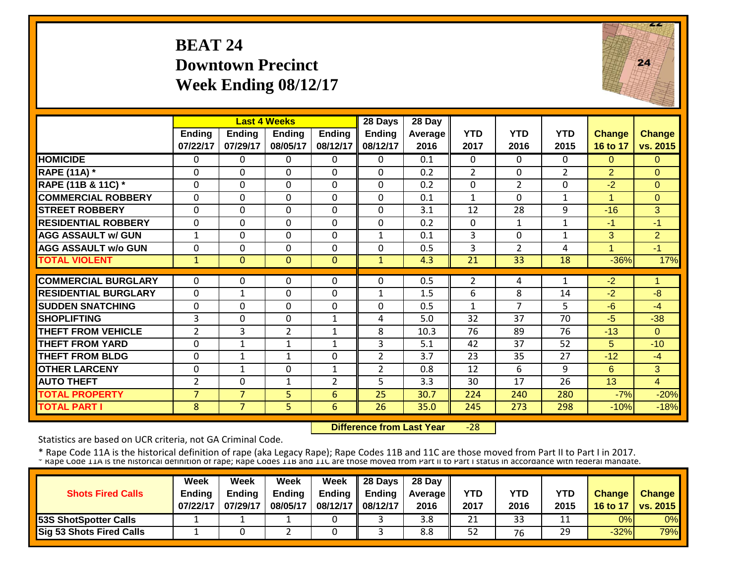# BEAT 24
## Downtown Precinct
## Week Ending 08/12/17

| | Last 4 Weeks | | | | 28 Days | 28 Day | | | | | |
|---|---|---|---|---|---|---|---|---|---|---|---|
| | Ending 07/22/17 | Ending 07/29/17 | Ending 08/05/17 | Ending 08/12/17 | Ending 08/12/17 | Average 2016 | YTD 2017 | YTD 2016 | YTD 2015 | Change 16 to 17 | Change vs. 2015 |
| HOMICIDE | 0 | 0 | 0 | 0 | 0 | 0.1 | 0 | 0 | 0 | 0 | 0 |
| RAPE (11A) * | 0 | 0 | 0 | 0 | 0 | 0.2 | 2 | 0 | 2 | 2 | 0 |
| RAPE (11B & 11C) * | 0 | 0 | 0 | 0 | 0 | 0.2 | 0 | 2 | 0 | -2 | 0 |
| COMMERCIAL ROBBERY | 0 | 0 | 0 | 0 | 0 | 0.1 | 1 | 0 | 1 | 1 | 0 |
| STREET ROBBERY | 0 | 0 | 0 | 0 | 0 | 3.1 | 12 | 28 | 9 | -16 | 3 |
| RESIDENTIAL ROBBERY | 0 | 0 | 0 | 0 | 0 | 0.2 | 0 | 1 | 1 | -1 | -1 |
| AGG ASSAULT w/ GUN | 1 | 0 | 0 | 0 | 1 | 0.1 | 3 | 0 | 1 | 3 | 2 |
| AGG ASSAULT w/o GUN | 0 | 0 | 0 | 0 | 0 | 0.5 | 3 | 2 | 4 | 1 | -1 |
| TOTAL VIOLENT | 1 | 0 | 0 | 0 | 1 | 4.3 | 21 | 33 | 18 | -36% | 17% |
| COMMERCIAL BURGLARY | 0 | 0 | 0 | 0 | 0 | 0.5 | 2 | 4 | 1 | -2 | 1 |
| RESIDENTIAL BURGLARY | 0 | 1 | 0 | 0 | 1 | 1.5 | 6 | 8 | 14 | -2 | -8 |
| SUDDEN SNATCHING | 0 | 0 | 0 | 0 | 0 | 0.5 | 1 | 7 | 5 | -6 | -4 |
| SHOPLIFTING | 3 | 0 | 0 | 1 | 4 | 5.0 | 32 | 37 | 70 | -5 | -38 |
| THEFT FROM VEHICLE | 2 | 3 | 2 | 1 | 8 | 10.3 | 76 | 89 | 76 | -13 | 0 |
| THEFT FROM YARD | 0 | 1 | 1 | 1 | 3 | 5.1 | 42 | 37 | 52 | 5 | -10 |
| THEFT FROM BLDG | 0 | 1 | 1 | 0 | 2 | 3.7 | 23 | 35 | 27 | -12 | -4 |
| OTHER LARCENY | 0 | 1 | 0 | 1 | 2 | 0.8 | 12 | 6 | 9 | 6 | 3 |
| AUTO THEFT | 2 | 0 | 1 | 2 | 5 | 3.3 | 30 | 17 | 26 | 13 | 4 |
| TOTAL PROPERTY | 7 | 7 | 5 | 6 | 25 | 30.7 | 224 | 240 | 280 | -7% | -20% |
| TOTAL PART I | 8 | 7 | 5 | 6 | 26 | 35.0 | 245 | 273 | 298 | -10% | -18% |

**Difference from Last Year** -28

Statistics are based on UCR criteria, not GA Criminal Code.

* Rape Code 11A is the historical definition of rape (aka Legacy Rape); Rape Codes 11B and 11C are those moved from Part II to Part I in 2017.
* Rape Code 11A is the historical definition of rape; Rape Codes 11B and 11C are those moved from Part II to Part I status in accordance with federal mandate.

| Shots Fired Calls | Week Ending 07/22/17 | Week Ending 07/29/17 | Week Ending 08/05/17 | Week Ending 08/12/17 | 28 Days Ending 08/12/17 | 28 Day Average 2016 | YTD 2017 | YTD 2016 | YTD 2015 | Change 16 to 17 | Change vs. 2015 |
|---|---|---|---|---|---|---|---|---|---|---|---|
| 53S ShotSpotter Calls | 1 | 1 | 1 | 0 | 3 | 3.8 | 21 | 33 | 11 | 0% | 0% |
| Sig 53 Shots Fired Calls | 1 | 0 | 2 | 0 | 3 | 8.8 | 52 | 76 | 29 | -32% | 79% |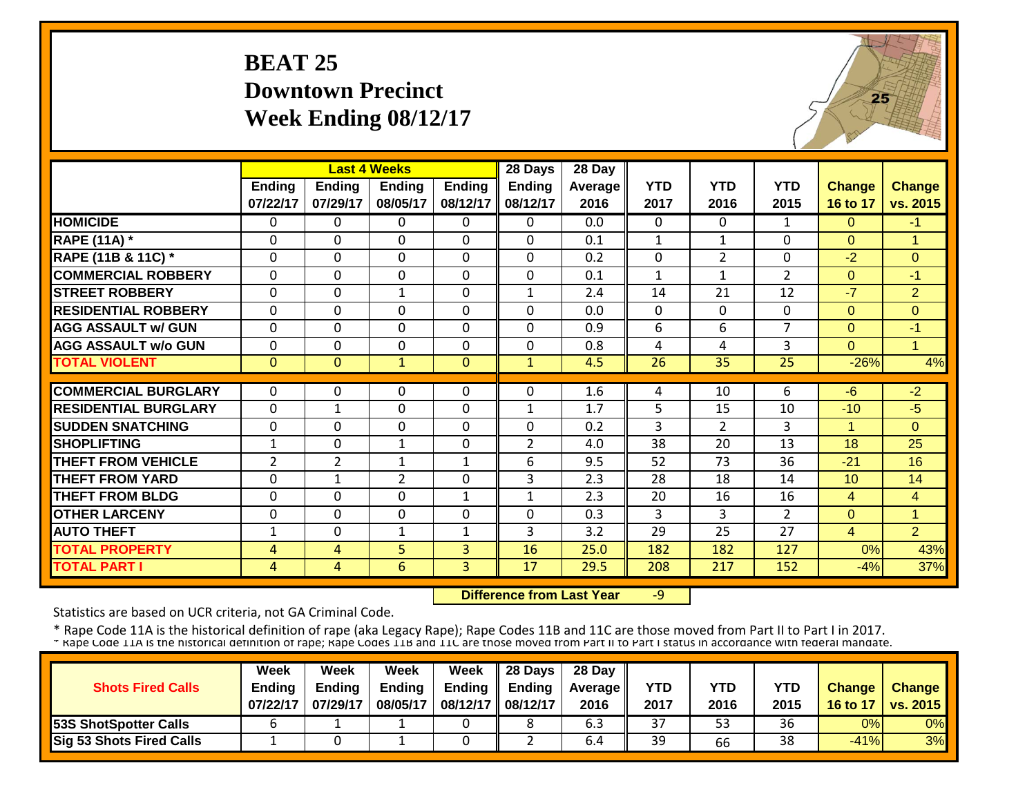# BEAT 25
## Downtown Precinct
## Week Ending 08/12/17

| | Last 4 Weeks | | | | 28 Days | 28 Day | | | | | |
|---|---|---|---|---|---|---|---|---|---|---|---|
| | Ending 07/22/17 | Ending 07/29/17 | Ending 08/05/17 | Ending 08/12/17 | Ending 08/12/17 | Average 2016 | YTD 2017 | YTD 2016 | YTD 2015 | Change 16 to 17 | Change vs. 2015 |
| HOMICIDE | 0 | 0 | 0 | 0 | 0 | 0.0 | 0 | 0 | 1 | 0 | -1 |
| RAPE (11A) * | 0 | 0 | 0 | 0 | 0 | 0.1 | 1 | 1 | 0 | 0 | 1 |
| RAPE (11B & 11C) * | 0 | 0 | 0 | 0 | 0 | 0.2 | 0 | 2 | 0 | -2 | 0 |
| COMMERCIAL ROBBERY | 0 | 0 | 0 | 0 | 0 | 0.1 | 1 | 1 | 2 | 0 | -1 |
| STREET ROBBERY | 0 | 0 | 1 | 0 | 1 | 2.4 | 14 | 21 | 12 | -7 | 2 |
| RESIDENTIAL ROBBERY | 0 | 0 | 0 | 0 | 0 | 0.0 | 0 | 0 | 0 | 0 | 0 |
| AGG ASSAULT w/ GUN | 0 | 0 | 0 | 0 | 0 | 0.9 | 6 | 6 | 7 | 0 | -1 |
| AGG ASSAULT w/o GUN | 0 | 0 | 0 | 0 | 0 | 0.8 | 4 | 4 | 3 | 0 | 1 |
| TOTAL VIOLENT | 0 | 0 | 1 | 0 | 1 | 4.5 | 26 | 35 | 25 | -26% | 4% |
| COMMERCIAL BURGLARY | 0 | 0 | 0 | 0 | 0 | 1.6 | 4 | 10 | 6 | -6 | -2 |
| RESIDENTIAL BURGLARY | 0 | 1 | 0 | 0 | 1 | 1.7 | 5 | 15 | 10 | -10 | -5 |
| SUDDEN SNATCHING | 0 | 0 | 0 | 0 | 0 | 0.2 | 3 | 2 | 3 | 1 | 0 |
| SHOPLIFTING | 1 | 0 | 1 | 0 | 2 | 4.0 | 38 | 20 | 13 | 18 | 25 |
| THEFT FROM VEHICLE | 2 | 2 | 1 | 1 | 6 | 9.5 | 52 | 73 | 36 | -21 | 16 |
| THEFT FROM YARD | 0 | 1 | 2 | 0 | 3 | 2.3 | 28 | 18 | 14 | 10 | 14 |
| THEFT FROM BLDG | 0 | 0 | 0 | 1 | 1 | 2.3 | 20 | 16 | 16 | 4 | 4 |
| OTHER LARCENY | 0 | 0 | 0 | 0 | 0 | 0.3 | 3 | 3 | 2 | 0 | 1 |
| AUTO THEFT | 1 | 0 | 1 | 1 | 3 | 3.2 | 29 | 25 | 27 | 4 | 2 |
| TOTAL PROPERTY | 4 | 4 | 5 | 3 | 16 | 25.0 | 182 | 182 | 127 | 0% | 43% |
| TOTAL PART I | 4 | 4 | 6 | 3 | 17 | 29.5 | 208 | 217 | 152 | -4% | 37% |

**Difference from Last Year** -9

Statistics are based on UCR criteria, not GA Criminal Code.

* Rape Code 11A is the historical definition of rape (aka Legacy Rape); Rape Codes 11B and 11C are those moved from Part II to Part I in 2017.

| Shots Fired Calls | Week Ending 07/22/17 | Week Ending 07/29/17 | Week Ending 08/05/17 | Week Ending 08/12/17 | 28 Days Ending 08/12/17 | 28 Day Average 2016 | YTD 2017 | YTD 2016 | YTD 2015 | Change 16 to 17 | Change vs. 2015 |
|---|---|---|---|---|---|---|---|---|---|---|---|
| 53S ShotSpotter Calls | 6 | 1 | 1 | 0 | 8 | 6.3 | 37 | 53 | 36 | 0% | 0% |
| Sig 53 Shots Fired Calls | 1 | 0 | 1 | 0 | 2 | 6.4 | 39 | 66 | 38 | -41% | 3% |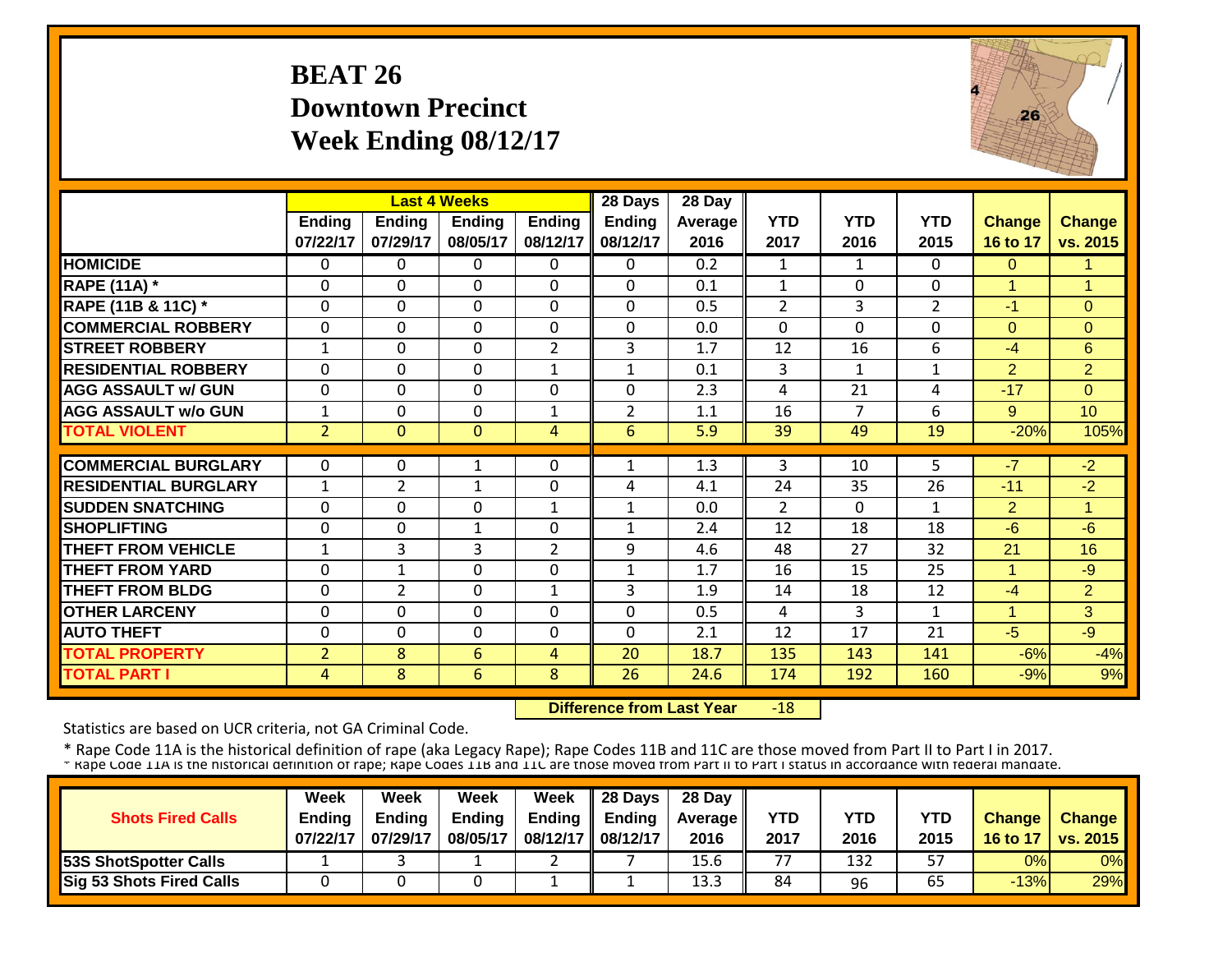# BEAT 26
## Downtown Precinct
## Week Ending 08/12/17

| | Last 4 Weeks | | | | 28 Days | 28 Day | | | | | |
|---|---|---|---|---|---|---|---|---|---|---|---|
| | Ending 07/22/17 | Ending 07/29/17 | Ending 08/05/17 | Ending 08/12/17 | Ending 08/12/17 | Average 2016 | YTD 2017 | YTD 2016 | YTD 2015 | Change 16 to 17 | Change vs. 2015 |
| HOMICIDE | 0 | 0 | 0 | 0 | 0 | 0.2 | 1 | 1 | 0 | 0 | 1 |
| RAPE (11A) * | 0 | 0 | 0 | 0 | 0 | 0.1 | 1 | 0 | 0 | 1 | 1 |
| RAPE (11B & 11C) * | 0 | 0 | 0 | 0 | 0 | 0.5 | 2 | 3 | 2 | -1 | 0 |
| COMMERCIAL ROBBERY | 0 | 0 | 0 | 0 | 0 | 0.0 | 0 | 0 | 0 | 0 | 0 |
| STREET ROBBERY | 1 | 0 | 0 | 2 | 3 | 1.7 | 12 | 16 | 6 | -4 | 6 |
| RESIDENTIAL ROBBERY | 0 | 0 | 0 | 1 | 1 | 0.1 | 3 | 1 | 1 | 2 | 2 |
| AGG ASSAULT w/ GUN | 0 | 0 | 0 | 0 | 0 | 2.3 | 4 | 21 | 4 | -17 | 0 |
| AGG ASSAULT w/o GUN | 1 | 0 | 0 | 1 | 2 | 1.1 | 16 | 7 | 6 | 9 | 10 |
| TOTAL VIOLENT | 2 | 0 | 0 | 4 | 6 | 5.9 | 39 | 49 | 19 | -20% | 105% |
| COMMERCIAL BURGLARY | 0 | 0 | 1 | 0 | 1 | 1.3 | 3 | 10 | 5 | -7 | -2 |
| RESIDENTIAL BURGLARY | 1 | 2 | 1 | 0 | 4 | 4.1 | 24 | 35 | 26 | -11 | -2 |
| SUDDEN SNATCHING | 0 | 0 | 0 | 1 | 1 | 0.0 | 2 | 0 | 1 | 2 | 1 |
| SHOPLIFTING | 0 | 0 | 1 | 0 | 1 | 2.4 | 12 | 18 | 18 | -6 | -6 |
| THEFT FROM VEHICLE | 1 | 3 | 3 | 2 | 9 | 4.6 | 48 | 27 | 32 | 21 | 16 |
| THEFT FROM YARD | 0 | 1 | 0 | 0 | 1 | 1.7 | 16 | 15 | 25 | 1 | -9 |
| THEFT FROM BLDG | 0 | 2 | 0 | 1 | 3 | 1.9 | 14 | 18 | 12 | -4 | 2 |
| OTHER LARCENY | 0 | 0 | 0 | 0 | 0 | 0.5 | 4 | 3 | 1 | 1 | 3 |
| AUTO THEFT | 0 | 0 | 0 | 0 | 0 | 2.1 | 12 | 17 | 21 | -5 | -9 |
| TOTAL PROPERTY | 2 | 8 | 6 | 4 | 20 | 18.7 | 135 | 143 | 141 | -6% | -4% |
| TOTAL PART I | 4 | 8 | 6 | 8 | 26 | 24.6 | 174 | 192 | 160 | -9% | 9% |

**Difference from Last Year** -18

Statistics are based on UCR criteria, not GA Criminal Code.

\* Rape Code 11A is the historical definition of rape (aka Legacy Rape); Rape Codes 11B and 11C are those moved from Part II to Part I in 2017.
\* Rape Code 11A is the historical definition of rape; Rape Codes 11B and 11C are those moved from Part II to Part I status in accordance with federal mandate.

| Shots Fired Calls | Week Ending 07/22/17 | Week Ending 07/29/17 | Week Ending 08/05/17 | Week Ending 08/12/17 | 28 Days Ending 08/12/17 | 28 Day Average 2016 | YTD 2017 | YTD 2016 | YTD 2015 | Change 16 to 17 | Change vs. 2015 |
|---|---|---|---|---|---|---|---|---|---|---|---|
| 53S ShotSpotter Calls | 1 | 3 | 1 | 2 | 7 | 15.6 | 77 | 132 | 57 | 0% | 0% |
| Sig 53 Shots Fired Calls | 0 | 0 | 0 | 1 | 1 | 13.3 | 84 | 96 | 65 | -13% | 29% |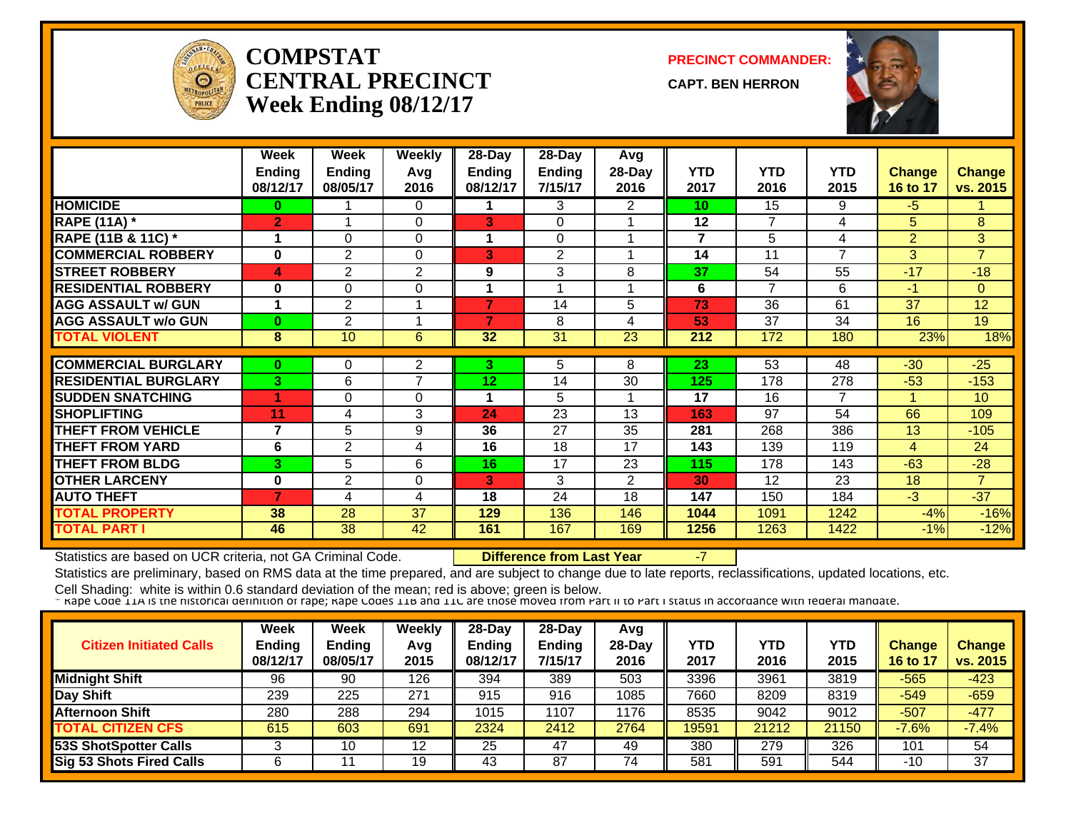# COMPSTAT
# CENTRAL PRECINCT
# Week Ending 08/12/17

**PRECINCT COMMANDER:**

**CAPT. BEN HERRON**

| | Week Ending 08/12/17 | Week Ending 08/05/17 | Weekly Avg 2016 | 28-Day Ending 08/12/17 | 28-Day Ending 7/15/17 | Avg 28-Day 2016 | YTD 2017 | YTD 2016 | YTD 2015 | Change 16 to 17 | Change vs. 2015 |
|---|---|---|---|---|---|---|---|---|---|---|---|
| HOMICIDE | 0 | 1 | 0 | 1 | 3 | 2 | 10 | 15 | 9 | -5 | 1 |
| RAPE (11A) * | 2 | 1 | 0 | 3 | 0 | 1 | 12 | 7 | 4 | 5 | 8 |
| RAPE (11B & 11C) * | 1 | 0 | 0 | 1 | 0 | 1 | 7 | 5 | 4 | 2 | 3 |
| COMMERCIAL ROBBERY | 0 | 2 | 0 | 3 | 2 | 1 | 14 | 11 | 7 | 3 | 7 |
| STREET ROBBERY | 4 | 2 | 2 | 9 | 3 | 8 | 37 | 54 | 55 | -17 | -18 |
| RESIDENTIAL ROBBERY | 0 | 0 | 0 | 1 | 1 | 1 | 6 | 7 | 6 | -1 | 0 |
| AGG ASSAULT w/ GUN | 1 | 2 | 1 | 7 | 14 | 5 | 73 | 36 | 61 | 37 | 12 |
| AGG ASSAULT w/o GUN | 0 | 2 | 1 | 7 | 8 | 4 | 53 | 37 | 34 | 16 | 19 |
| TOTAL VIOLENT | 8 | 10 | 6 | 32 | 31 | 23 | 212 | 172 | 180 | 23% | 18% |
| COMMERCIAL BURGLARY | 0 | 0 | 2 | 3 | 5 | 8 | 23 | 53 | 48 | -30 | -25 |
| RESIDENTIAL BURGLARY | 3 | 6 | 7 | 12 | 14 | 30 | 125 | 178 | 278 | -53 | -153 |
| SUDDEN SNATCHING | 1 | 0 | 0 | 1 | 5 | 1 | 17 | 16 | 7 | 1 | 10 |
| SHOPLIFTING | 11 | 4 | 3 | 24 | 23 | 13 | 163 | 97 | 54 | 66 | 109 |
| THEFT FROM VEHICLE | 7 | 5 | 9 | 36 | 27 | 35 | 281 | 268 | 386 | 13 | -105 |
| THEFT FROM YARD | 6 | 2 | 4 | 16 | 18 | 17 | 143 | 139 | 119 | 4 | 24 |
| THEFT FROM BLDG | 3 | 5 | 6 | 16 | 17 | 23 | 115 | 178 | 143 | -63 | -28 |
| OTHER LARCENY | 0 | 2 | 0 | 3 | 3 | 2 | 30 | 12 | 23 | 18 | 7 |
| AUTO THEFT | 7 | 4 | 4 | 18 | 24 | 18 | 147 | 150 | 184 | -3 | -37 |
| TOTAL PROPERTY | 38 | 28 | 37 | 129 | 136 | 146 | 1044 | 1091 | 1242 | -4% | -16% |
| TOTAL PART I | 46 | 38 | 42 | 161 | 167 | 169 | 1256 | 1263 | 1422 | -1% | -12% |

Statistics are based on UCR criteria, not GA Criminal Code. **Difference from Last Year** -7

Statistics are preliminary, based on RMS data at the time prepared, and are subject to change due to late reports, reclassifications, updated locations, etc.

Cell Shading: white is within 0.6 standard deviation of the mean; red is above; green is below.

* Rape Code 11A is the historical definition of rape; Rape Codes 11B and 11C are those moved from Part II to Part I status in accordance with federal mandate.

| Citizen Initiated Calls | Week Ending 08/12/17 | Week Ending 08/05/17 | Weekly Avg 2015 | 28-Day Ending 08/12/17 | 28-Day Ending 7/15/17 | Avg 28-Day 2016 | YTD 2017 | YTD 2016 | YTD 2015 | Change 16 to 17 | Change vs. 2015 |
|---|---|---|---|---|---|---|---|---|---|---|---|
| Midnight Shift | 96 | 90 | 126 | 394 | 389 | 503 | 3396 | 3961 | 3819 | -565 | -423 |
| Day Shift | 239 | 225 | 271 | 915 | 916 | 1085 | 7660 | 8209 | 8319 | -549 | -659 |
| Afternoon Shift | 280 | 288 | 294 | 1015 | 1107 | 1176 | 8535 | 9042 | 9012 | -507 | -477 |
| TOTAL CITIZEN CFS | 615 | 603 | 691 | 2324 | 2412 | 2764 | 19591 | 21212 | 21150 | -7.6% | -7.4% |
| 53S ShotSpotter Calls | 3 | 10 | 12 | 25 | 47 | 49 | 380 | 279 | 326 | 101 | 54 |
| Sig 53 Shots Fired Calls | 6 | 11 | 19 | 43 | 87 | 74 | 581 | 591 | 544 | -10 | 37 |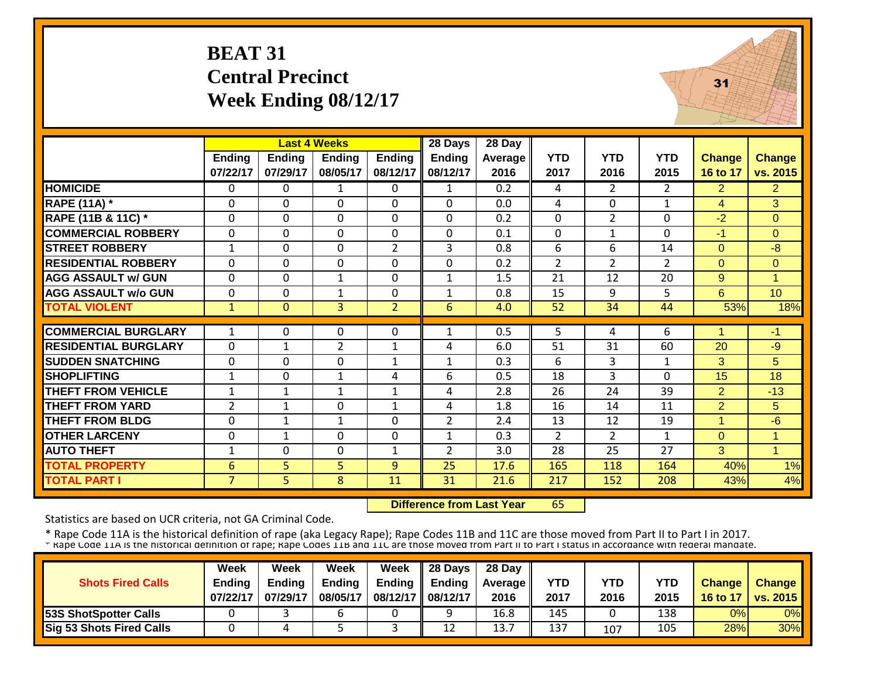# BEAT 31
## Central Precinct
## Week Ending 08/12/17

| | Last 4 Weeks | | | | 28 Days | 28 Day | | | | | |
|---|---|---|---|---|---|---|---|---|---|---|---|
| | Ending 07/22/17 | Ending 07/29/17 | Ending 08/05/17 | Ending 08/12/17 | Ending 08/12/17 | Average 2016 | YTD 2017 | YTD 2016 | YTD 2015 | Change 16 to 17 | Change vs. 2015 |
| **HOMICIDE** | 0 | 0 | 1 | 0 | 1 | 0.2 | 4 | 2 | 2 | 2 | 2 |
| **RAPE (11A) *** | 0 | 0 | 0 | 0 | 0 | 0.0 | 4 | 0 | 1 | 4 | 3 |
| **RAPE (11B & 11C) *** | 0 | 0 | 0 | 0 | 0 | 0.2 | 0 | 2 | 0 | -2 | 0 |
| **COMMERCIAL ROBBERY** | 0 | 0 | 0 | 0 | 0 | 0.1 | 0 | 1 | 0 | -1 | 0 |
| **STREET ROBBERY** | 1 | 0 | 0 | 2 | 3 | 0.8 | 6 | 6 | 14 | 0 | -8 |
| **RESIDENTIAL ROBBERY** | 0 | 0 | 0 | 0 | 0 | 0.2 | 2 | 2 | 2 | 0 | 0 |
| **AGG ASSAULT w/ GUN** | 0 | 0 | 1 | 0 | 1 | 1.5 | 21 | 12 | 20 | 9 | 1 |
| **AGG ASSAULT w/o GUN** | 0 | 0 | 1 | 0 | 1 | 0.8 | 15 | 9 | 5 | 6 | 10 |
| **TOTAL VIOLENT** | 1 | 0 | 3 | 2 | 6 | 4.0 | 52 | 34 | 44 | 53% | 18% |
| **COMMERCIAL BURGLARY** | 1 | 0 | 0 | 0 | 1 | 0.5 | 5 | 4 | 6 | 1 | -1 |
| **RESIDENTIAL BURGLARY** | 0 | 1 | 2 | 1 | 4 | 6.0 | 51 | 31 | 60 | 20 | -9 |
| **SUDDEN SNATCHING** | 0 | 0 | 0 | 1 | 1 | 0.3 | 6 | 3 | 1 | 3 | 5 |
| **SHOPLIFTING** | 1 | 0 | 1 | 4 | 6 | 0.5 | 18 | 3 | 0 | 15 | 18 |
| **THEFT FROM VEHICLE** | 1 | 1 | 1 | 1 | 4 | 2.8 | 26 | 24 | 39 | 2 | -13 |
| **THEFT FROM YARD** | 2 | 1 | 0 | 1 | 4 | 1.8 | 16 | 14 | 11 | 2 | 5 |
| **THEFT FROM BLDG** | 0 | 1 | 1 | 0 | 2 | 2.4 | 13 | 12 | 19 | 1 | -6 |
| **OTHER LARCENY** | 0 | 1 | 0 | 0 | 1 | 0.3 | 2 | 2 | 1 | 0 | 1 |
| **AUTO THEFT** | 1 | 0 | 0 | 1 | 2 | 3.0 | 28 | 25 | 27 | 3 | 1 |
| **TOTAL PROPERTY** | 6 | 5 | 5 | 9 | 25 | 17.6 | 165 | 118 | 164 | 40% | 1% |
| **TOTAL PART I** | 7 | 5 | 8 | 11 | 31 | 21.6 | 217 | 152 | 208 | 43% | 4% |

**Difference from Last Year** 65

Statistics are based on UCR criteria, not GA Criminal Code.

* Rape Code 11A is the historical definition of rape (aka Legacy Rape); Rape Codes 11B and 11C are those moved from Part II to Part I in 2017.
* Rape Code 11A is the historical definition of rape; Rape Codes 11B and 11C are those moved from Part II to Part I status in accordance with federal mandate.

| Shots Fired Calls | Week Ending 07/22/17 | Week Ending 07/29/17 | Week Ending 08/05/17 | Week Ending 08/12/17 | 28 Days Ending 08/12/17 | 28 Day Average 2016 | YTD 2017 | YTD 2016 | YTD 2015 | Change 16 to 17 | Change vs. 2015 |
|---|---|---|---|---|---|---|---|---|---|---|---|
| **53S ShotSpotter Calls** | 0 | 3 | 6 | 0 | 9 | 16.8 | 145 | 0 | 138 | 0% | 0% |
| **Sig 53 Shots Fired Calls** | 0 | 4 | 5 | 3 | 12 | 13.7 | 137 | 107 | 105 | 28% | 30% |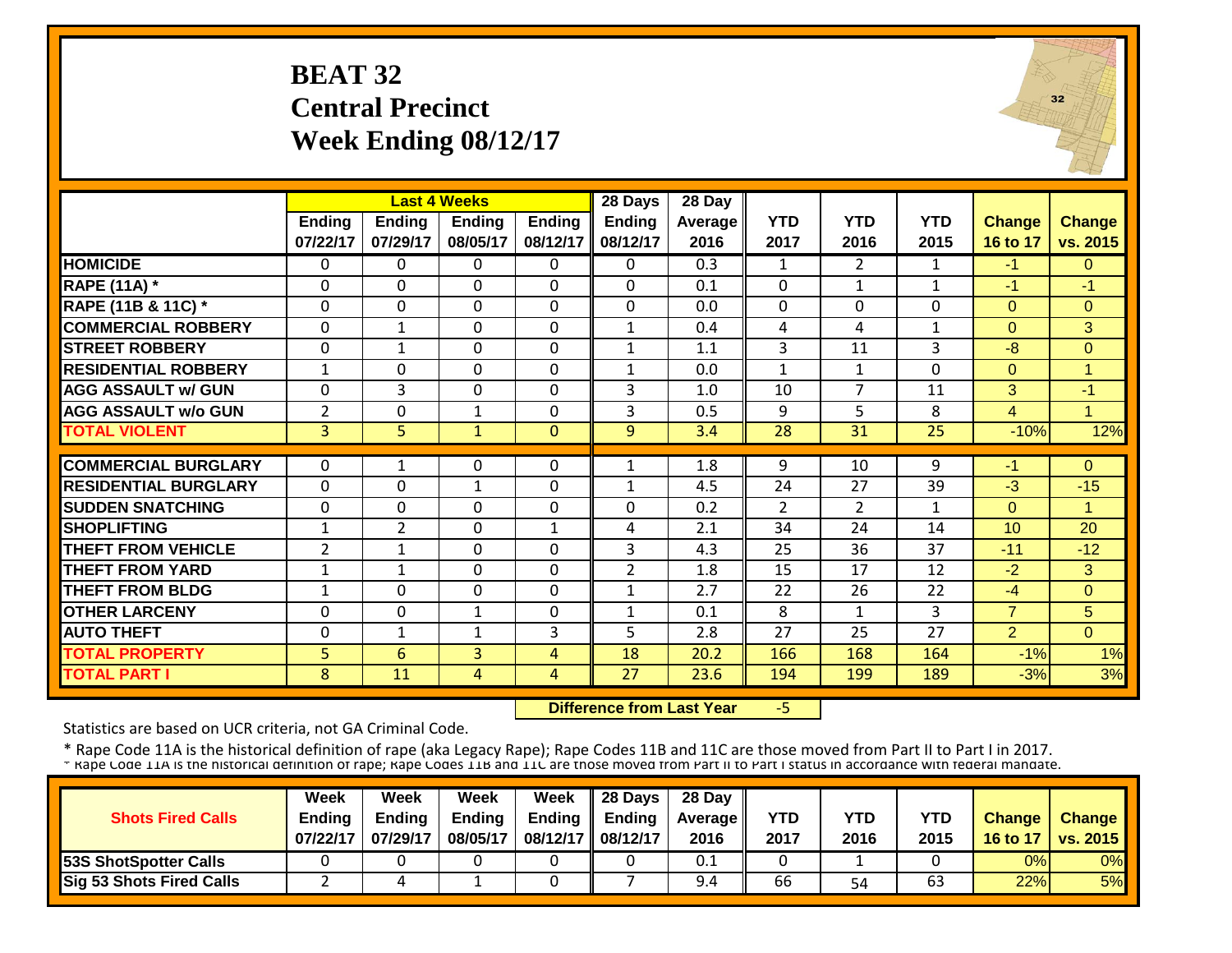# BEAT 32
## Central Precinct
## Week Ending 08/12/17

| | Last 4 Weeks | | | | 28 Days | 28 Day | | | | | |
|---|---|---|---|---|---|---|---|---|---|---|---|
| | Ending 07/22/17 | Ending 07/29/17 | Ending 08/05/17 | Ending 08/12/17 | Ending 08/12/17 | Average 2016 | YTD 2017 | YTD 2016 | YTD 2015 | Change 16 to 17 | Change vs. 2015 |
| HOMICIDE | 0 | 0 | 0 | 0 | 0 | 0.3 | 1 | 2 | 1 | -1 | 0 |
| RAPE (11A) * | 0 | 0 | 0 | 0 | 0 | 0.1 | 0 | 1 | 1 | -1 | -1 |
| RAPE (11B & 11C) * | 0 | 0 | 0 | 0 | 0 | 0.0 | 0 | 0 | 0 | 0 | 0 |
| COMMERCIAL ROBBERY | 0 | 1 | 0 | 0 | 1 | 0.4 | 4 | 4 | 1 | 0 | 3 |
| STREET ROBBERY | 0 | 1 | 0 | 0 | 1 | 1.1 | 3 | 11 | 3 | -8 | 0 |
| RESIDENTIAL ROBBERY | 1 | 0 | 0 | 0 | 1 | 0.0 | 1 | 1 | 0 | 0 | 1 |
| AGG ASSAULT w/ GUN | 0 | 3 | 0 | 0 | 3 | 1.0 | 10 | 7 | 11 | 3 | -1 |
| AGG ASSAULT w/o GUN | 2 | 0 | 1 | 0 | 3 | 0.5 | 9 | 5 | 8 | 4 | 1 |
| TOTAL VIOLENT | 3 | 5 | 1 | 0 | 9 | 3.4 | 28 | 31 | 25 | -10% | 12% |
| COMMERCIAL BURGLARY | 0 | 1 | 0 | 0 | 1 | 1.8 | 9 | 10 | 9 | -1 | 0 |
| RESIDENTIAL BURGLARY | 0 | 0 | 1 | 0 | 1 | 4.5 | 24 | 27 | 39 | -3 | -15 |
| SUDDEN SNATCHING | 0 | 0 | 0 | 0 | 0 | 0.2 | 2 | 2 | 1 | 0 | 1 |
| SHOPLIFTING | 1 | 2 | 0 | 1 | 4 | 2.1 | 34 | 24 | 14 | 10 | 20 |
| THEFT FROM VEHICLE | 2 | 1 | 0 | 0 | 3 | 4.3 | 25 | 36 | 37 | -11 | -12 |
| THEFT FROM YARD | 1 | 1 | 0 | 0 | 2 | 1.8 | 15 | 17 | 12 | -2 | 3 |
| THEFT FROM BLDG | 1 | 0 | 0 | 0 | 1 | 2.7 | 22 | 26 | 22 | -4 | 0 |
| OTHER LARCENY | 0 | 0 | 1 | 0 | 1 | 0.1 | 8 | 1 | 3 | 7 | 5 |
| AUTO THEFT | 0 | 1 | 1 | 3 | 5 | 2.8 | 27 | 25 | 27 | 2 | 0 |
| TOTAL PROPERTY | 5 | 6 | 3 | 4 | 18 | 20.2 | 166 | 168 | 164 | -1% | 1% |
| TOTAL PART I | 8 | 11 | 4 | 4 | 27 | 23.6 | 194 | 199 | 189 | -3% | 3% |

**Difference from Last Year** -5

Statistics are based on UCR criteria, not GA Criminal Code.

* Rape Code 11A is the historical definition of rape (aka Legacy Rape); Rape Codes 11B and 11C are those moved from Part II to Part I in 2017.
* Rape Code 11A is the historical definition of rape; Rape Codes 11B and 11C are those moved from Part II to Part I status in accordance with federal mandate.

| Shots Fired Calls | Week Ending 07/22/17 | Week Ending 07/29/17 | Week Ending 08/05/17 | Week Ending 08/12/17 | 28 Days Ending 08/12/17 | 28 Day Average 2016 | YTD 2017 | YTD 2016 | YTD 2015 | Change 16 to 17 | Change vs. 2015 |
|---|---|---|---|---|---|---|---|---|---|---|---|
| 53S ShotSpotter Calls | 0 | 0 | 0 | 0 | 0 | 0.1 | 0 | 1 | 0 | 0% | 0% |
| Sig 53 Shots Fired Calls | 2 | 4 | 1 | 0 | 7 | 9.4 | 66 | 54 | 63 | 22% | 5% |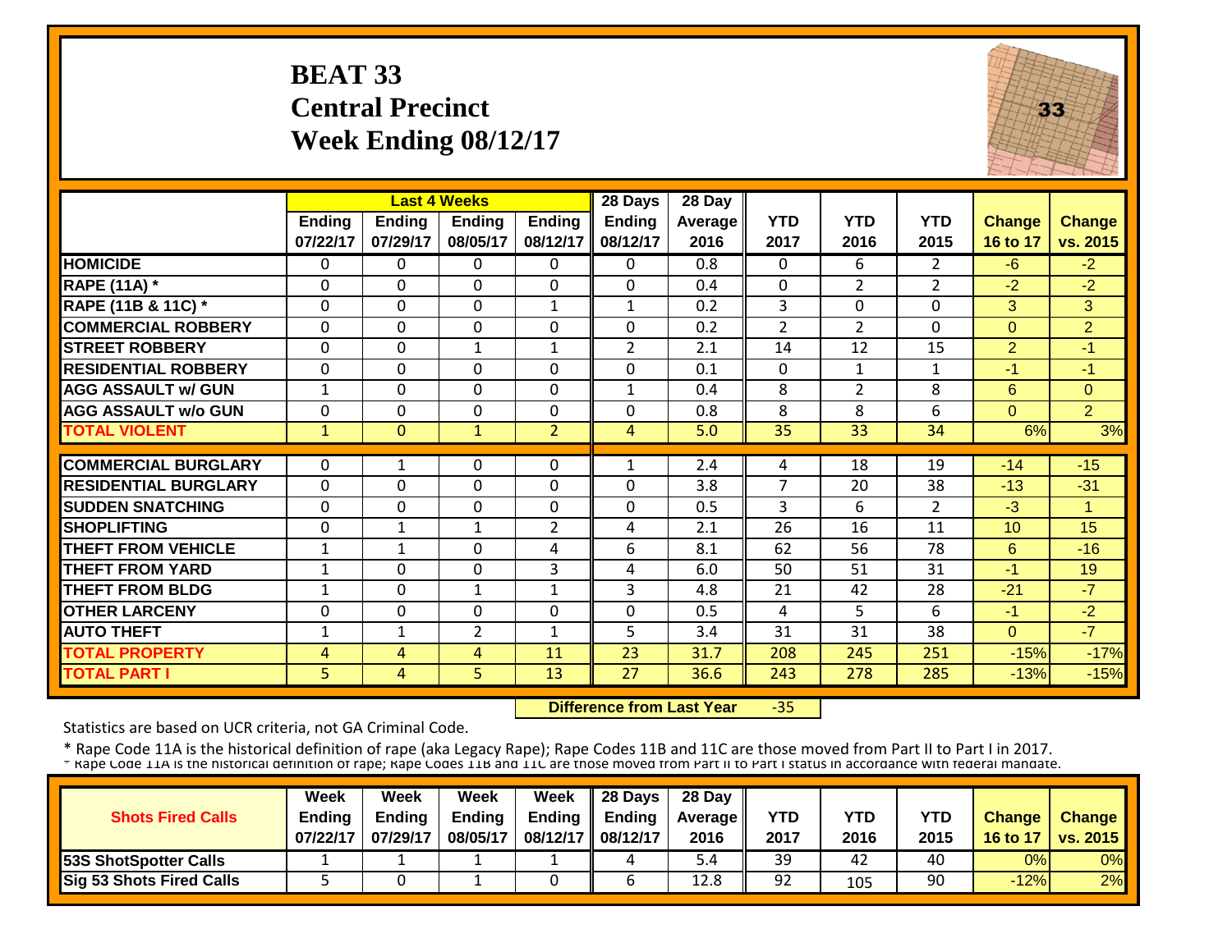# BEAT 33
## Central Precinct
## Week Ending 08/12/17

| | Last 4 Weeks | | | | 28 Days | 28 Day | | | | | |
|---|---|---|---|---|---|---|---|---|---|---|---|
| | Ending 07/22/17 | Ending 07/29/17 | Ending 08/05/17 | Ending 08/12/17 | Ending 08/12/17 | Average 2016 | YTD 2017 | YTD 2016 | YTD 2015 | Change 16 to 17 | Change vs. 2015 |
| HOMICIDE | 0 | 0 | 0 | 0 | 0 | 0.8 | 0 | 6 | 2 | -6 | -2 |
| RAPE (11A) * | 0 | 0 | 0 | 0 | 0 | 0.4 | 0 | 2 | 2 | -2 | -2 |
| RAPE (11B & 11C) * | 0 | 0 | 0 | 1 | 1 | 0.2 | 3 | 0 | 0 | 3 | 3 |
| COMMERCIAL ROBBERY | 0 | 0 | 0 | 0 | 0 | 0.2 | 2 | 2 | 0 | 0 | 2 |
| STREET ROBBERY | 0 | 0 | 1 | 1 | 2 | 2.1 | 14 | 12 | 15 | 2 | -1 |
| RESIDENTIAL ROBBERY | 0 | 0 | 0 | 0 | 0 | 0.1 | 0 | 1 | 1 | -1 | -1 |
| AGG ASSAULT w/ GUN | 1 | 0 | 0 | 0 | 1 | 0.4 | 8 | 2 | 8 | 6 | 0 |
| AGG ASSAULT w/o GUN | 0 | 0 | 0 | 0 | 0 | 0.8 | 8 | 8 | 6 | 0 | 2 |
| TOTAL VIOLENT | 1 | 0 | 1 | 2 | 4 | 5.0 | 35 | 33 | 34 | 6% | 3% |
| COMMERCIAL BURGLARY | 0 | 1 | 0 | 0 | 1 | 2.4 | 4 | 18 | 19 | -14 | -15 |
| RESIDENTIAL BURGLARY | 0 | 0 | 0 | 0 | 0 | 3.8 | 7 | 20 | 38 | -13 | -31 |
| SUDDEN SNATCHING | 0 | 0 | 0 | 0 | 0 | 0.5 | 3 | 6 | 2 | -3 | 1 |
| SHOPLIFTING | 0 | 1 | 1 | 2 | 4 | 2.1 | 26 | 16 | 11 | 10 | 15 |
| THEFT FROM VEHICLE | 1 | 1 | 0 | 4 | 6 | 8.1 | 62 | 56 | 78 | 6 | -16 |
| THEFT FROM YARD | 1 | 0 | 0 | 3 | 4 | 6.0 | 50 | 51 | 31 | -1 | 19 |
| THEFT FROM BLDG | 1 | 0 | 1 | 1 | 3 | 4.8 | 21 | 42 | 28 | -21 | -7 |
| OTHER LARCENY | 0 | 0 | 0 | 0 | 0 | 0.5 | 4 | 5 | 6 | -1 | -2 |
| AUTO THEFT | 1 | 1 | 2 | 1 | 5 | 3.4 | 31 | 31 | 38 | 0 | -7 |
| TOTAL PROPERTY | 4 | 4 | 4 | 11 | 23 | 31.7 | 208 | 245 | 251 | -15% | -17% |
| TOTAL PART I | 5 | 4 | 5 | 13 | 27 | 36.6 | 243 | 278 | 285 | -13% | -15% |

**Difference from Last Year** -35

Statistics are based on UCR criteria, not GA Criminal Code.

* Rape Code 11A is the historical definition of rape (aka Legacy Rape); Rape Codes 11B and 11C are those moved from Part II to Part I in 2017.
* Rape Code 11A is the historical definition of rape; Rape Codes 11B and 11C are those moved from Part II to Part I status in accordance with federal mandate.

| Shots Fired Calls | Week Ending 07/22/17 | Week Ending 07/29/17 | Week Ending 08/05/17 | Week Ending 08/12/17 | 28 Days Ending 08/12/17 | 28 Day Average 2016 | YTD 2017 | YTD 2016 | YTD 2015 | Change 16 to 17 | Change vs. 2015 |
|---|---|---|---|---|---|---|---|---|---|---|---|
| 53S ShotSpotter Calls | 1 | 1 | 1 | 1 | 4 | 5.4 | 39 | 42 | 40 | 0% | 0% |
| Sig 53 Shots Fired Calls | 5 | 0 | 1 | 0 | 6 | 12.8 | 92 | 105 | 90 | -12% | 2% |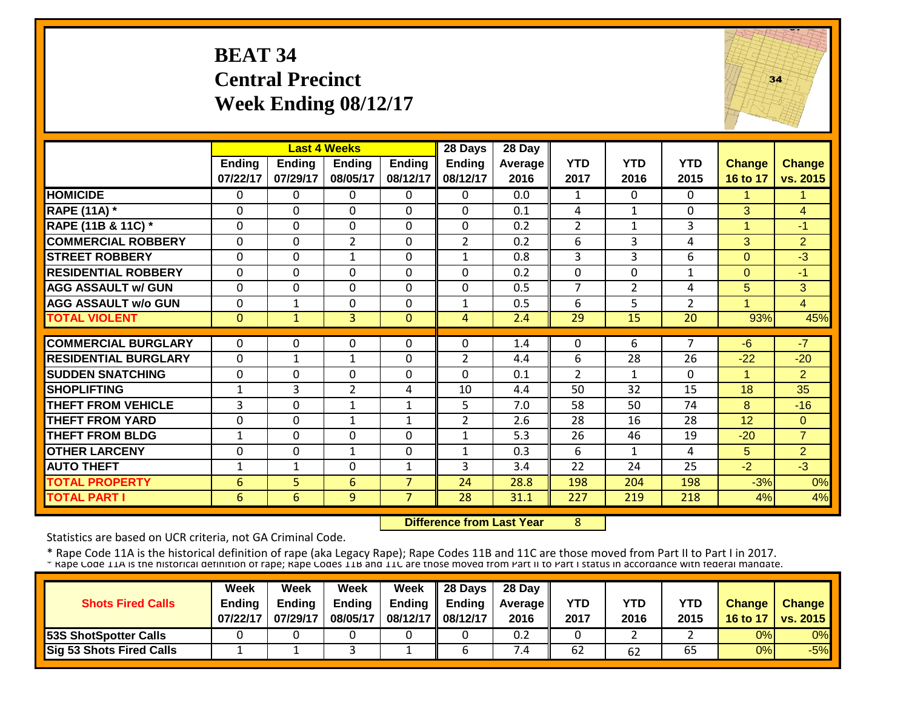# BEAT 34
## Central Precinct
## Week Ending 08/12/17

| | Last 4 Weeks | | | | 28 Days | 28 Day | | | | | |
|---|---|---|---|---|---|---|---|---|---|---|---|
| | Ending 07/22/17 | Ending 07/29/17 | Ending 08/05/17 | Ending 08/12/17 | Ending 08/12/17 | Average 2016 | YTD 2017 | YTD 2016 | YTD 2015 | Change 16 to 17 | Change vs. 2015 |
| HOMICIDE | 0 | 0 | 0 | 0 | 0 | 0.0 | 1 | 0 | 0 | 1 | 1 |
| RAPE (11A) * | 0 | 0 | 0 | 0 | 0 | 0.1 | 4 | 1 | 0 | 3 | 4 |
| RAPE (11B & 11C) * | 0 | 0 | 0 | 0 | 0 | 0.2 | 2 | 1 | 3 | 1 | -1 |
| COMMERCIAL ROBBERY | 0 | 0 | 2 | 0 | 2 | 0.2 | 6 | 3 | 4 | 3 | 2 |
| STREET ROBBERY | 0 | 0 | 1 | 0 | 1 | 0.8 | 3 | 3 | 6 | 0 | -3 |
| RESIDENTIAL ROBBERY | 0 | 0 | 0 | 0 | 0 | 0.2 | 0 | 0 | 1 | 0 | -1 |
| AGG ASSAULT w/ GUN | 0 | 0 | 0 | 0 | 0 | 0.5 | 7 | 2 | 4 | 5 | 3 |
| AGG ASSAULT w/o GUN | 0 | 1 | 0 | 0 | 1 | 0.5 | 6 | 5 | 2 | 1 | 4 |
| TOTAL VIOLENT | 0 | 1 | 3 | 0 | 4 | 2.4 | 29 | 15 | 20 | 93% | 45% |
| COMMERCIAL BURGLARY | 0 | 0 | 0 | 0 | 0 | 1.4 | 0 | 6 | 7 | -6 | -7 |
| RESIDENTIAL BURGLARY | 0 | 1 | 1 | 0 | 2 | 4.4 | 6 | 28 | 26 | -22 | -20 |
| SUDDEN SNATCHING | 0 | 0 | 0 | 0 | 0 | 0.1 | 2 | 1 | 0 | 1 | 2 |
| SHOPLIFTING | 1 | 3 | 2 | 4 | 10 | 4.4 | 50 | 32 | 15 | 18 | 35 |
| THEFT FROM VEHICLE | 3 | 0 | 1 | 1 | 5 | 7.0 | 58 | 50 | 74 | 8 | -16 |
| THEFT FROM YARD | 0 | 0 | 1 | 1 | 2 | 2.6 | 28 | 16 | 28 | 12 | 0 |
| THEFT FROM BLDG | 1 | 0 | 0 | 0 | 1 | 5.3 | 26 | 46 | 19 | -20 | 7 |
| OTHER LARCENY | 0 | 0 | 1 | 0 | 1 | 0.3 | 6 | 1 | 4 | 5 | 2 |
| AUTO THEFT | 1 | 1 | 0 | 1 | 3 | 3.4 | 22 | 24 | 25 | -2 | -3 |
| TOTAL PROPERTY | 6 | 5 | 6 | 7 | 24 | 28.8 | 198 | 204 | 198 | -3% | 0% |
| TOTAL PART I | 6 | 6 | 9 | 7 | 28 | 31.1 | 227 | 219 | 218 | 4% | 4% |

**Difference from Last Year** 8

Statistics are based on UCR criteria, not GA Criminal Code.

* Rape Code 11A is the historical definition of rape (aka Legacy Rape); Rape Codes 11B and 11C are those moved from Part II to Part I in 2017.

* Rape Code 11A is the historical definition of rape; Rape Codes 11B and 11C are those moved from Part II to Part I status in accordance with federal mandate.

| Shots Fired Calls | Week Ending 07/22/17 | Week Ending 07/29/17 | Week Ending 08/05/17 | Week Ending 08/12/17 | 28 Days Ending 08/12/17 | 28 Day Average 2016 | YTD 2017 | YTD 2016 | YTD 2015 | Change 16 to 17 | Change vs. 2015 |
|---|---|---|---|---|---|---|---|---|---|---|---|
| 53S ShotSpotter Calls | 0 | 0 | 0 | 0 | 0 | 0.2 | 0 | 2 | 2 | 0% | 0% |
| Sig 53 Shots Fired Calls | 1 | 1 | 3 | 1 | 6 | 7.4 | 62 | 62 | 65 | 0% | -5% |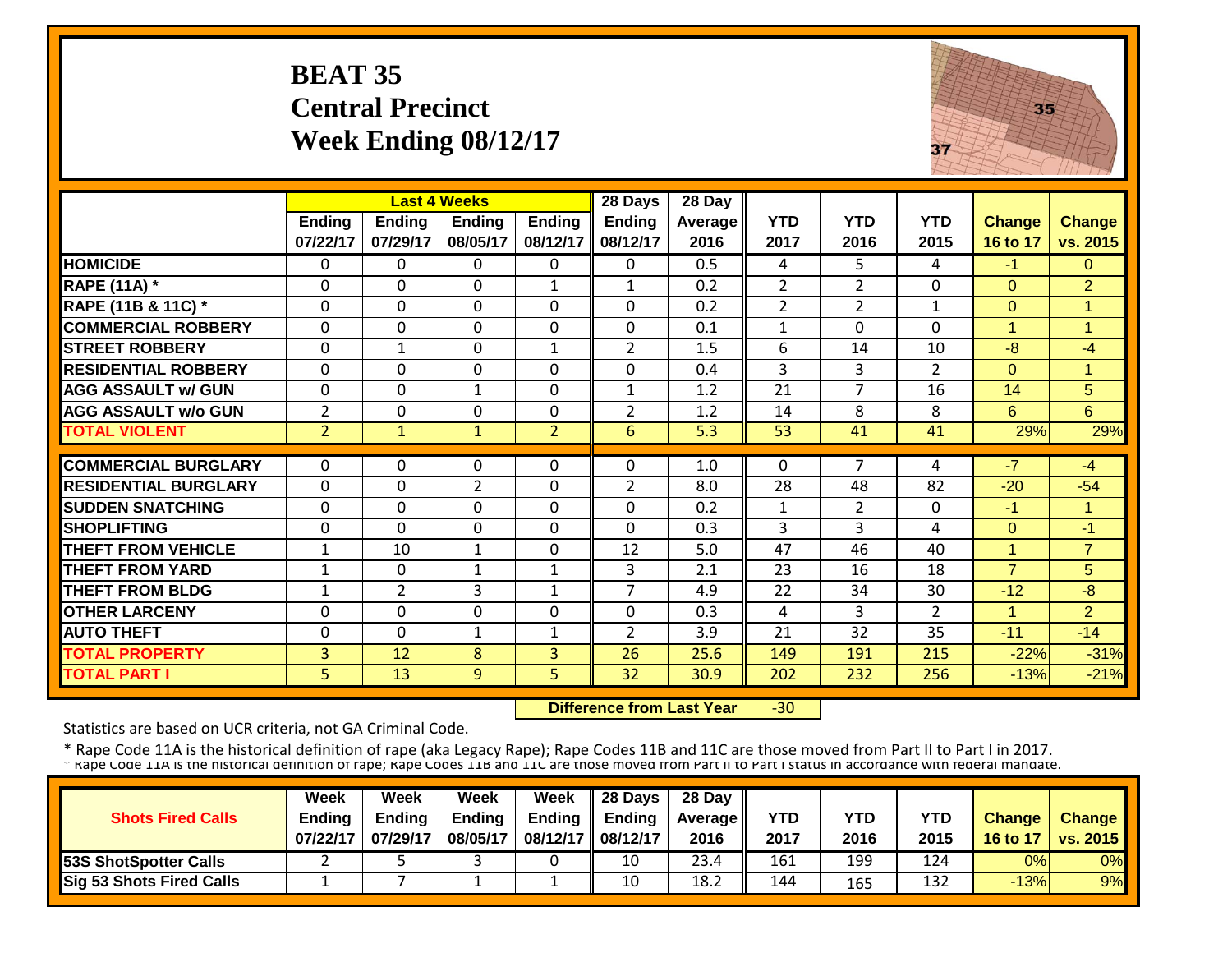# BEAT 35
## Central Precinct
## Week Ending 08/12/17

| | Last 4 Weeks | | | | 28 Days | 28 Day | | | | | |
|---|---|---|---|---|---|---|---|---|---|---|---|
| | Ending 07/22/17 | Ending 07/29/17 | Ending 08/05/17 | Ending 08/12/17 | Ending 08/12/17 | Average 2016 | YTD 2017 | YTD 2016 | YTD 2015 | Change 16 to 17 | Change vs. 2015 |
| **HOMICIDE** | 0 | 0 | 0 | 0 | 0 | 0.5 | 4 | 5 | 4 | -1 | 0 |
| **RAPE (11A) *** | 0 | 0 | 0 | 1 | 1 | 0.2 | 2 | 2 | 0 | 0 | 2 |
| **RAPE (11B & 11C) *** | 0 | 0 | 0 | 0 | 0 | 0.2 | 2 | 2 | 1 | 0 | 1 |
| **COMMERCIAL ROBBERY** | 0 | 0 | 0 | 0 | 0 | 0.1 | 1 | 0 | 0 | 1 | 1 |
| **STREET ROBBERY** | 0 | 1 | 0 | 1 | 2 | 1.5 | 6 | 14 | 10 | -8 | -4 |
| **RESIDENTIAL ROBBERY** | 0 | 0 | 0 | 0 | 0 | 0.4 | 3 | 3 | 2 | 0 | 1 |
| **AGG ASSAULT w/ GUN** | 0 | 0 | 1 | 0 | 1 | 1.2 | 21 | 7 | 16 | 14 | 5 |
| **AGG ASSAULT w/o GUN** | 2 | 0 | 0 | 0 | 2 | 1.2 | 14 | 8 | 8 | 6 | 6 |
| **TOTAL VIOLENT** | 2 | 1 | 1 | 2 | 6 | 5.3 | 53 | 41 | 41 | 29% | 29% |
| **COMMERCIAL BURGLARY** | 0 | 0 | 0 | 0 | 0 | 1.0 | 0 | 7 | 4 | -7 | -4 |
| **RESIDENTIAL BURGLARY** | 0 | 0 | 2 | 0 | 2 | 8.0 | 28 | 48 | 82 | -20 | -54 |
| **SUDDEN SNATCHING** | 0 | 0 | 0 | 0 | 0 | 0.2 | 1 | 2 | 0 | -1 | 1 |
| **SHOPLIFTING** | 0 | 0 | 0 | 0 | 0 | 0.3 | 3 | 3 | 4 | 0 | -1 |
| **THEFT FROM VEHICLE** | 1 | 10 | 1 | 0 | 12 | 5.0 | 47 | 46 | 40 | 1 | 7 |
| **THEFT FROM YARD** | 1 | 0 | 1 | 1 | 3 | 2.1 | 23 | 16 | 18 | 7 | 5 |
| **THEFT FROM BLDG** | 1 | 2 | 3 | 1 | 7 | 4.9 | 22 | 34 | 30 | -12 | -8 |
| **OTHER LARCENY** | 0 | 0 | 0 | 0 | 0 | 0.3 | 4 | 3 | 2 | 1 | 2 |
| **AUTO THEFT** | 0 | 0 | 1 | 1 | 2 | 3.9 | 21 | 32 | 35 | -11 | -14 |
| **TOTAL PROPERTY** | 3 | 12 | 8 | 3 | 26 | 25.6 | 149 | 191 | 215 | -22% | -31% |
| **TOTAL PART I** | 5 | 13 | 9 | 5 | 32 | 30.9 | 202 | 232 | 256 | -13% | -21% |

**Difference from Last Year** -30

Statistics are based on UCR criteria, not GA Criminal Code.

* Rape Code 11A is the historical definition of rape (aka Legacy Rape); Rape Codes 11B and 11C are those moved from Part II to Part I in 2017.
* Rape Code 11A is the historical definition of rape; Rape Codes 11B and 11C are those moved from Part II to Part I status in accordance with federal mandate.

| Shots Fired Calls | Week Ending 07/22/17 | Week Ending 07/29/17 | Week Ending 08/05/17 | Week Ending 08/12/17 | 28 Days Ending 08/12/17 | 28 Day Average 2016 | YTD 2017 | YTD 2016 | YTD 2015 | Change 16 to 17 | Change vs. 2015 |
|---|---|---|---|---|---|---|---|---|---|---|---|
| **53S ShotSpotter Calls** | 2 | 5 | 3 | 0 | 10 | 23.4 | 161 | 199 | 124 | 0% | 0% |
| **Sig 53 Shots Fired Calls** | 1 | 7 | 1 | 1 | 10 | 18.2 | 144 | 165 | 132 | -13% | 9% |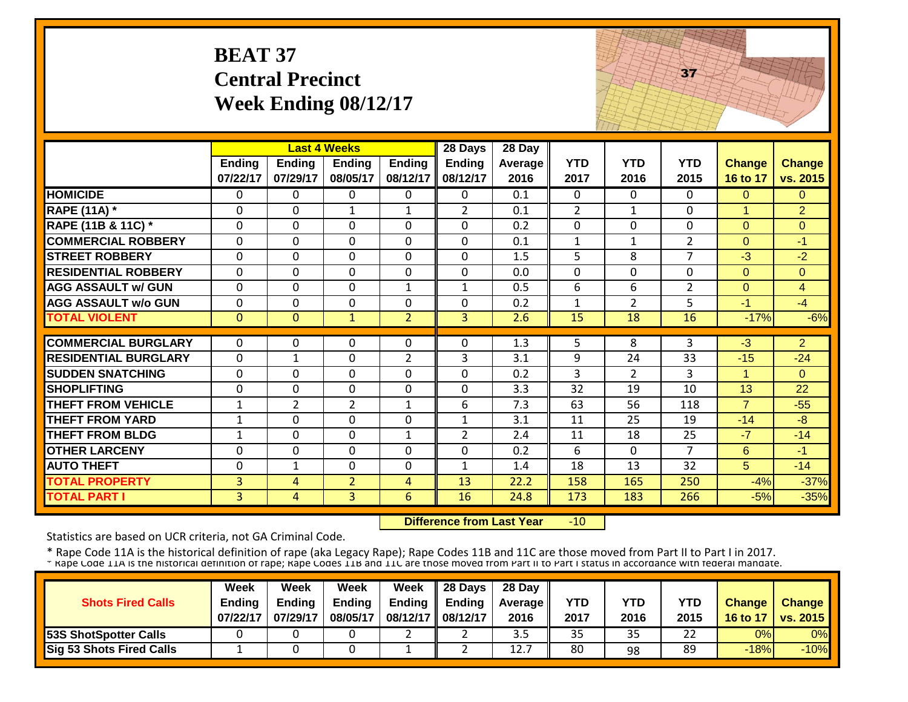# BEAT 37
## Central Precinct
## Week Ending 08/12/17

| | Last 4 Weeks | | | | 28 Days | 28 Day | | | | | |
|---|---|---|---|---|---|---|---|---|---|---|---|
| | Ending 07/22/17 | Ending 07/29/17 | Ending 08/05/17 | Ending 08/12/17 | Ending 08/12/17 | Average 2016 | YTD 2017 | YTD 2016 | YTD 2015 | Change 16 to 17 | Change vs. 2015 |
| HOMICIDE | 0 | 0 | 0 | 0 | 0 | 0.1 | 0 | 0 | 0 | 0 | 0 |
| RAPE (11A) * | 0 | 0 | 1 | 1 | 2 | 0.1 | 2 | 1 | 0 | 1 | 2 |
| RAPE (11B & 11C) * | 0 | 0 | 0 | 0 | 0 | 0.2 | 0 | 0 | 0 | 0 | 0 |
| COMMERCIAL ROBBERY | 0 | 0 | 0 | 0 | 0 | 0.1 | 1 | 1 | 2 | 0 | -1 |
| STREET ROBBERY | 0 | 0 | 0 | 0 | 0 | 1.5 | 5 | 8 | 7 | -3 | -2 |
| RESIDENTIAL ROBBERY | 0 | 0 | 0 | 0 | 0 | 0.0 | 0 | 0 | 0 | 0 | 0 |
| AGG ASSAULT w/ GUN | 0 | 0 | 0 | 1 | 1 | 0.5 | 6 | 6 | 2 | 0 | 4 |
| AGG ASSAULT w/o GUN | 0 | 0 | 0 | 0 | 0 | 0.2 | 1 | 2 | 5 | -1 | -4 |
| TOTAL VIOLENT | 0 | 0 | 1 | 2 | 3 | 2.6 | 15 | 18 | 16 | -17% | -6% |
| COMMERCIAL BURGLARY | 0 | 0 | 0 | 0 | 0 | 1.3 | 5 | 8 | 3 | -3 | 2 |
| RESIDENTIAL BURGLARY | 0 | 1 | 0 | 2 | 3 | 3.1 | 9 | 24 | 33 | -15 | -24 |
| SUDDEN SNATCHING | 0 | 0 | 0 | 0 | 0 | 0.2 | 3 | 2 | 3 | 1 | 0 |
| SHOPLIFTING | 0 | 0 | 0 | 0 | 0 | 3.3 | 32 | 19 | 10 | 13 | 22 |
| THEFT FROM VEHICLE | 1 | 2 | 2 | 1 | 6 | 7.3 | 63 | 56 | 118 | 7 | -55 |
| THEFT FROM YARD | 1 | 0 | 0 | 0 | 1 | 3.1 | 11 | 25 | 19 | -14 | -8 |
| THEFT FROM BLDG | 1 | 0 | 0 | 1 | 2 | 2.4 | 11 | 18 | 25 | -7 | -14 |
| OTHER LARCENY | 0 | 0 | 0 | 0 | 0 | 0.2 | 6 | 0 | 7 | 6 | -1 |
| AUTO THEFT | 0 | 1 | 0 | 0 | 1 | 1.4 | 18 | 13 | 32 | 5 | -14 |
| TOTAL PROPERTY | 3 | 4 | 2 | 4 | 13 | 22.2 | 158 | 165 | 250 | -4% | -37% |
| TOTAL PART I | 3 | 4 | 3 | 6 | 16 | 24.8 | 173 | 183 | 266 | -5% | -35% |

**Difference from Last Year** -10

Statistics are based on UCR criteria, not GA Criminal Code.

* Rape Code 11A is the historical definition of rape (aka Legacy Rape); Rape Codes 11B and 11C are those moved from Part II to Part I in 2017.
* Rape Code 11A is the historical definition of rape; Rape Codes 11B and 11C are those moved from Part II to Part I status in accordance with federal mandate.

| Shots Fired Calls | Week Ending 07/22/17 | Week Ending 07/29/17 | Week Ending 08/05/17 | Week Ending 08/12/17 | 28 Days Ending 08/12/17 | 28 Day Average 2016 | YTD 2017 | YTD 2016 | YTD 2015 | Change 16 to 17 | Change vs. 2015 |
|---|---|---|---|---|---|---|---|---|---|---|---|
| 53S ShotSpotter Calls | 0 | 0 | 0 | 2 | 2 | 3.5 | 35 | 35 | 22 | 0% | 0% |
| Sig 53 Shots Fired Calls | 1 | 0 | 0 | 1 | 2 | 12.7 | 80 | 98 | 89 | -18% | -10% |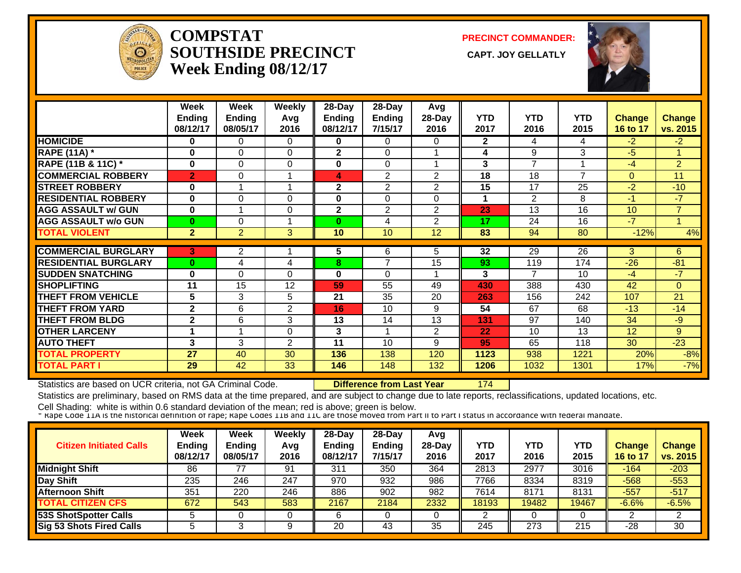# COMPSTAT SOUTHSIDE PRECINCT
## Week Ending 08/12/17

**PRECINCT COMMANDER:**

**CAPT. JOY GELLATLY**

| | Week Ending 08/12/17 | Week Ending 08/05/17 | Weekly Avg 2016 | 28-Day Ending 08/12/17 | 28-Day Ending 7/15/17 | Avg 28-Day 2016 | YTD 2017 | YTD 2016 | YTD 2015 | Change 16 to 17 | Change vs. 2015 |
|---|---|---|---|---|---|---|---|---|---|---|---|
| HOMICIDE | 0 | 0 | 0 | 0 | 0 | 0 | 2 | 4 | 4 | -2 | -2 |
| RAPE (11A) * | 0 | 0 | 0 | 2 | 0 | 1 | 4 | 9 | 3 | -5 | 1 |
| RAPE (11B & 11C) * | 0 | 0 | 0 | 0 | 0 | 1 | 3 | 7 | 1 | -4 | 2 |
| COMMERCIAL ROBBERY | 2 | 0 | 1 | 4 | 2 | 2 | 18 | 18 | 7 | 0 | 11 |
| STREET ROBBERY | 0 | 1 | 1 | 2 | 2 | 2 | 15 | 17 | 25 | -2 | -10 |
| RESIDENTIAL ROBBERY | 0 | 0 | 0 | 0 | 0 | 0 | 1 | 2 | 8 | -1 | -7 |
| AGG ASSAULT w/ GUN | 0 | 1 | 0 | 2 | 2 | 2 | 23 | 13 | 16 | 10 | 7 |
| AGG ASSAULT w/o GUN | 0 | 0 | 1 | 0 | 4 | 2 | 17 | 24 | 16 | -7 | 1 |
| TOTAL VIOLENT | 2 | 2 | 3 | 10 | 10 | 12 | 83 | 94 | 80 | -12% | 4% |
| COMMERCIAL BURGLARY | 3 | 2 | 1 | 5 | 6 | 5 | 32 | 29 | 26 | 3 | 6 |
| RESIDENTIAL BURGLARY | 0 | 4 | 4 | 8 | 7 | 15 | 93 | 119 | 174 | -26 | -81 |
| SUDDEN SNATCHING | 0 | 0 | 0 | 0 | 0 | 1 | 3 | 7 | 10 | -4 | -7 |
| SHOPLIFTING | 11 | 15 | 12 | 59 | 55 | 49 | 430 | 388 | 430 | 42 | 0 |
| THEFT FROM VEHICLE | 5 | 3 | 5 | 21 | 35 | 20 | 263 | 156 | 242 | 107 | 21 |
| THEFT FROM YARD | 2 | 6 | 2 | 16 | 10 | 9 | 54 | 67 | 68 | -13 | -14 |
| THEFT FROM BLDG | 2 | 6 | 3 | 13 | 14 | 13 | 131 | 97 | 140 | 34 | -9 |
| OTHER LARCENY | 1 | 1 | 0 | 3 | 1 | 2 | 22 | 10 | 13 | 12 | 9 |
| AUTO THEFT | 3 | 3 | 2 | 11 | 10 | 9 | 95 | 65 | 118 | 30 | -23 |
| TOTAL PROPERTY | 27 | 40 | 30 | 136 | 138 | 120 | 1123 | 938 | 1221 | 20% | -8% |
| TOTAL PART I | 29 | 42 | 33 | 146 | 148 | 132 | 1206 | 1032 | 1301 | 17% | -7% |

Statistics are based on UCR criteria, not GA Criminal Code. **Difference from Last Year** 174

Statistics are preliminary, based on RMS data at the time prepared, and are subject to change due to late reports, reclassifications, updated locations, etc.

Cell Shading: white is within 0.6 standard deviation of the mean; red is above; green is below.

* Rape Code 11A is the historical definition of rape; Rape Codes 11B and 11C are those moved from Part II to Part I status in accordance with federal mandate.

| Citizen Initiated Calls | Week Ending 08/12/17 | Week Ending 08/05/17 | Weekly Avg 2016 | 28-Day Ending 08/12/17 | 28-Day Ending 7/15/17 | Avg 28-Day 2016 | YTD 2017 | YTD 2016 | YTD 2015 | Change 16 to 17 | Change vs. 2015 |
|---|---|---|---|---|---|---|---|---|---|---|---|
| Midnight Shift | 86 | 77 | 91 | 311 | 350 | 364 | 2813 | 2977 | 3016 | -164 | -203 |
| Day Shift | 235 | 246 | 247 | 970 | 932 | 986 | 7766 | 8334 | 8319 | -568 | -553 |
| Afternoon Shift | 351 | 220 | 246 | 886 | 902 | 982 | 7614 | 8171 | 8131 | -557 | -517 |
| TOTAL CITIZEN CFS | 672 | 543 | 583 | 2167 | 2184 | 2332 | 18193 | 19482 | 19467 | -6.6% | -6.5% |
| 53S ShotSpotter Calls | 5 | 0 | 0 | 6 | 0 | 0 | 2 | 0 | 0 | 2 | 2 |
| Sig 53 Shots Fired Calls | 5 | 3 | 9 | 20 | 43 | 35 | 245 | 273 | 215 | -28 | 30 |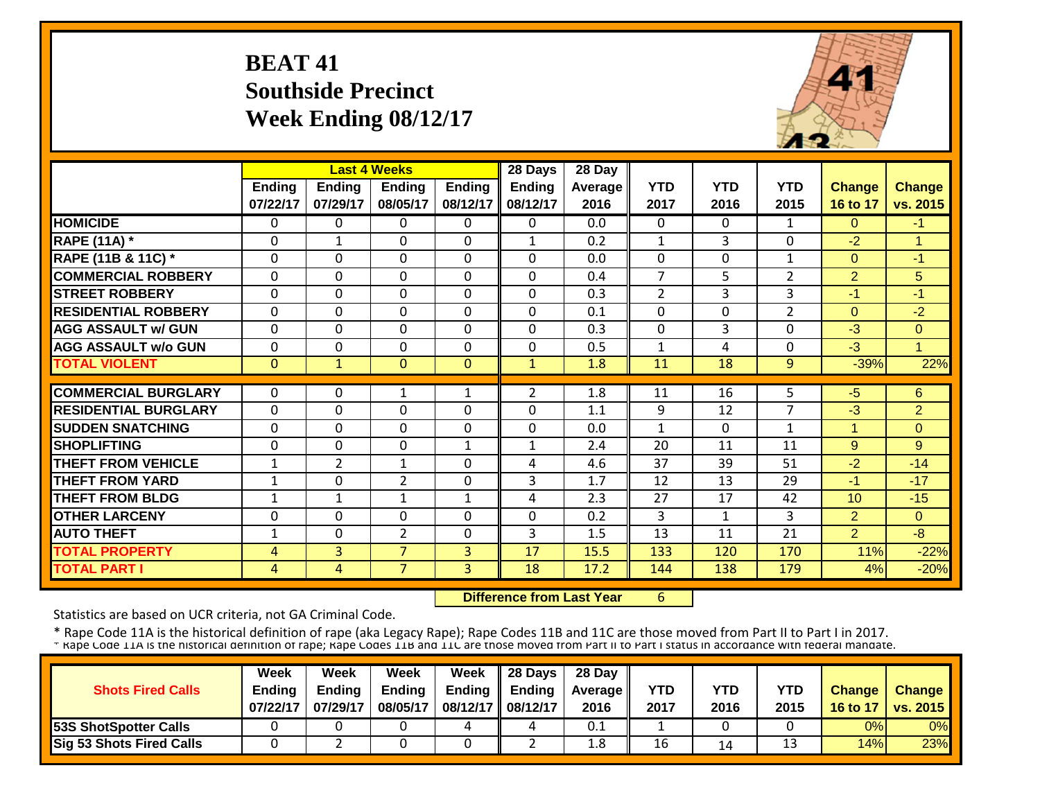# BEAT 41
## Southside Precinct
## Week Ending 08/12/17

| | Last 4 Weeks | | | | 28 Days | 28 Day | | | | | |
|---|---|---|---|---|---|---|---|---|---|---|---|
| | Ending 07/22/17 | Ending 07/29/17 | Ending 08/05/17 | Ending 08/12/17 | Ending 08/12/17 | Average 2016 | YTD 2017 | YTD 2016 | YTD 2015 | Change 16 to 17 | Change vs. 2015 |
| HOMICIDE | 0 | 0 | 0 | 0 | 0 | 0.0 | 0 | 0 | 1 | 0 | -1 |
| RAPE (11A) * | 0 | 1 | 0 | 0 | 1 | 0.2 | 1 | 3 | 0 | -2 | 1 |
| RAPE (11B & 11C) * | 0 | 0 | 0 | 0 | 0 | 0.0 | 0 | 0 | 1 | 0 | -1 |
| COMMERCIAL ROBBERY | 0 | 0 | 0 | 0 | 0 | 0.4 | 7 | 5 | 2 | 2 | 5 |
| STREET ROBBERY | 0 | 0 | 0 | 0 | 0 | 0.3 | 2 | 3 | 3 | -1 | -1 |
| RESIDENTIAL ROBBERY | 0 | 0 | 0 | 0 | 0 | 0.1 | 0 | 0 | 2 | 0 | -2 |
| AGG ASSAULT w/ GUN | 0 | 0 | 0 | 0 | 0 | 0.3 | 0 | 3 | 0 | -3 | 0 |
| AGG ASSAULT w/o GUN | 0 | 0 | 0 | 0 | 0 | 0.5 | 1 | 4 | 0 | -3 | 1 |
| TOTAL VIOLENT | 0 | 1 | 0 | 0 | 1 | 1.8 | 11 | 18 | 9 | -39% | 22% |
| COMMERCIAL BURGLARY | 0 | 0 | 1 | 1 | 2 | 1.8 | 11 | 16 | 5 | -5 | 6 |
| RESIDENTIAL BURGLARY | 0 | 0 | 0 | 0 | 0 | 1.1 | 9 | 12 | 7 | -3 | 2 |
| SUDDEN SNATCHING | 0 | 0 | 0 | 0 | 0 | 0.0 | 1 | 0 | 1 | 1 | 0 |
| SHOPLIFTING | 0 | 0 | 0 | 1 | 1 | 2.4 | 20 | 11 | 11 | 9 | 9 |
| THEFT FROM VEHICLE | 1 | 2 | 1 | 0 | 4 | 4.6 | 37 | 39 | 51 | -2 | -14 |
| THEFT FROM YARD | 1 | 0 | 2 | 0 | 3 | 1.7 | 12 | 13 | 29 | -1 | -17 |
| THEFT FROM BLDG | 1 | 1 | 1 | 1 | 4 | 2.3 | 27 | 17 | 42 | 10 | -15 |
| OTHER LARCENY | 0 | 0 | 0 | 0 | 0 | 0.2 | 3 | 1 | 3 | 2 | 0 |
| AUTO THEFT | 1 | 0 | 2 | 0 | 3 | 1.5 | 13 | 11 | 21 | 2 | -8 |
| TOTAL PROPERTY | 4 | 3 | 7 | 3 | 17 | 15.5 | 133 | 120 | 170 | 11% | -22% |
| TOTAL PART I | 4 | 4 | 7 | 3 | 18 | 17.2 | 144 | 138 | 179 | 4% | -20% |

**Difference from Last Year** 6

Statistics are based on UCR criteria, not GA Criminal Code.

* Rape Code 11A is the historical definition of rape (aka Legacy Rape); Rape Codes 11B and 11C are those moved from Part II to Part I in 2017.
* Rape Code 11A is the historical definition of rape; Rape Codes 11B and 11C are those moved from Part II to Part I status in accordance with federal mandate.

| Shots Fired Calls | Week Ending 07/22/17 | Week Ending 07/29/17 | Week Ending 08/05/17 | Week Ending 08/12/17 | 28 Days Ending 08/12/17 | 28 Day Average 2016 | YTD 2017 | YTD 2016 | YTD 2015 | Change 16 to 17 | Change vs. 2015 |
|---|---|---|---|---|---|---|---|---|---|---|---|
| 53S ShotSpotter Calls | 0 | 0 | 0 | 4 | 4 | 0.1 | 1 | 0 | 0 | 0% | 0% |
| Sig 53 Shots Fired Calls | 0 | 2 | 0 | 0 | 2 | 1.8 | 16 | 14 | 13 | 14% | 23% |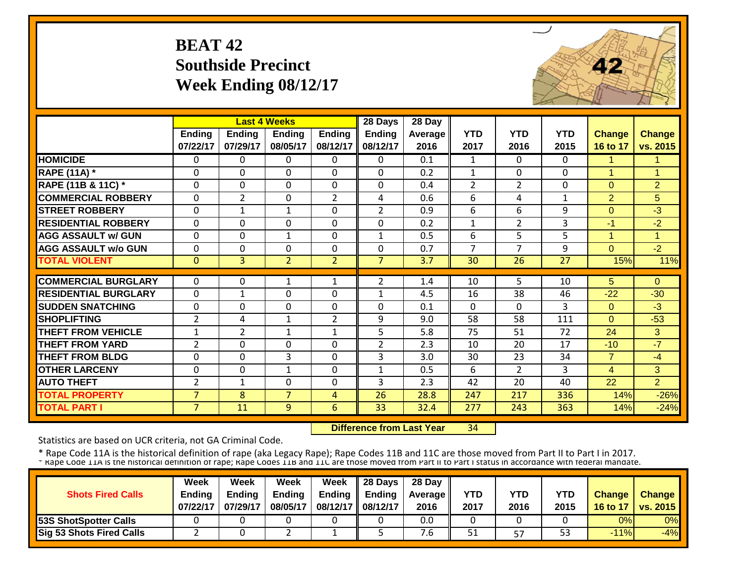# BEAT 42
## Southside Precinct
## Week Ending 08/12/17

| | Last 4 Weeks | | | | 28 Days | 28 Day | | | | | |
|---|---|---|---|---|---|---|---|---|---|---|---|
| | Ending 07/22/17 | Ending 07/29/17 | Ending 08/05/17 | Ending 08/12/17 | Ending 08/12/17 | Average 2016 | YTD 2017 | YTD 2016 | YTD 2015 | Change 16 to 17 | Change vs. 2015 |
| HOMICIDE | 0 | 0 | 0 | 0 | 0 | 0.1 | 1 | 0 | 0 | 1 | 1 |
| RAPE (11A) * | 0 | 0 | 0 | 0 | 0 | 0.2 | 1 | 0 | 0 | 1 | 1 |
| RAPE (11B & 11C) * | 0 | 0 | 0 | 0 | 0 | 0.4 | 2 | 2 | 0 | 0 | 2 |
| COMMERCIAL ROBBERY | 0 | 2 | 0 | 2 | 4 | 0.6 | 6 | 4 | 1 | 2 | 5 |
| STREET ROBBERY | 0 | 1 | 1 | 0 | 2 | 0.9 | 6 | 6 | 9 | 0 | -3 |
| RESIDENTIAL ROBBERY | 0 | 0 | 0 | 0 | 0 | 0.2 | 1 | 2 | 3 | -1 | -2 |
| AGG ASSAULT w/ GUN | 0 | 0 | 1 | 0 | 1 | 0.5 | 6 | 5 | 5 | 1 | 1 |
| AGG ASSAULT w/o GUN | 0 | 0 | 0 | 0 | 0 | 0.7 | 7 | 7 | 9 | 0 | -2 |
| TOTAL VIOLENT | 0 | 3 | 2 | 2 | 7 | 3.7 | 30 | 26 | 27 | 15% | 11% |
| COMMERCIAL BURGLARY | 0 | 0 | 1 | 1 | 2 | 1.4 | 10 | 5 | 10 | 5 | 0 |
| RESIDENTIAL BURGLARY | 0 | 1 | 0 | 0 | 1 | 4.5 | 16 | 38 | 46 | -22 | -30 |
| SUDDEN SNATCHING | 0 | 0 | 0 | 0 | 0 | 0.1 | 0 | 0 | 3 | 0 | -3 |
| SHOPLIFTING | 2 | 4 | 1 | 2 | 9 | 9.0 | 58 | 58 | 111 | 0 | -53 |
| THEFT FROM VEHICLE | 1 | 2 | 1 | 1 | 5 | 5.8 | 75 | 51 | 72 | 24 | 3 |
| THEFT FROM YARD | 2 | 0 | 0 | 0 | 2 | 2.3 | 10 | 20 | 17 | -10 | -7 |
| THEFT FROM BLDG | 0 | 0 | 3 | 0 | 3 | 3.0 | 30 | 23 | 34 | 7 | -4 |
| OTHER LARCENY | 0 | 0 | 1 | 0 | 1 | 0.5 | 6 | 2 | 3 | 4 | 3 |
| AUTO THEFT | 2 | 1 | 0 | 0 | 3 | 2.3 | 42 | 20 | 40 | 22 | 2 |
| TOTAL PROPERTY | 7 | 8 | 7 | 4 | 26 | 28.8 | 247 | 217 | 336 | 14% | -26% |
| TOTAL PART I | 7 | 11 | 9 | 6 | 33 | 32.4 | 277 | 243 | 363 | 14% | -24% |

**Difference from Last Year** 34

Statistics are based on UCR criteria, not GA Criminal Code.

* Rape Code 11A is the historical definition of rape (aka Legacy Rape); Rape Codes 11B and 11C are those moved from Part II to Part I in 2017.
* Rape Code 11A is the historical definition of rape; Rape Codes 11B and 11C are those moved from Part II to Part I status in accordance with federal mandate.

| Shots Fired Calls | Week Ending 07/22/17 | Week Ending 07/29/17 | Week Ending 08/05/17 | Week Ending 08/12/17 | 28 Days Ending 08/12/17 | 28 Day Average 2016 | YTD 2017 | YTD 2016 | YTD 2015 | Change 16 to 17 | Change vs. 2015 |
|---|---|---|---|---|---|---|---|---|---|---|---|
| 53S ShotSpotter Calls | 0 | 0 | 0 | 0 | 0 | 0.0 | 0 | 0 | 0 | 0% | 0% |
| Sig 53 Shots Fired Calls | 2 | 0 | 2 | 1 | 5 | 7.6 | 51 | 57 | 53 | -11% | -4% |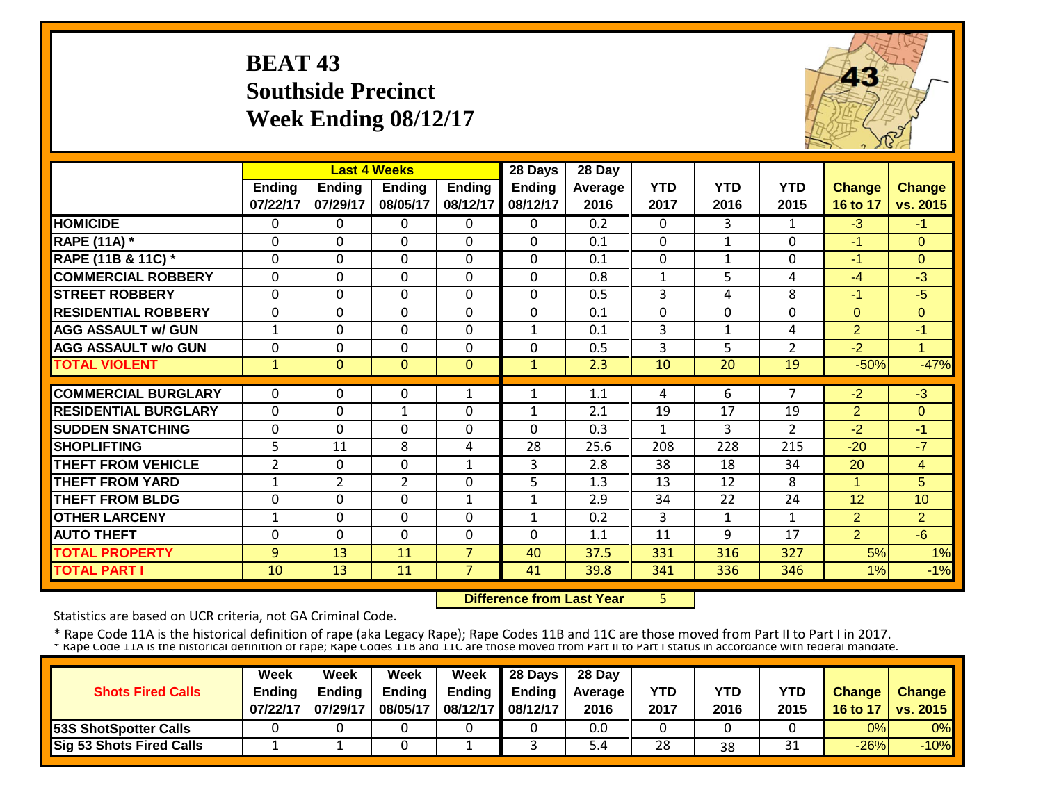# BEAT 43
## Southside Precinct
## Week Ending 08/12/17

| | Last 4 Weeks | | | | 28 Days | 28 Day | | | | | |
|---|---|---|---|---|---|---|---|---|---|---|---|
| | Ending 07/22/17 | Ending 07/29/17 | Ending 08/05/17 | Ending 08/12/17 | Ending 08/12/17 | Average 2016 | YTD 2017 | YTD 2016 | YTD 2015 | Change 16 to 17 | Change vs. 2015 |
| HOMICIDE | 0 | 0 | 0 | 0 | 0 | 0.2 | 0 | 3 | 1 | -3 | -1 |
| RAPE (11A) * | 0 | 0 | 0 | 0 | 0 | 0.1 | 0 | 1 | 0 | -1 | 0 |
| RAPE (11B & 11C) * | 0 | 0 | 0 | 0 | 0 | 0.1 | 0 | 1 | 0 | -1 | 0 |
| COMMERCIAL ROBBERY | 0 | 0 | 0 | 0 | 0 | 0.8 | 1 | 5 | 4 | -4 | -3 |
| STREET ROBBERY | 0 | 0 | 0 | 0 | 0 | 0.5 | 3 | 4 | 8 | -1 | -5 |
| RESIDENTIAL ROBBERY | 0 | 0 | 0 | 0 | 0 | 0.1 | 0 | 0 | 0 | 0 | 0 |
| AGG ASSAULT w/ GUN | 1 | 0 | 0 | 0 | 1 | 0.1 | 3 | 1 | 4 | 2 | -1 |
| AGG ASSAULT w/o GUN | 0 | 0 | 0 | 0 | 0 | 0.5 | 3 | 5 | 2 | -2 | 1 |
| TOTAL VIOLENT | 1 | 0 | 0 | 0 | 1 | 2.3 | 10 | 20 | 19 | -50% | -47% |
| COMMERCIAL BURGLARY | 0 | 0 | 0 | 1 | 1 | 1.1 | 4 | 6 | 7 | -2 | -3 |
| RESIDENTIAL BURGLARY | 0 | 0 | 1 | 0 | 1 | 2.1 | 19 | 17 | 19 | 2 | 0 |
| SUDDEN SNATCHING | 0 | 0 | 0 | 0 | 0 | 0.3 | 1 | 3 | 2 | -2 | -1 |
| SHOPLIFTING | 5 | 11 | 8 | 4 | 28 | 25.6 | 208 | 228 | 215 | -20 | -7 |
| THEFT FROM VEHICLE | 2 | 0 | 0 | 1 | 3 | 2.8 | 38 | 18 | 34 | 20 | 4 |
| THEFT FROM YARD | 1 | 2 | 2 | 0 | 5 | 1.3 | 13 | 12 | 8 | 1 | 5 |
| THEFT FROM BLDG | 0 | 0 | 0 | 1 | 1 | 2.9 | 34 | 22 | 24 | 12 | 10 |
| OTHER LARCENY | 1 | 0 | 0 | 0 | 1 | 0.2 | 3 | 1 | 1 | 2 | 2 |
| AUTO THEFT | 0 | 0 | 0 | 0 | 0 | 1.1 | 11 | 9 | 17 | 2 | -6 |
| TOTAL PROPERTY | 9 | 13 | 11 | 7 | 40 | 37.5 | 331 | 316 | 327 | 5% | 1% |
| TOTAL PART I | 10 | 13 | 11 | 7 | 41 | 39.8 | 341 | 336 | 346 | 1% | -1% |

**Difference from Last Year** 5

Statistics are based on UCR criteria, not GA Criminal Code.

* Rape Code 11A is the historical definition of rape (aka Legacy Rape); Rape Codes 11B and 11C are those moved from Part II to Part I in 2017.
* Rape Code 11A is the historical definition of rape; Rape Codes 11B and 11C are those moved from Part II to Part I status in accordance with federal mandate.

| Shots Fired Calls | Week Ending 07/22/17 | Week Ending 07/29/17 | Week Ending 08/05/17 | Week Ending 08/12/17 | 28 Days Ending 08/12/17 | 28 Day Average 2016 | YTD 2017 | YTD 2016 | YTD 2015 | Change 16 to 17 | Change vs. 2015 |
|---|---|---|---|---|---|---|---|---|---|---|---|
| 53S ShotSpotter Calls | 0 | 0 | 0 | 0 | 0 | 0.0 | 0 | 0 | 0 | 0% | 0% |
| Sig 53 Shots Fired Calls | 1 | 1 | 0 | 1 | 3 | 5.4 | 28 | 38 | 31 | -26% | -10% |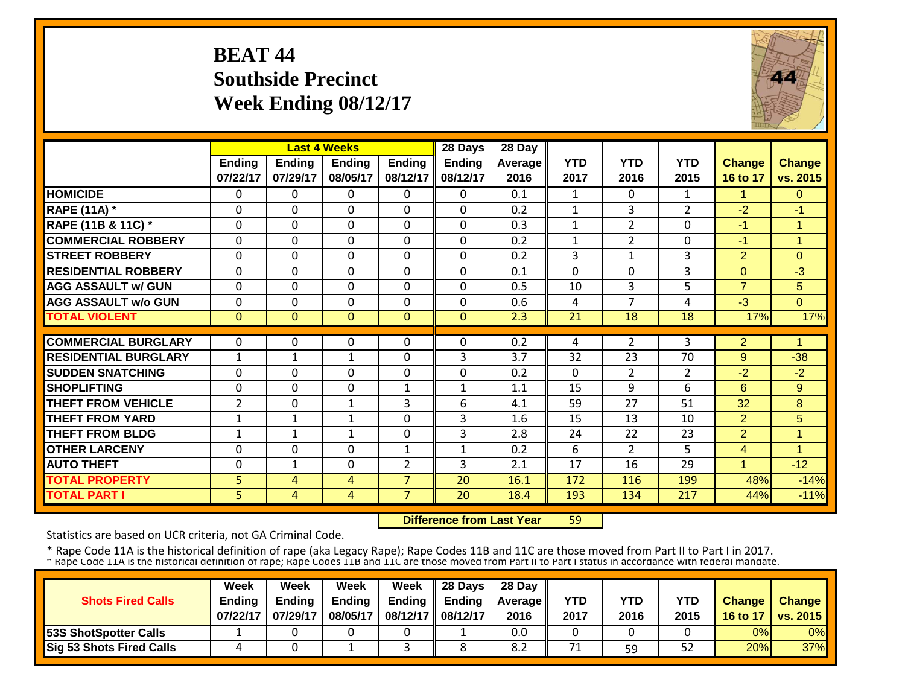# BEAT 44
## Southside Precinct
## Week Ending 08/12/17

| | Last 4 Weeks | | | | 28 Days | 28 Day | | | | | |
|---|---|---|---|---|---|---|---|---|---|---|---|
| | Ending 07/22/17 | Ending 07/29/17 | Ending 08/05/17 | Ending 08/12/17 | Ending 08/12/17 | Average 2016 | YTD 2017 | YTD 2016 | YTD 2015 | Change 16 to 17 | Change vs. 2015 |
| **HOMICIDE** | 0 | 0 | 0 | 0 | 0 | 0.1 | 1 | 0 | 1 | 1 | 0 |
| **RAPE (11A) *** | 0 | 0 | 0 | 0 | 0 | 0.2 | 1 | 3 | 2 | -2 | -1 |
| **RAPE (11B & 11C) *** | 0 | 0 | 0 | 0 | 0 | 0.3 | 1 | 2 | 0 | -1 | 1 |
| **COMMERCIAL ROBBERY** | 0 | 0 | 0 | 0 | 0 | 0.2 | 1 | 2 | 0 | -1 | 1 |
| **STREET ROBBERY** | 0 | 0 | 0 | 0 | 0 | 0.2 | 3 | 1 | 3 | 2 | 0 |
| **RESIDENTIAL ROBBERY** | 0 | 0 | 0 | 0 | 0 | 0.1 | 0 | 0 | 3 | 0 | -3 |
| **AGG ASSAULT w/ GUN** | 0 | 0 | 0 | 0 | 0 | 0.5 | 10 | 3 | 5 | 7 | 5 |
| **AGG ASSAULT w/o GUN** | 0 | 0 | 0 | 0 | 0 | 0.6 | 4 | 7 | 4 | -3 | 0 |
| **TOTAL VIOLENT** | 0 | 0 | 0 | 0 | 0 | 2.3 | 21 | 18 | 18 | 17% | 17% |
| **COMMERCIAL BURGLARY** | 0 | 0 | 0 | 0 | 0 | 0.2 | 4 | 2 | 3 | 2 | 1 |
| **RESIDENTIAL BURGLARY** | 1 | 1 | 1 | 0 | 3 | 3.7 | 32 | 23 | 70 | 9 | -38 |
| **SUDDEN SNATCHING** | 0 | 0 | 0 | 0 | 0 | 0.2 | 0 | 2 | 2 | -2 | -2 |
| **SHOPLIFTING** | 0 | 0 | 0 | 1 | 1 | 1.1 | 15 | 9 | 6 | 6 | 9 |
| **THEFT FROM VEHICLE** | 2 | 0 | 1 | 3 | 6 | 4.1 | 59 | 27 | 51 | 32 | 8 |
| **THEFT FROM YARD** | 1 | 1 | 1 | 0 | 3 | 1.6 | 15 | 13 | 10 | 2 | 5 |
| **THEFT FROM BLDG** | 1 | 1 | 1 | 0 | 3 | 2.8 | 24 | 22 | 23 | 2 | 1 |
| **OTHER LARCENY** | 0 | 0 | 0 | 1 | 1 | 0.2 | 6 | 2 | 5 | 4 | 1 |
| **AUTO THEFT** | 0 | 1 | 0 | 2 | 3 | 2.1 | 17 | 16 | 29 | 1 | -12 |
| **TOTAL PROPERTY** | 5 | 4 | 4 | 7 | 20 | 16.1 | 172 | 116 | 199 | 48% | -14% |
| **TOTAL PART I** | 5 | 4 | 4 | 7 | 20 | 18.4 | 193 | 134 | 217 | 44% | -11% |

**Difference from Last Year** 59

Statistics are based on UCR criteria, not GA Criminal Code.

* Rape Code 11A is the historical definition of rape (aka Legacy Rape); Rape Codes 11B and 11C are those moved from Part II to Part I in 2017.
* Rape Code 11A is the historical definition of rape; Rape Codes 11B and 11C are those moved from Part II to Part I status in accordance with federal mandate.

| Shots Fired Calls | Week Ending 07/22/17 | Week Ending 07/29/17 | Week Ending 08/05/17 | Week Ending 08/12/17 | 28 Days Ending 08/12/17 | 28 Day Average 2016 | YTD 2017 | YTD 2016 | YTD 2015 | Change 16 to 17 | Change vs. 2015 |
|---|---|---|---|---|---|---|---|---|---|---|---|
| **53S ShotSpotter Calls** | 1 | 0 | 0 | 0 | 1 | 0.0 | 0 | 0 | 0 | 0% | 0% |
| **Sig 53 Shots Fired Calls** | 4 | 0 | 1 | 3 | 8 | 8.2 | 71 | 59 | 52 | 20% | 37% |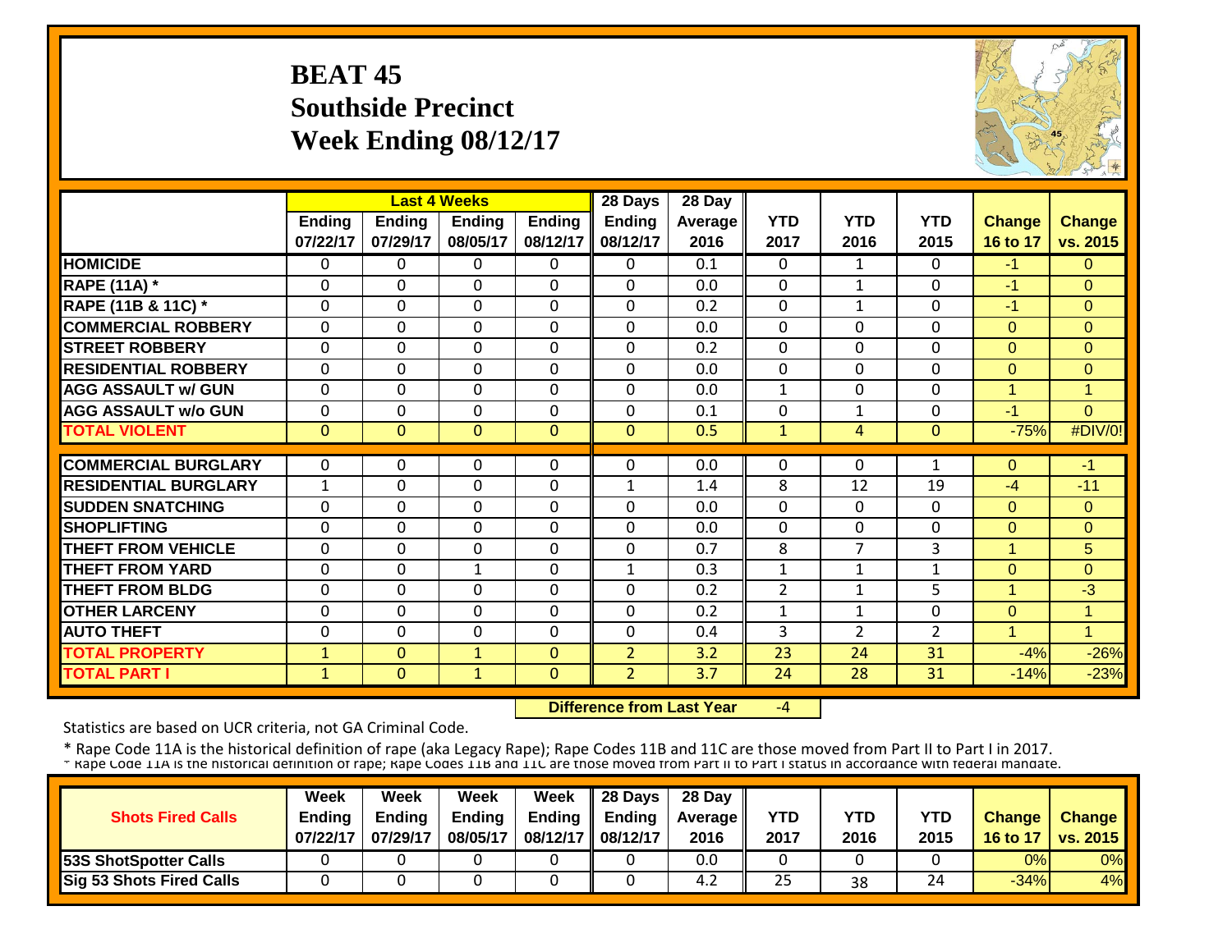# BEAT 45
## Southside Precinct
## Week Ending 08/12/17

| | Last 4 Weeks | | | | 28 Days | 28 Day | | | | | |
|---|---|---|---|---|---|---|---|---|---|---|---|
| | Ending 07/22/17 | Ending 07/29/17 | Ending 08/05/17 | Ending 08/12/17 | Ending 08/12/17 | Average 2016 | YTD 2017 | YTD 2016 | YTD 2015 | Change 16 to 17 | Change vs. 2015 |
| HOMICIDE | 0 | 0 | 0 | 0 | 0 | 0.1 | 0 | 1 | 0 | -1 | 0 |
| RAPE (11A) * | 0 | 0 | 0 | 0 | 0 | 0.0 | 0 | 1 | 0 | -1 | 0 |
| RAPE (11B & 11C) * | 0 | 0 | 0 | 0 | 0 | 0.2 | 0 | 1 | 0 | -1 | 0 |
| COMMERCIAL ROBBERY | 0 | 0 | 0 | 0 | 0 | 0.0 | 0 | 0 | 0 | 0 | 0 |
| STREET ROBBERY | 0 | 0 | 0 | 0 | 0 | 0.2 | 0 | 0 | 0 | 0 | 0 |
| RESIDENTIAL ROBBERY | 0 | 0 | 0 | 0 | 0 | 0.0 | 0 | 0 | 0 | 0 | 0 |
| AGG ASSAULT w/ GUN | 0 | 0 | 0 | 0 | 0 | 0.0 | 1 | 0 | 0 | 1 | 1 |
| AGG ASSAULT w/o GUN | 0 | 0 | 0 | 0 | 0 | 0.1 | 0 | 1 | 0 | -1 | 0 |
| TOTAL VIOLENT | 0 | 0 | 0 | 0 | 0 | 0.5 | 1 | 4 | 0 | -75% | #DIV/0! |
| COMMERCIAL BURGLARY | 0 | 0 | 0 | 0 | 0 | 0.0 | 0 | 0 | 1 | 0 | -1 |
| RESIDENTIAL BURGLARY | 1 | 0 | 0 | 0 | 1 | 1.4 | 8 | 12 | 19 | -4 | -11 |
| SUDDEN SNATCHING | 0 | 0 | 0 | 0 | 0 | 0.0 | 0 | 0 | 0 | 0 | 0 |
| SHOPLIFTING | 0 | 0 | 0 | 0 | 0 | 0.0 | 0 | 0 | 0 | 0 | 0 |
| THEFT FROM VEHICLE | 0 | 0 | 0 | 0 | 0 | 0.7 | 8 | 7 | 3 | 1 | 5 |
| THEFT FROM YARD | 0 | 0 | 1 | 0 | 1 | 0.3 | 1 | 1 | 1 | 0 | 0 |
| THEFT FROM BLDG | 0 | 0 | 0 | 0 | 0 | 0.2 | 2 | 1 | 5 | 1 | -3 |
| OTHER LARCENY | 0 | 0 | 0 | 0 | 0 | 0.2 | 1 | 1 | 0 | 0 | 1 |
| AUTO THEFT | 0 | 0 | 0 | 0 | 0 | 0.4 | 3 | 2 | 2 | 1 | 1 |
| TOTAL PROPERTY | 1 | 0 | 1 | 0 | 2 | 3.2 | 23 | 24 | 31 | -4% | -26% |
| TOTAL PART I | 1 | 0 | 1 | 0 | 2 | 3.7 | 24 | 28 | 31 | -14% | -23% |

**Difference from Last Year** -4

Statistics are based on UCR criteria, not GA Criminal Code.

* Rape Code 11A is the historical definition of rape (aka Legacy Rape); Rape Codes 11B and 11C are those moved from Part II to Part I in 2017.
* Rape Code 11A is the historical definition of rape; Rape Codes 11B and 11C are those moved from Part II to Part I status in accordance with federal mandate.

| Shots Fired Calls | Week Ending 07/22/17 | Week Ending 07/29/17 | Week Ending 08/05/17 | Week Ending 08/12/17 | 28 Days Ending 08/12/17 | 28 Day Average 2016 | YTD 2017 | YTD 2016 | YTD 2015 | Change 16 to 17 | Change vs. 2015 |
|---|---|---|---|---|---|---|---|---|---|---|---|
| 53S ShotSpotter Calls | 0 | 0 | 0 | 0 | 0 | 0.0 | 0 | 0 | 0 | 0% | 0% |
| Sig 53 Shots Fired Calls | 0 | 0 | 0 | 0 | 0 | 4.2 | 25 | 38 | 24 | -34% | 4% |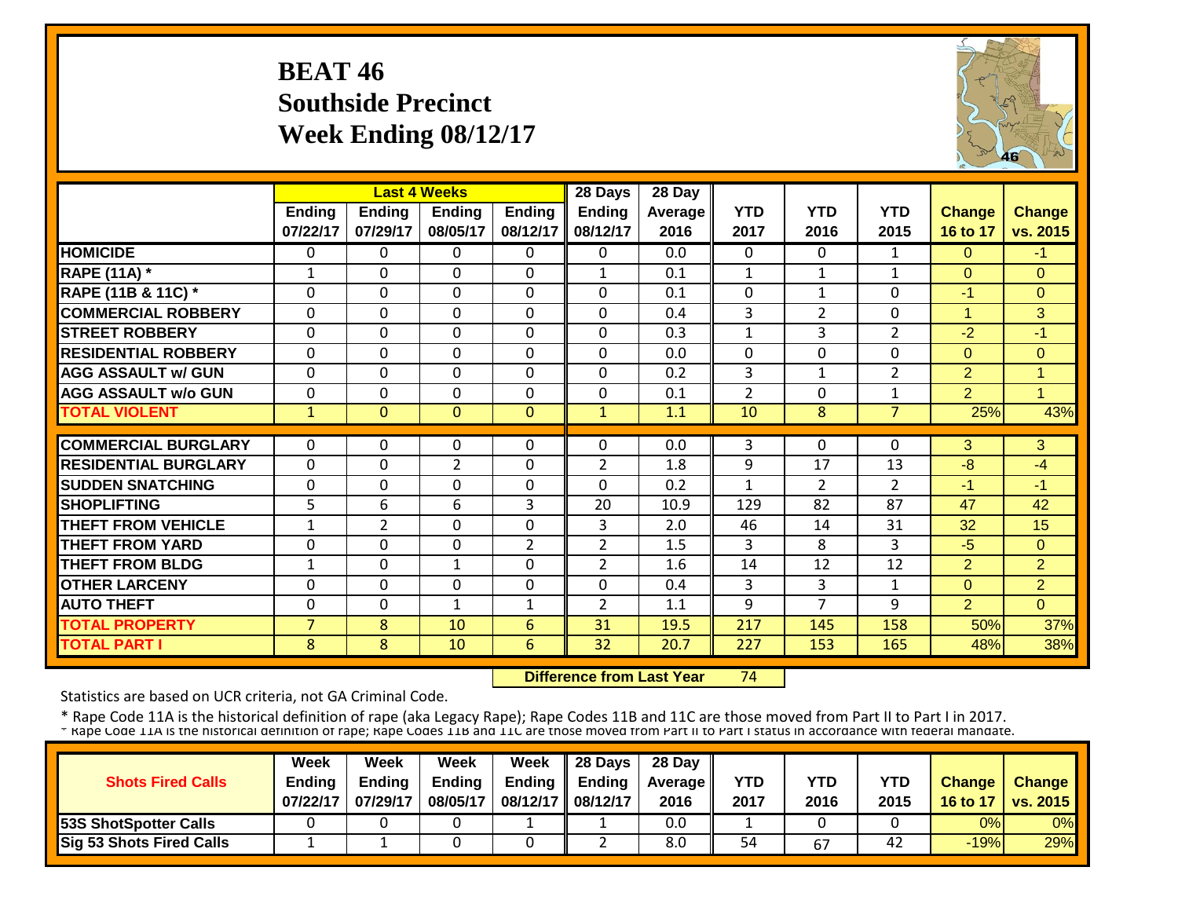# BEAT 46
## Southside Precinct
## Week Ending 08/12/17

| | Last 4 Weeks | | | | 28 Days | 28 Day | | | | | |
|---|---|---|---|---|---|---|---|---|---|---|---|
| | Ending 07/22/17 | Ending 07/29/17 | Ending 08/05/17 | Ending 08/12/17 | Ending 08/12/17 | Average 2016 | YTD 2017 | YTD 2016 | YTD 2015 | Change 16 to 17 | Change vs. 2015 |
| HOMICIDE | 0 | 0 | 0 | 0 | 0 | 0.0 | 0 | 0 | 1 | 0 | -1 |
| RAPE (11A) * | 1 | 0 | 0 | 0 | 1 | 0.1 | 1 | 1 | 1 | 0 | 0 |
| RAPE (11B & 11C) * | 0 | 0 | 0 | 0 | 0 | 0.1 | 0 | 1 | 0 | -1 | 0 |
| COMMERCIAL ROBBERY | 0 | 0 | 0 | 0 | 0 | 0.4 | 3 | 2 | 0 | 1 | 3 |
| STREET ROBBERY | 0 | 0 | 0 | 0 | 0 | 0.3 | 1 | 3 | 2 | -2 | -1 |
| RESIDENTIAL ROBBERY | 0 | 0 | 0 | 0 | 0 | 0.0 | 0 | 0 | 0 | 0 | 0 |
| AGG ASSAULT w/ GUN | 0 | 0 | 0 | 0 | 0 | 0.2 | 3 | 1 | 2 | 2 | 1 |
| AGG ASSAULT w/o GUN | 0 | 0 | 0 | 0 | 0 | 0.1 | 2 | 0 | 1 | 2 | 1 |
| TOTAL VIOLENT | 1 | 0 | 0 | 0 | 1 | 1.1 | 10 | 8 | 7 | 25% | 43% |
| COMMERCIAL BURGLARY | 0 | 0 | 0 | 0 | 0 | 0.0 | 3 | 0 | 0 | 3 | 3 |
| RESIDENTIAL BURGLARY | 0 | 0 | 2 | 0 | 2 | 1.8 | 9 | 17 | 13 | -8 | -4 |
| SUDDEN SNATCHING | 0 | 0 | 0 | 0 | 0 | 0.2 | 1 | 2 | 2 | -1 | -1 |
| SHOPLIFTING | 5 | 6 | 6 | 3 | 20 | 10.9 | 129 | 82 | 87 | 47 | 42 |
| THEFT FROM VEHICLE | 1 | 2 | 0 | 0 | 3 | 2.0 | 46 | 14 | 31 | 32 | 15 |
| THEFT FROM YARD | 0 | 0 | 0 | 2 | 2 | 1.5 | 3 | 8 | 3 | -5 | 0 |
| THEFT FROM BLDG | 1 | 0 | 1 | 0 | 2 | 1.6 | 14 | 12 | 12 | 2 | 2 |
| OTHER LARCENY | 0 | 0 | 0 | 0 | 0 | 0.4 | 3 | 3 | 1 | 0 | 2 |
| AUTO THEFT | 0 | 0 | 1 | 1 | 2 | 1.1 | 9 | 7 | 9 | 2 | 0 |
| TOTAL PROPERTY | 7 | 8 | 10 | 6 | 31 | 19.5 | 217 | 145 | 158 | 50% | 37% |
| TOTAL PART I | 8 | 8 | 10 | 6 | 32 | 20.7 | 227 | 153 | 165 | 48% | 38% |

**Difference from Last Year** 74

Statistics are based on UCR criteria, not GA Criminal Code.

* Rape Code 11A is the historical definition of rape (aka Legacy Rape); Rape Codes 11B and 11C are those moved from Part II to Part I in 2017.

| Shots Fired Calls | Week Ending 07/22/17 | Week Ending 07/29/17 | Week Ending 08/05/17 | Week Ending 08/12/17 | 28 Days Ending 08/12/17 | 28 Day Average 2016 | YTD 2017 | YTD 2016 | YTD 2015 | Change 16 to 17 | Change vs. 2015 |
|---|---|---|---|---|---|---|---|---|---|---|---|
| 53S ShotSpotter Calls | 0 | 0 | 0 | 1 | 1 | 0.0 | 1 | 0 | 0 | 0% | 0% |
| Sig 53 Shots Fired Calls | 1 | 1 | 0 | 0 | 2 | 8.0 | 54 | 67 | 42 | -19% | 29% |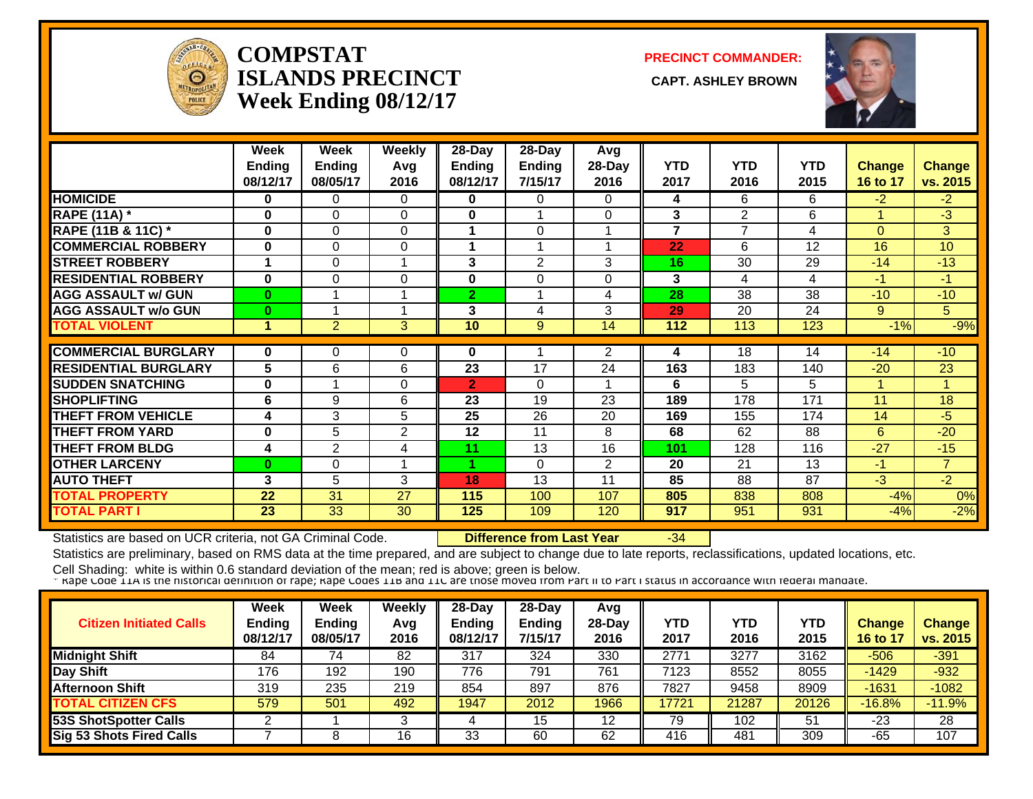# COMPSTAT
# ISLANDS PRECINCT
# Week Ending 08/12/17

**PRECINCT COMMANDER:**

**CAPT. ASHLEY BROWN**

| | Week Ending 08/12/17 | Week Ending 08/05/17 | Weekly Avg 2016 | 28-Day Ending 08/12/17 | 28-Day Ending 7/15/17 | Avg 28-Day 2016 | YTD 2017 | YTD 2016 | YTD 2015 | Change 16 to 17 | Change vs. 2015 |
|---|---|---|---|---|---|---|---|---|---|---|---|
| HOMICIDE | 0 | 0 | 0 | 0 | 0 | 0 | 4 | 6 | 6 | -2 | -2 |
| RAPE (11A) * | 0 | 0 | 0 | 0 | 1 | 0 | 3 | 2 | 6 | 1 | -3 |
| RAPE (11B & 11C) * | 0 | 0 | 0 | 1 | 0 | 1 | 7 | 7 | 4 | 0 | 3 |
| COMMERCIAL ROBBERY | 0 | 0 | 0 | 1 | 1 | 1 | 22 | 6 | 12 | 16 | 10 |
| STREET ROBBERY | 1 | 0 | 1 | 3 | 2 | 3 | 16 | 30 | 29 | -14 | -13 |
| RESIDENTIAL ROBBERY | 0 | 0 | 0 | 0 | 0 | 0 | 3 | 4 | 4 | -1 | -1 |
| AGG ASSAULT w/ GUN | 0 | 1 | 1 | 2 | 1 | 4 | 28 | 38 | 38 | -10 | -10 |
| AGG ASSAULT w/o GUN | 0 | 1 | 1 | 3 | 4 | 3 | 29 | 20 | 24 | 9 | 5 |
| TOTAL VIOLENT | 1 | 2 | 3 | 10 | 9 | 14 | 112 | 113 | 123 | -1% | -9% |
| COMMERCIAL BURGLARY | 0 | 0 | 0 | 0 | 1 | 2 | 4 | 18 | 14 | -14 | -10 |
| RESIDENTIAL BURGLARY | 5 | 6 | 6 | 23 | 17 | 24 | 163 | 183 | 140 | -20 | 23 |
| SUDDEN SNATCHING | 0 | 1 | 0 | 2 | 0 | 1 | 6 | 5 | 5 | 1 | 1 |
| SHOPLIFTING | 6 | 9 | 6 | 23 | 19 | 23 | 189 | 178 | 171 | 11 | 18 |
| THEFT FROM VEHICLE | 4 | 3 | 5 | 25 | 26 | 20 | 169 | 155 | 174 | 14 | -5 |
| THEFT FROM YARD | 0 | 5 | 2 | 12 | 11 | 8 | 68 | 62 | 88 | 6 | -20 |
| THEFT FROM BLDG | 4 | 2 | 4 | 11 | 13 | 16 | 101 | 128 | 116 | -27 | -15 |
| OTHER LARCENY | 0 | 0 | 1 | 1 | 0 | 2 | 20 | 21 | 13 | -1 | 7 |
| AUTO THEFT | 3 | 5 | 3 | 18 | 13 | 11 | 85 | 88 | 87 | -3 | -2 |
| TOTAL PROPERTY | 22 | 31 | 27 | 115 | 100 | 107 | 805 | 838 | 808 | -4% | 0% |
| TOTAL PART I | 23 | 33 | 30 | 125 | 109 | 120 | 917 | 951 | 931 | -4% | -2% |

Statistics are based on UCR criteria, not GA Criminal Code. **Difference from Last Year** -34

Statistics are preliminary, based on RMS data at the time prepared, and are subject to change due to late reports, reclassifications, updated locations, etc.

Cell Shading: white is within 0.6 standard deviation of the mean; red is above; green is below.

* Rape Code 11A is the historical definition of rape; Rape Codes 11B and 11C are those moved from Part II to Part I status in accordance with federal mandate.

| Citizen Initiated Calls | Week Ending 08/12/17 | Week Ending 08/05/17 | Weekly Avg 2016 | 28-Day Ending 08/12/17 | 28-Day Ending 7/15/17 | Avg 28-Day 2016 | YTD 2017 | YTD 2016 | YTD 2015 | Change 16 to 17 | Change vs. 2015 |
|---|---|---|---|---|---|---|---|---|---|---|---|
| Midnight Shift | 84 | 74 | 82 | 317 | 324 | 330 | 2771 | 3277 | 3162 | -506 | -391 |
| Day Shift | 176 | 192 | 190 | 776 | 791 | 761 | 7123 | 8552 | 8055 | -1429 | -932 |
| Afternoon Shift | 319 | 235 | 219 | 854 | 897 | 876 | 7827 | 9458 | 8909 | -1631 | -1082 |
| TOTAL CITIZEN CFS | 579 | 501 | 492 | 1947 | 2012 | 1966 | 17721 | 21287 | 20126 | -16.8% | -11.9% |
| 53S ShotSpotter Calls | 2 | 1 | 3 | 4 | 15 | 12 | 79 | 102 | 51 | -23 | 28 |
| Sig 53 Shots Fired Calls | 7 | 8 | 16 | 33 | 60 | 62 | 416 | 481 | 309 | -65 | 107 |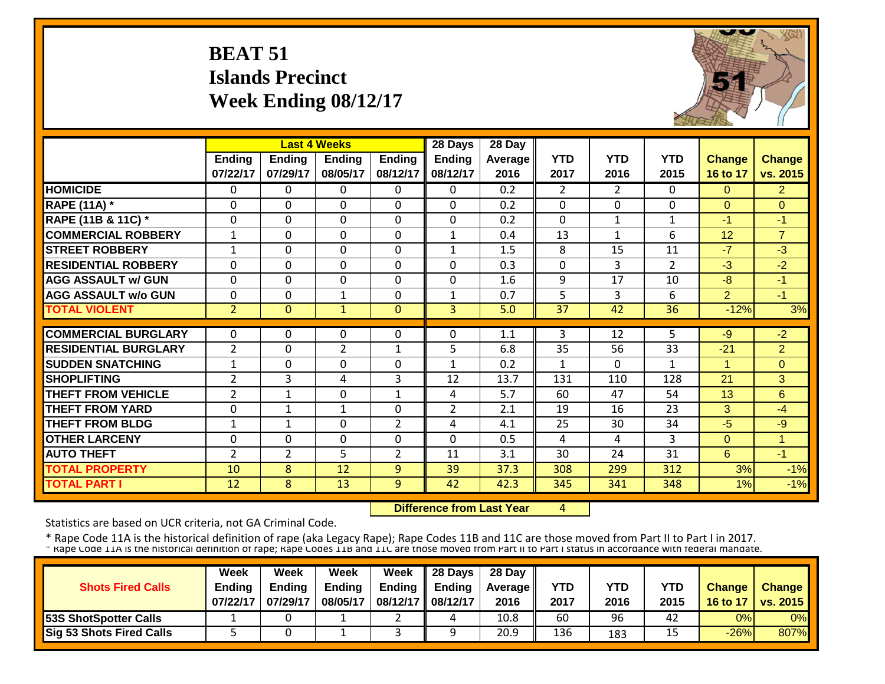# BEAT 51
## Islands Precinct
## Week Ending 08/12/17

| | Last 4 Weeks | | | | 28 Days | 28 Day | | | | | |
|---|---|---|---|---|---|---|---|---|---|---|---|
| | Ending 07/22/17 | Ending 07/29/17 | Ending 08/05/17 | Ending 08/12/17 | Ending 08/12/17 | Average 2016 | YTD 2017 | YTD 2016 | YTD 2015 | Change 16 to 17 | Change vs. 2015 |
| HOMICIDE | 0 | 0 | 0 | 0 | 0 | 0.2 | 2 | 2 | 0 | 0 | 2 |
| RAPE (11A) * | 0 | 0 | 0 | 0 | 0 | 0.2 | 0 | 0 | 0 | 0 | 0 |
| RAPE (11B & 11C) * | 0 | 0 | 0 | 0 | 0 | 0.2 | 0 | 1 | 1 | -1 | -1 |
| COMMERCIAL ROBBERY | 1 | 0 | 0 | 0 | 1 | 0.4 | 13 | 1 | 6 | 12 | 7 |
| STREET ROBBERY | 1 | 0 | 0 | 0 | 1 | 1.5 | 8 | 15 | 11 | -7 | -3 |
| RESIDENTIAL ROBBERY | 0 | 0 | 0 | 0 | 0 | 0.3 | 0 | 3 | 2 | -3 | -2 |
| AGG ASSAULT w/ GUN | 0 | 0 | 0 | 0 | 0 | 1.6 | 9 | 17 | 10 | -8 | -1 |
| AGG ASSAULT w/o GUN | 0 | 0 | 1 | 0 | 1 | 0.7 | 5 | 3 | 6 | 2 | -1 |
| TOTAL VIOLENT | 2 | 0 | 1 | 0 | 3 | 5.0 | 37 | 42 | 36 | -12% | 3% |
| COMMERCIAL BURGLARY | 0 | 0 | 0 | 0 | 0 | 1.1 | 3 | 12 | 5 | -9 | -2 |
| RESIDENTIAL BURGLARY | 2 | 0 | 2 | 1 | 5 | 6.8 | 35 | 56 | 33 | -21 | 2 |
| SUDDEN SNATCHING | 1 | 0 | 0 | 0 | 1 | 0.2 | 1 | 0 | 1 | 1 | 0 |
| SHOPLIFTING | 2 | 3 | 4 | 3 | 12 | 13.7 | 131 | 110 | 128 | 21 | 3 |
| THEFT FROM VEHICLE | 2 | 1 | 0 | 1 | 4 | 5.7 | 60 | 47 | 54 | 13 | 6 |
| THEFT FROM YARD | 0 | 1 | 1 | 0 | 2 | 2.1 | 19 | 16 | 23 | 3 | -4 |
| THEFT FROM BLDG | 1 | 1 | 0 | 2 | 4 | 4.1 | 25 | 30 | 34 | -5 | -9 |
| OTHER LARCENY | 0 | 0 | 0 | 0 | 0 | 0.5 | 4 | 4 | 3 | 0 | 1 |
| AUTO THEFT | 2 | 2 | 5 | 2 | 11 | 3.1 | 30 | 24 | 31 | 6 | -1 |
| TOTAL PROPERTY | 10 | 8 | 12 | 9 | 39 | 37.3 | 308 | 299 | 312 | 3% | -1% |
| TOTAL PART I | 12 | 8 | 13 | 9 | 42 | 42.3 | 345 | 341 | 348 | 1% | -1% |

**Difference from Last Year** 4

Statistics are based on UCR criteria, not GA Criminal Code.

* Rape Code 11A is the historical definition of rape (aka Legacy Rape); Rape Codes 11B and 11C are those moved from Part II to Part I in 2017.
* Rape Code 11A is the historical definition of rape; Rape Codes 11B and 11C are those moved from Part II to Part I status in accordance with federal mandate.

| Shots Fired Calls | Week Ending 07/22/17 | Week Ending 07/29/17 | Week Ending 08/05/17 | Week Ending 08/12/17 | 28 Days Ending 08/12/17 | 28 Day Average 2016 | YTD 2017 | YTD 2016 | YTD 2015 | Change 16 to 17 | Change vs. 2015 |
|---|---|---|---|---|---|---|---|---|---|---|---|
| 53S ShotSpotter Calls | 1 | 0 | 1 | 2 | 4 | 10.8 | 60 | 96 | 42 | 0% | 0% |
| Sig 53 Shots Fired Calls | 5 | 0 | 1 | 3 | 9 | 20.9 | 136 | 183 | 15 | -26% | 807% |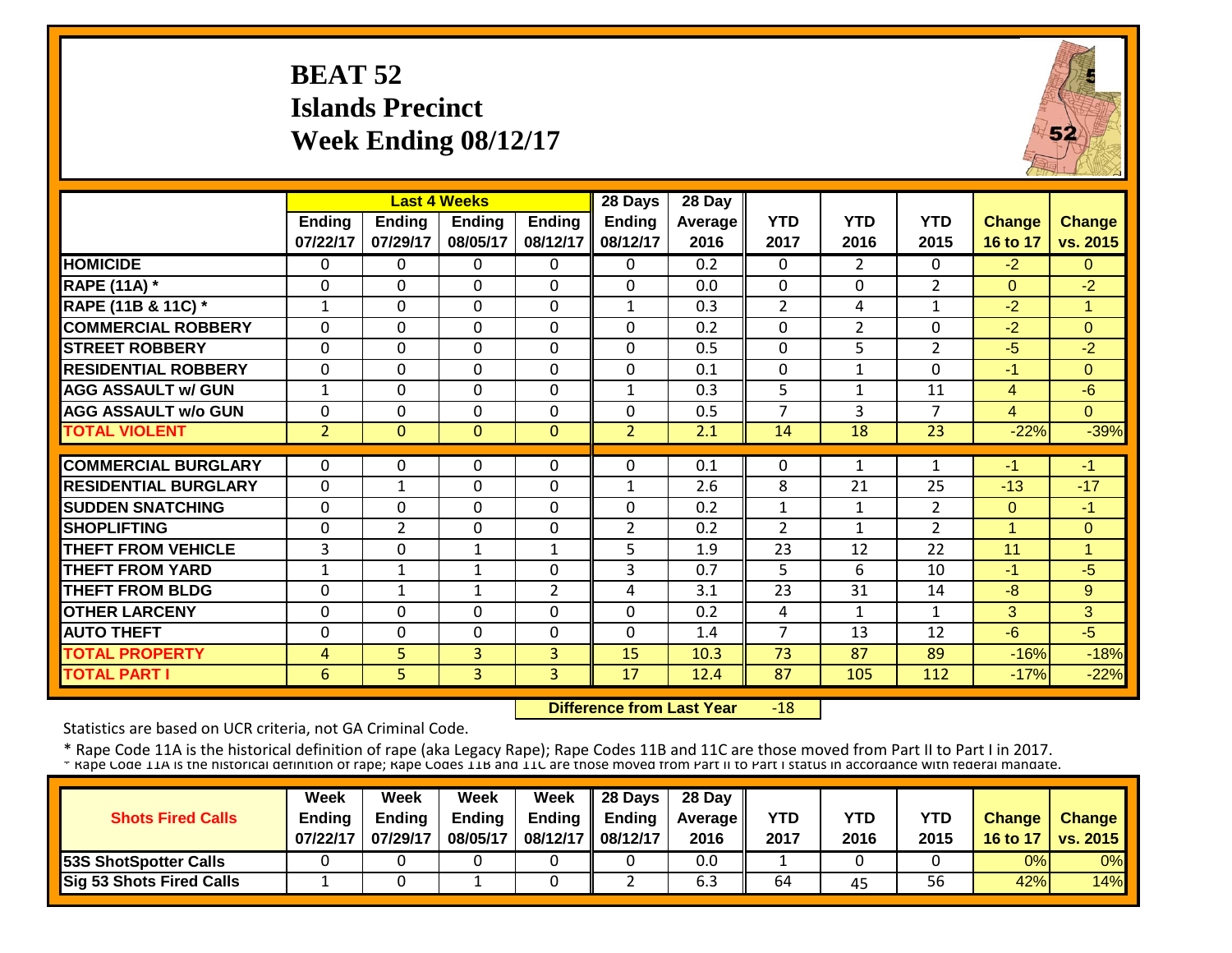# BEAT 52
## Islands Precinct
## Week Ending 08/12/17

| | Last 4 Weeks | | | | 28 Days | 28 Day | | | | | |
|---|---|---|---|---|---|---|---|---|---|---|---|
| | Ending 07/22/17 | Ending 07/29/17 | Ending 08/05/17 | Ending 08/12/17 | Ending 08/12/17 | Average 2016 | YTD 2017 | YTD 2016 | YTD 2015 | Change 16 to 17 | Change vs. 2015 |
| HOMICIDE | 0 | 0 | 0 | 0 | 0 | 0.2 | 0 | 2 | 0 | -2 | 0 |
| RAPE (11A) * | 0 | 0 | 0 | 0 | 0 | 0.0 | 0 | 0 | 2 | 0 | -2 |
| RAPE (11B & 11C) * | 1 | 0 | 0 | 0 | 1 | 0.3 | 2 | 4 | 1 | -2 | 1 |
| COMMERCIAL ROBBERY | 0 | 0 | 0 | 0 | 0 | 0.2 | 0 | 2 | 0 | -2 | 0 |
| STREET ROBBERY | 0 | 0 | 0 | 0 | 0 | 0.5 | 0 | 5 | 2 | -5 | -2 |
| RESIDENTIAL ROBBERY | 0 | 0 | 0 | 0 | 0 | 0.1 | 0 | 1 | 0 | -1 | 0 |
| AGG ASSAULT w/ GUN | 1 | 0 | 0 | 0 | 1 | 0.3 | 5 | 1 | 11 | 4 | -6 |
| AGG ASSAULT w/o GUN | 0 | 0 | 0 | 0 | 0 | 0.5 | 7 | 3 | 7 | 4 | 0 |
| TOTAL VIOLENT | 2 | 0 | 0 | 0 | 2 | 2.1 | 14 | 18 | 23 | -22% | -39% |
| COMMERCIAL BURGLARY | 0 | 0 | 0 | 0 | 0 | 0.1 | 0 | 1 | 1 | -1 | -1 |
| RESIDENTIAL BURGLARY | 0 | 1 | 0 | 0 | 1 | 2.6 | 8 | 21 | 25 | -13 | -17 |
| SUDDEN SNATCHING | 0 | 0 | 0 | 0 | 0 | 0.2 | 1 | 1 | 2 | 0 | -1 |
| SHOPLIFTING | 0 | 2 | 0 | 0 | 2 | 0.2 | 2 | 1 | 2 | 1 | 0 |
| THEFT FROM VEHICLE | 3 | 0 | 1 | 1 | 5 | 1.9 | 23 | 12 | 22 | 11 | 1 |
| THEFT FROM YARD | 1 | 1 | 1 | 0 | 3 | 0.7 | 5 | 6 | 10 | -1 | -5 |
| THEFT FROM BLDG | 0 | 1 | 1 | 2 | 4 | 3.1 | 23 | 31 | 14 | -8 | 9 |
| OTHER LARCENY | 0 | 0 | 0 | 0 | 0 | 0.2 | 4 | 1 | 1 | 3 | 3 |
| AUTO THEFT | 0 | 0 | 0 | 0 | 0 | 1.4 | 7 | 13 | 12 | -6 | -5 |
| TOTAL PROPERTY | 4 | 5 | 3 | 3 | 15 | 10.3 | 73 | 87 | 89 | -16% | -18% |
| TOTAL PART I | 6 | 5 | 3 | 3 | 17 | 12.4 | 87 | 105 | 112 | -17% | -22% |

**Difference from Last Year** -18

Statistics are based on UCR criteria, not GA Criminal Code.

* Rape Code 11A is the historical definition of rape (aka Legacy Rape); Rape Codes 11B and 11C are those moved from Part II to Part I in 2017.
* Rape Code 11A is the historical definition of rape; Rape Codes 11B and 11C are those moved from Part II to Part I status in accordance with federal mandate.

| Shots Fired Calls | Week Ending 07/22/17 | Week Ending 07/29/17 | Week Ending 08/05/17 | Week Ending 08/12/17 | 28 Days Ending 08/12/17 | 28 Day Average 2016 | YTD 2017 | YTD 2016 | YTD 2015 | Change 16 to 17 | Change vs. 2015 |
|---|---|---|---|---|---|---|---|---|---|---|---|
| 53S ShotSpotter Calls | 0 | 0 | 0 | 0 | 0 | 0.0 | 1 | 0 | 0 | 0% | 0% |
| Sig 53 Shots Fired Calls | 1 | 0 | 1 | 0 | 2 | 6.3 | 64 | 45 | 56 | 42% | 14% |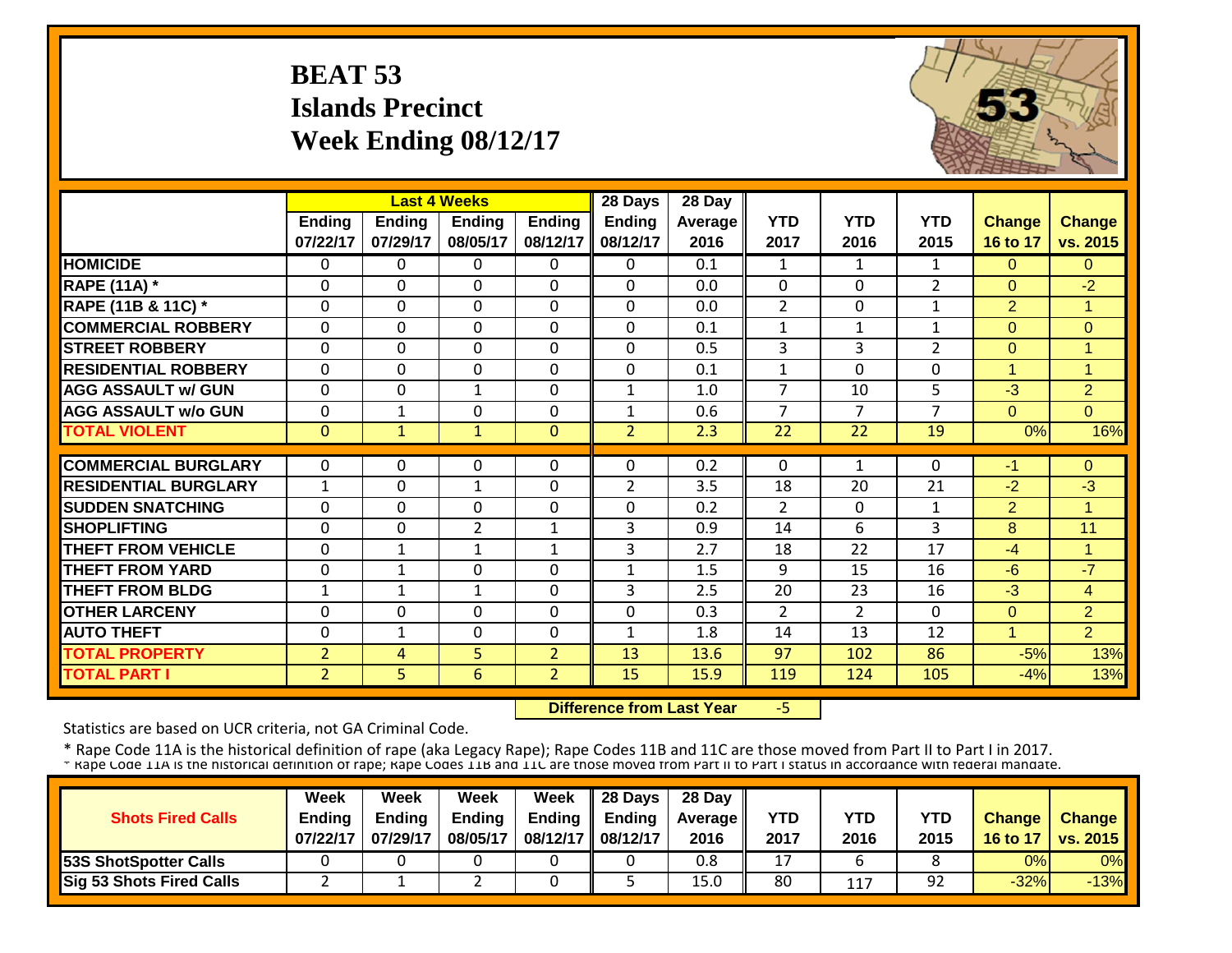# BEAT 53
## Islands Precinct
## Week Ending 08/12/17

| | Last 4 Weeks | | | | 28 Days | 28 Day | | | | | |
|---|---|---|---|---|---|---|---|---|---|---|---|
| | Ending 07/22/17 | Ending 07/29/17 | Ending 08/05/17 | Ending 08/12/17 | Ending 08/12/17 | Average 2016 | YTD 2017 | YTD 2016 | YTD 2015 | Change 16 to 17 | Change vs. 2015 |
| **HOMICIDE** | 0 | 0 | 0 | 0 | 0 | 0.1 | 1 | 1 | 1 | 0 | 0 |
| **RAPE (11A) *** | 0 | 0 | 0 | 0 | 0 | 0.0 | 0 | 0 | 2 | 0 | -2 |
| **RAPE (11B & 11C) *** | 0 | 0 | 0 | 0 | 0 | 0.0 | 2 | 0 | 1 | 2 | 1 |
| **COMMERCIAL ROBBERY** | 0 | 0 | 0 | 0 | 0 | 0.1 | 1 | 1 | 1 | 0 | 0 |
| **STREET ROBBERY** | 0 | 0 | 0 | 0 | 0 | 0.5 | 3 | 3 | 2 | 0 | 1 |
| **RESIDENTIAL ROBBERY** | 0 | 0 | 0 | 0 | 0 | 0.1 | 1 | 0 | 0 | 1 | 1 |
| **AGG ASSAULT w/ GUN** | 0 | 0 | 1 | 0 | 1 | 1.0 | 7 | 10 | 5 | -3 | 2 |
| **AGG ASSAULT w/o GUN** | 0 | 1 | 0 | 0 | 1 | 0.6 | 7 | 7 | 7 | 0 | 0 |
| **TOTAL VIOLENT** | 0 | 1 | 1 | 0 | 2 | 2.3 | 22 | 22 | 19 | 0% | 16% |
| **COMMERCIAL BURGLARY** | 0 | 0 | 0 | 0 | 0 | 0.2 | 0 | 1 | 0 | -1 | 0 |
| **RESIDENTIAL BURGLARY** | 1 | 0 | 1 | 0 | 2 | 3.5 | 18 | 20 | 21 | -2 | -3 |
| **SUDDEN SNATCHING** | 0 | 0 | 0 | 0 | 0 | 0.2 | 2 | 0 | 1 | 2 | 1 |
| **SHOPLIFTING** | 0 | 0 | 2 | 1 | 3 | 0.9 | 14 | 6 | 3 | 8 | 11 |
| **THEFT FROM VEHICLE** | 0 | 1 | 1 | 1 | 3 | 2.7 | 18 | 22 | 17 | -4 | 1 |
| **THEFT FROM YARD** | 0 | 1 | 0 | 0 | 1 | 1.5 | 9 | 15 | 16 | -6 | -7 |
| **THEFT FROM BLDG** | 1 | 1 | 1 | 0 | 3 | 2.5 | 20 | 23 | 16 | -3 | 4 |
| **OTHER LARCENY** | 0 | 0 | 0 | 0 | 0 | 0.3 | 2 | 2 | 0 | 0 | 2 |
| **AUTO THEFT** | 0 | 1 | 0 | 0 | 1 | 1.8 | 14 | 13 | 12 | 1 | 2 |
| **TOTAL PROPERTY** | 2 | 4 | 5 | 2 | 13 | 13.6 | 97 | 102 | 86 | -5% | 13% |
| **TOTAL PART I** | 2 | 5 | 6 | 2 | 15 | 15.9 | 119 | 124 | 105 | -4% | 13% |

**Difference from Last Year** -5

Statistics are based on UCR criteria, not GA Criminal Code.

* Rape Code 11A is the historical definition of rape (aka Legacy Rape); Rape Codes 11B and 11C are those moved from Part II to Part I in 2017.

* Rape Code 11A is the historical definition of rape; Rape Codes 11B and 11C are those moved from Part II to Part I status in accordance with federal mandate.

| Shots Fired Calls | Week Ending 07/22/17 | Week Ending 07/29/17 | Week Ending 08/05/17 | Week Ending 08/12/17 | 28 Days Ending 08/12/17 | 28 Day Average 2016 | YTD 2017 | YTD 2016 | YTD 2015 | Change 16 to 17 | Change vs. 2015 |
|---|---|---|---|---|---|---|---|---|---|---|---|
| **53S ShotSpotter Calls** | 0 | 0 | 0 | 0 | 0 | 0.8 | 17 | 6 | 8 | 0% | 0% |
| **Sig 53 Shots Fired Calls** | 2 | 1 | 2 | 0 | 5 | 15.0 | 80 | 117 | 92 | -32% | -13% |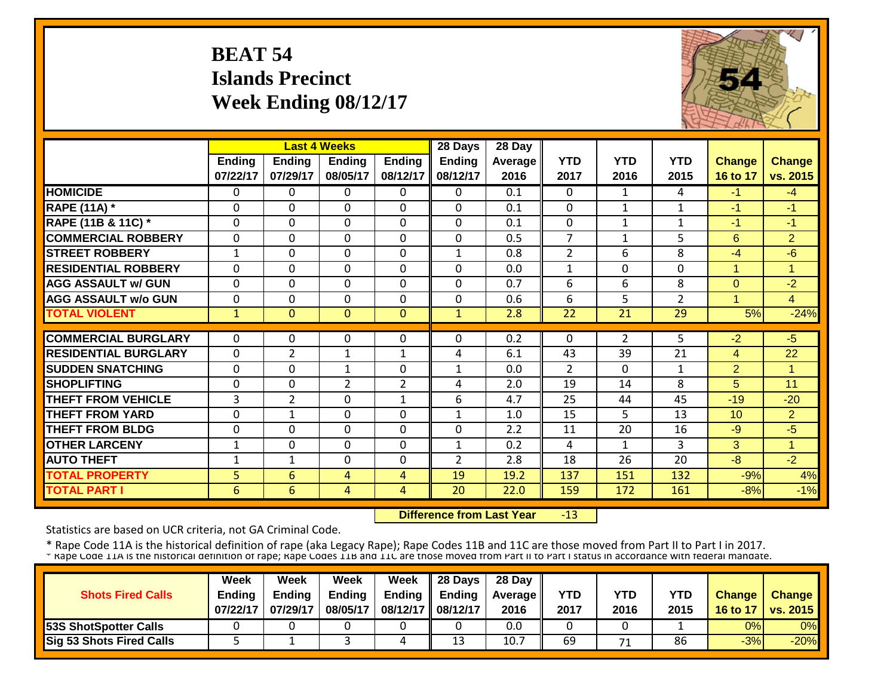# BEAT 54
## Islands Precinct
## Week Ending 08/12/17

| | Last 4 Weeks | | | | 28 Days | 28 Day | YTD | YTD | YTD | Change | Change |
|---|---|---|---|---|---|---|---|---|---|---|---|
| | Ending 07/22/17 | Ending 07/29/17 | Ending 08/05/17 | Ending 08/12/17 | Ending 08/12/17 | Average 2016 | 2017 | 2016 | 2015 | 16 to 17 | vs. 2015 |
| HOMICIDE | 0 | 0 | 0 | 0 | 0 | 0.1 | 0 | 1 | 4 | -1 | -4 |
| RAPE (11A) * | 0 | 0 | 0 | 0 | 0 | 0.1 | 0 | 1 | 1 | -1 | -1 |
| RAPE (11B & 11C) * | 0 | 0 | 0 | 0 | 0 | 0.1 | 0 | 1 | 1 | -1 | -1 |
| COMMERCIAL ROBBERY | 0 | 0 | 0 | 0 | 0 | 0.5 | 7 | 1 | 5 | 6 | 2 |
| STREET ROBBERY | 1 | 0 | 0 | 0 | 1 | 0.8 | 2 | 6 | 8 | -4 | -6 |
| RESIDENTIAL ROBBERY | 0 | 0 | 0 | 0 | 0 | 0.0 | 1 | 0 | 0 | 1 | 1 |
| AGG ASSAULT w/ GUN | 0 | 0 | 0 | 0 | 0 | 0.7 | 6 | 6 | 8 | 0 | -2 |
| AGG ASSAULT w/o GUN | 0 | 0 | 0 | 0 | 0 | 0.6 | 6 | 5 | 2 | 1 | 4 |
| TOTAL VIOLENT | 1 | 0 | 0 | 0 | 1 | 2.8 | 22 | 21 | 29 | 5% | -24% |
| COMMERCIAL BURGLARY | 0 | 0 | 0 | 0 | 0 | 0.2 | 0 | 2 | 5 | -2 | -5 |
| RESIDENTIAL BURGLARY | 0 | 2 | 1 | 1 | 4 | 6.1 | 43 | 39 | 21 | 4 | 22 |
| SUDDEN SNATCHING | 0 | 0 | 1 | 0 | 1 | 0.0 | 2 | 0 | 1 | 2 | 1 |
| SHOPLIFTING | 0 | 0 | 2 | 2 | 4 | 2.0 | 19 | 14 | 8 | 5 | 11 |
| THEFT FROM VEHICLE | 3 | 2 | 0 | 1 | 6 | 4.7 | 25 | 44 | 45 | -19 | -20 |
| THEFT FROM YARD | 0 | 1 | 0 | 0 | 1 | 1.0 | 15 | 5 | 13 | 10 | 2 |
| THEFT FROM BLDG | 0 | 0 | 0 | 0 | 0 | 2.2 | 11 | 20 | 16 | -9 | -5 |
| OTHER LARCENY | 1 | 0 | 0 | 0 | 1 | 0.2 | 4 | 1 | 3 | 3 | 1 |
| AUTO THEFT | 1 | 1 | 0 | 0 | 2 | 2.8 | 18 | 26 | 20 | -8 | -2 |
| TOTAL PROPERTY | 5 | 6 | 4 | 4 | 19 | 19.2 | 137 | 151 | 132 | -9% | 4% |
| TOTAL PART I | 6 | 6 | 4 | 4 | 20 | 22.0 | 159 | 172 | 161 | -8% | -1% |

**Difference from Last Year** -13

Statistics are based on UCR criteria, not GA Criminal Code.

* Rape Code 11A is the historical definition of rape (aka Legacy Rape); Rape Codes 11B and 11C are those moved from Part II to Part I in 2017.
* Rape Code 11A is the historical definition of rape; Rape Codes 11B and 11C are those moved from Part II to Part I status in accordance with federal mandate.

| Shots Fired Calls | Week Ending 07/22/17 | Week Ending 07/29/17 | Week Ending 08/05/17 | Week Ending 08/12/17 | 28 Days Ending 08/12/17 | 28 Day Average 2016 | YTD 2017 | YTD 2016 | YTD 2015 | Change 16 to 17 | Change vs. 2015 |
|---|---|---|---|---|---|---|---|---|---|---|---|
| 53S ShotSpotter Calls | 0 | 0 | 0 | 0 | 0 | 0.0 | 0 | 0 | 1 | 0% | 0% |
| Sig 53 Shots Fired Calls | 5 | 1 | 3 | 4 | 13 | 10.7 | 69 | 71 | 86 | -3% | -20% |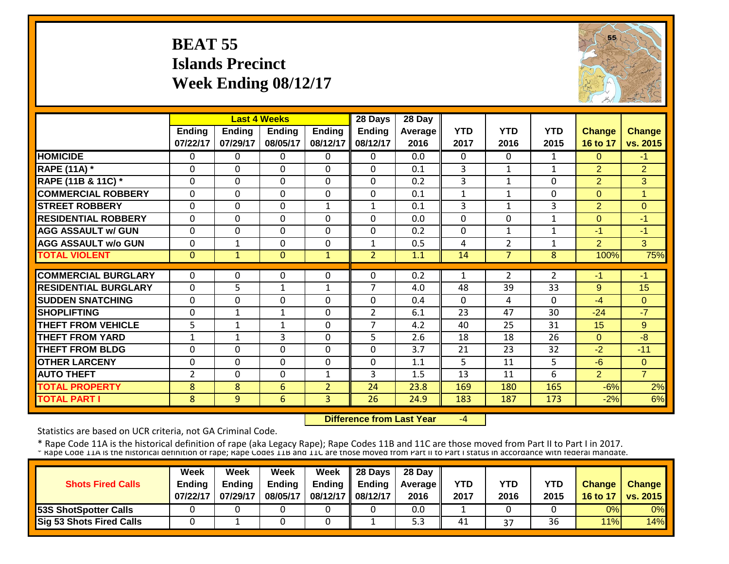# BEAT 55
## Islands Precinct
## Week Ending 08/12/17

| | Last 4 Weeks | | | | 28 Days | 28 Day | | | | | |
|---|---|---|---|---|---|---|---|---|---|---|---|
| | Ending 07/22/17 | Ending 07/29/17 | Ending 08/05/17 | Ending 08/12/17 | Ending 08/12/17 | Average 2016 | YTD 2017 | YTD 2016 | YTD 2015 | Change 16 to 17 | Change vs. 2015 |
| HOMICIDE | 0 | 0 | 0 | 0 | 0 | 0.0 | 0 | 0 | 1 | 0 | -1 |
| RAPE (11A) * | 0 | 0 | 0 | 0 | 0 | 0.1 | 3 | 1 | 1 | 2 | 2 |
| RAPE (11B & 11C) * | 0 | 0 | 0 | 0 | 0 | 0.2 | 3 | 1 | 0 | 2 | 3 |
| COMMERCIAL ROBBERY | 0 | 0 | 0 | 0 | 0 | 0.1 | 1 | 1 | 0 | 0 | 1 |
| STREET ROBBERY | 0 | 0 | 0 | 1 | 1 | 0.1 | 3 | 1 | 3 | 2 | 0 |
| RESIDENTIAL ROBBERY | 0 | 0 | 0 | 0 | 0 | 0.0 | 0 | 0 | 1 | 0 | -1 |
| AGG ASSAULT w/ GUN | 0 | 0 | 0 | 0 | 0 | 0.2 | 0 | 1 | 1 | -1 | -1 |
| AGG ASSAULT w/o GUN | 0 | 1 | 0 | 0 | 1 | 0.5 | 4 | 2 | 1 | 2 | 3 |
| TOTAL VIOLENT | 0 | 1 | 0 | 1 | 2 | 1.1 | 14 | 7 | 8 | 100% | 75% |
| COMMERCIAL BURGLARY | 0 | 0 | 0 | 0 | 0 | 0.2 | 1 | 2 | 2 | -1 | -1 |
| RESIDENTIAL BURGLARY | 0 | 5 | 1 | 1 | 7 | 4.0 | 48 | 39 | 33 | 9 | 15 |
| SUDDEN SNATCHING | 0 | 0 | 0 | 0 | 0 | 0.4 | 0 | 4 | 0 | -4 | 0 |
| SHOPLIFTING | 0 | 1 | 1 | 0 | 2 | 6.1 | 23 | 47 | 30 | -24 | -7 |
| THEFT FROM VEHICLE | 5 | 1 | 1 | 0 | 7 | 4.2 | 40 | 25 | 31 | 15 | 9 |
| THEFT FROM YARD | 1 | 1 | 3 | 0 | 5 | 2.6 | 18 | 18 | 26 | 0 | -8 |
| THEFT FROM BLDG | 0 | 0 | 0 | 0 | 0 | 3.7 | 21 | 23 | 32 | -2 | -11 |
| OTHER LARCENY | 0 | 0 | 0 | 0 | 0 | 1.1 | 5 | 11 | 5 | -6 | 0 |
| AUTO THEFT | 2 | 0 | 0 | 1 | 3 | 1.5 | 13 | 11 | 6 | 2 | 7 |
| TOTAL PROPERTY | 8 | 8 | 6 | 2 | 24 | 23.8 | 169 | 180 | 165 | -6% | 2% |
| TOTAL PART I | 8 | 9 | 6 | 3 | 26 | 24.9 | 183 | 187 | 173 | -2% | 6% |

**Difference from Last Year** -4

Statistics are based on UCR criteria, not GA Criminal Code.

\* Rape Code 11A is the historical definition of rape (aka Legacy Rape); Rape Codes 11B and 11C are those moved from Part II to Part I in 2017.
\* Rape Code 11A is the historical definition of rape; Rape Codes 11B and 11C are those moved from Part II to Part I status in accordance with federal mandate.

| Shots Fired Calls | Week Ending 07/22/17 | Week Ending 07/29/17 | Week Ending 08/05/17 | Week Ending 08/12/17 | 28 Days Ending 08/12/17 | 28 Day Average 2016 | YTD 2017 | YTD 2016 | YTD 2015 | Change 16 to 17 | Change vs. 2015 |
|---|---|---|---|---|---|---|---|---|---|---|---|
| 53S ShotSpotter Calls | 0 | 0 | 0 | 0 | 0 | 0.0 | 1 | 0 | 0 | 0% | 0% |
| Sig 53 Shots Fired Calls | 0 | 1 | 0 | 0 | 1 | 5.3 | 41 | 37 | 36 | 11% | 14% |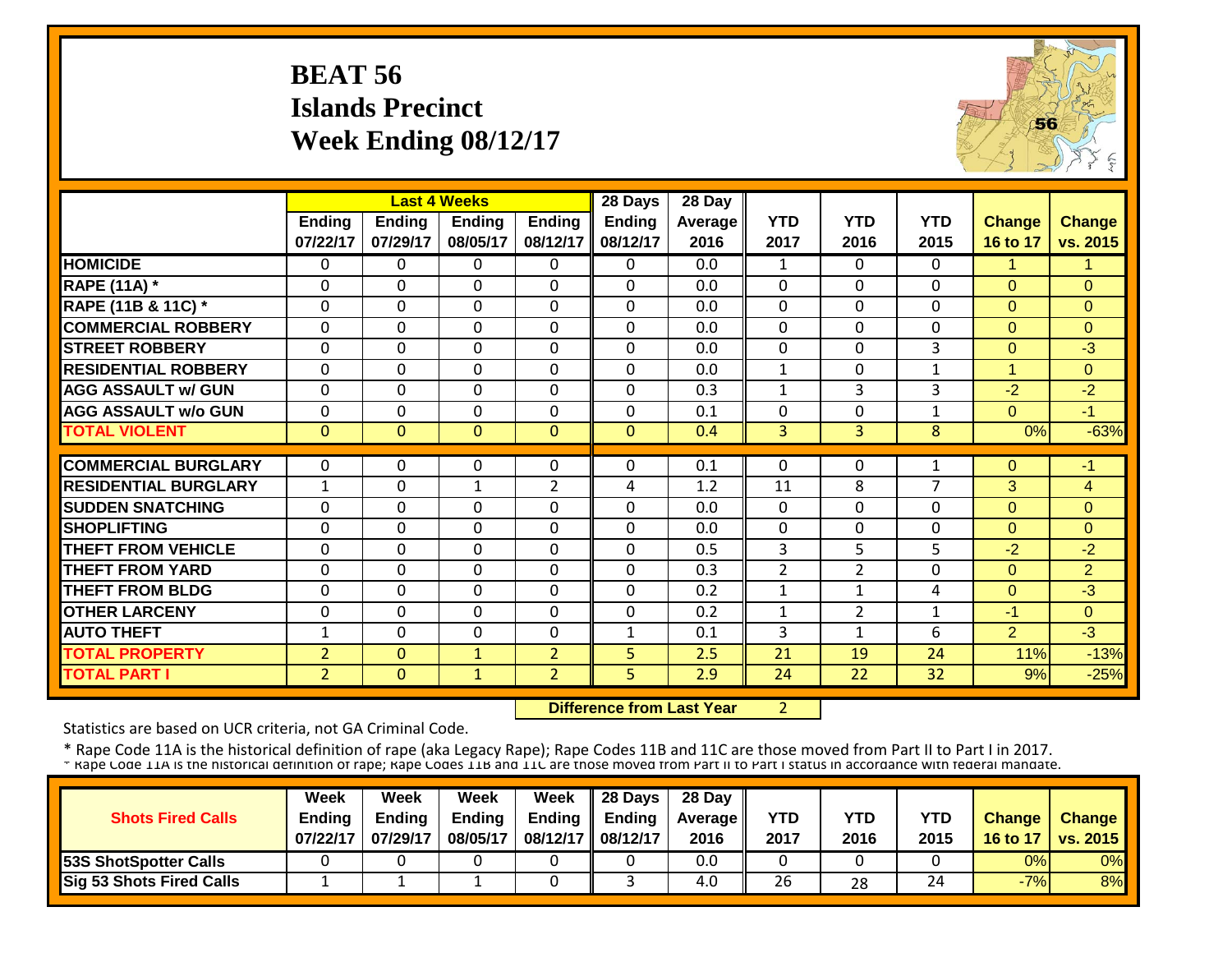# BEAT 56
## Islands Precinct
## Week Ending 08/12/17

| | Last 4 Weeks | | | | 28 Days | 28 Day | | | | | |
|---|---|---|---|---|---|---|---|---|---|---|---|
| | Ending 07/22/17 | Ending 07/29/17 | Ending 08/05/17 | Ending 08/12/17 | Ending 08/12/17 | Average 2016 | YTD 2017 | YTD 2016 | YTD 2015 | Change 16 to 17 | Change vs. 2015 |
| HOMICIDE | 0 | 0 | 0 | 0 | 0 | 0.0 | 1 | 0 | 0 | 1 | 1 |
| RAPE (11A) * | 0 | 0 | 0 | 0 | 0 | 0.0 | 0 | 0 | 0 | 0 | 0 |
| RAPE (11B & 11C) * | 0 | 0 | 0 | 0 | 0 | 0.0 | 0 | 0 | 0 | 0 | 0 |
| COMMERCIAL ROBBERY | 0 | 0 | 0 | 0 | 0 | 0.0 | 0 | 0 | 0 | 0 | 0 |
| STREET ROBBERY | 0 | 0 | 0 | 0 | 0 | 0.0 | 0 | 0 | 3 | 0 | -3 |
| RESIDENTIAL ROBBERY | 0 | 0 | 0 | 0 | 0 | 0.0 | 1 | 0 | 1 | 1 | 0 |
| AGG ASSAULT w/ GUN | 0 | 0 | 0 | 0 | 0 | 0.3 | 1 | 3 | 3 | -2 | -2 |
| AGG ASSAULT w/o GUN | 0 | 0 | 0 | 0 | 0 | 0.1 | 0 | 0 | 1 | 0 | -1 |
| TOTAL VIOLENT | 0 | 0 | 0 | 0 | 0 | 0.4 | 3 | 3 | 8 | 0% | -63% |
| COMMERCIAL BURGLARY | 0 | 0 | 0 | 0 | 0 | 0.1 | 0 | 0 | 1 | 0 | -1 |
| RESIDENTIAL BURGLARY | 1 | 0 | 1 | 2 | 4 | 1.2 | 11 | 8 | 7 | 3 | 4 |
| SUDDEN SNATCHING | 0 | 0 | 0 | 0 | 0 | 0.0 | 0 | 0 | 0 | 0 | 0 |
| SHOPLIFTING | 0 | 0 | 0 | 0 | 0 | 0.0 | 0 | 0 | 0 | 0 | 0 |
| THEFT FROM VEHICLE | 0 | 0 | 0 | 0 | 0 | 0.5 | 3 | 5 | 5 | -2 | -2 |
| THEFT FROM YARD | 0 | 0 | 0 | 0 | 0 | 0.3 | 2 | 2 | 0 | 0 | 2 |
| THEFT FROM BLDG | 0 | 0 | 0 | 0 | 0 | 0.2 | 1 | 1 | 4 | 0 | -3 |
| OTHER LARCENY | 0 | 0 | 0 | 0 | 0 | 0.2 | 1 | 2 | 1 | -1 | 0 |
| AUTO THEFT | 1 | 0 | 0 | 0 | 1 | 0.1 | 3 | 1 | 6 | 2 | -3 |
| TOTAL PROPERTY | 2 | 0 | 1 | 2 | 5 | 2.5 | 21 | 19 | 24 | 11% | -13% |
| TOTAL PART I | 2 | 0 | 1 | 2 | 5 | 2.9 | 24 | 22 | 32 | 9% | -25% |

**Difference from Last Year** 2

Statistics are based on UCR criteria, not GA Criminal Code.

* Rape Code 11A is the historical definition of rape (aka Legacy Rape); Rape Codes 11B and 11C are those moved from Part II to Part I in 2017.
* Rape Code 11A is the historical definition of rape; Rape Codes 11B and 11C are those moved from Part II to Part I status in accordance with federal mandate.

| Shots Fired Calls | Week Ending 07/22/17 | Week Ending 07/29/17 | Week Ending 08/05/17 | Week Ending 08/12/17 | 28 Days Ending 08/12/17 | 28 Day Average 2016 | YTD 2017 | YTD 2016 | YTD 2015 | Change 16 to 17 | Change vs. 2015 |
|---|---|---|---|---|---|---|---|---|---|---|---|
| 53S ShotSpotter Calls | 0 | 0 | 0 | 0 | 0 | 0.0 | 0 | 0 | 0 | 0% | 0% |
| Sig 53 Shots Fired Calls | 1 | 1 | 1 | 0 | 3 | 4.0 | 26 | 28 | 24 | -7% | 8% |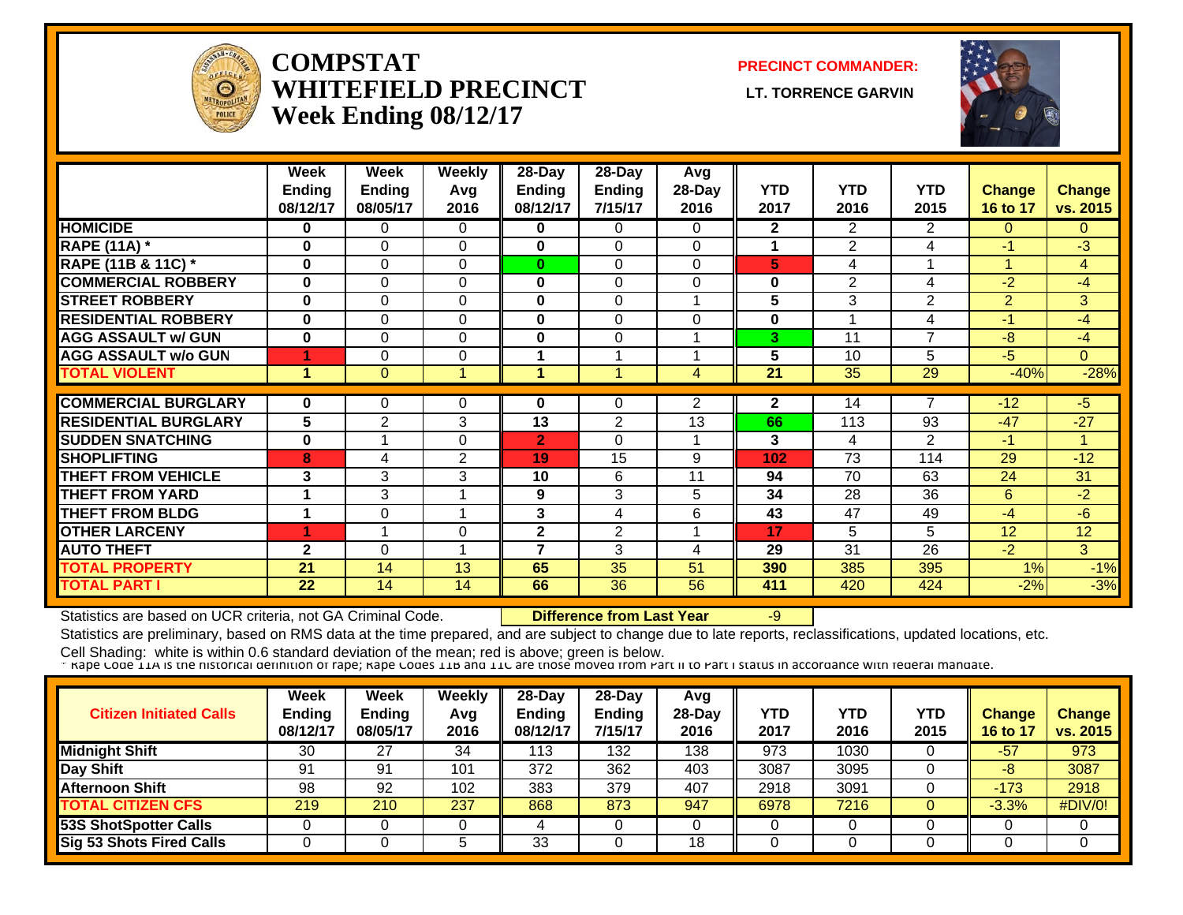# COMPSTAT WHITEFIELD PRECINCT
## Week Ending 08/12/17

**PRECINCT COMMANDER:**

**LT. TORRENCE GARVIN**

| | Week Ending 08/12/17 | Week Ending 08/05/17 | Weekly Avg 2016 | 28-Day Ending 08/12/17 | 28-Day Ending 7/15/17 | Avg 28-Day 2016 | YTD 2017 | YTD 2016 | YTD 2015 | Change 16 to 17 | Change vs. 2015 |
|---|---|---|---|---|---|---|---|---|---|---|---|
| HOMICIDE | 0 | 0 | 0 | 0 | 0 | 0 | 2 | 2 | 2 | 0 | 0 |
| RAPE (11A) * | 0 | 0 | 0 | 0 | 0 | 0 | 1 | 2 | 4 | -1 | -3 |
| RAPE (11B & 11C) * | 0 | 0 | 0 | 0 | 0 | 0 | 5 | 4 | 1 | 1 | 4 |
| COMMERCIAL ROBBERY | 0 | 0 | 0 | 0 | 0 | 0 | 0 | 2 | 4 | -2 | -4 |
| STREET ROBBERY | 0 | 0 | 0 | 0 | 0 | 1 | 5 | 3 | 2 | 2 | 3 |
| RESIDENTIAL ROBBERY | 0 | 0 | 0 | 0 | 0 | 0 | 0 | 1 | 4 | -1 | -4 |
| AGG ASSAULT w/ GUN | 0 | 0 | 0 | 0 | 0 | 1 | 3 | 11 | 7 | -8 | -4 |
| AGG ASSAULT w/o GUN | 1 | 0 | 0 | 1 | 1 | 1 | 5 | 10 | 5 | -5 | 0 |
| TOTAL VIOLENT | 1 | 0 | 1 | 1 | 1 | 4 | 21 | 35 | 29 | -40% | -28% |
| COMMERCIAL BURGLARY | 0 | 0 | 0 | 0 | 0 | 2 | 2 | 14 | 7 | -12 | -5 |
| RESIDENTIAL BURGLARY | 5 | 2 | 3 | 13 | 2 | 13 | 66 | 113 | 93 | -47 | -27 |
| SUDDEN SNATCHING | 0 | 1 | 0 | 2 | 0 | 1 | 3 | 4 | 2 | -1 | 1 |
| SHOPLIFTING | 8 | 4 | 2 | 19 | 15 | 9 | 102 | 73 | 114 | 29 | -12 |
| THEFT FROM VEHICLE | 3 | 3 | 3 | 10 | 6 | 11 | 94 | 70 | 63 | 24 | 31 |
| THEFT FROM YARD | 1 | 3 | 1 | 9 | 3 | 5 | 34 | 28 | 36 | 6 | -2 |
| THEFT FROM BLDG | 1 | 0 | 1 | 3 | 4 | 6 | 43 | 47 | 49 | -4 | -6 |
| OTHER LARCENY | 1 | 1 | 0 | 2 | 2 | 1 | 17 | 5 | 5 | 12 | 12 |
| AUTO THEFT | 2 | 0 | 1 | 7 | 3 | 4 | 29 | 31 | 26 | -2 | 3 |
| TOTAL PROPERTY | 21 | 14 | 13 | 65 | 35 | 51 | 390 | 385 | 395 | 1% | -1% |
| TOTAL PART I | 22 | 14 | 14 | 66 | 36 | 56 | 411 | 420 | 424 | -2% | -3% |

Statistics are based on UCR criteria, not GA Criminal Code. **Difference from Last Year** -9

Statistics are preliminary, based on RMS data at the time prepared, and are subject to change due to late reports, reclassifications, updated locations, etc.

Cell Shading: white is within 0.6 standard deviation of the mean; red is above; green is below.

* Rape Code 11A is the historical definition of rape; Rape Codes 11B and 11C are those moved from Part II to Part I status in accordance with federal mandate.

| Citizen Initiated Calls | Week Ending 08/12/17 | Week Ending 08/05/17 | Weekly Avg 2016 | 28-Day Ending 08/12/17 | 28-Day Ending 7/15/17 | Avg 28-Day 2016 | YTD 2017 | YTD 2016 | YTD 2015 | Change 16 to 17 | Change vs. 2015 |
|---|---|---|---|---|---|---|---|---|---|---|---|
| Midnight Shift | 30 | 27 | 34 | 113 | 132 | 138 | 973 | 1030 | 0 | -57 | 973 |
| Day Shift | 91 | 91 | 101 | 372 | 362 | 403 | 3087 | 3095 | 0 | -8 | 3087 |
| Afternoon Shift | 98 | 92 | 102 | 383 | 379 | 407 | 2918 | 3091 | 0 | -173 | 2918 |
| TOTAL CITIZEN CFS | 219 | 210 | 237 | 868 | 873 | 947 | 6978 | 7216 | 0 | -3.3% | #DIV/0! |
| 53S ShotSpotter Calls | 0 | 0 | 0 | 4 | 0 | 0 | 0 | 0 | 0 | 0 | 0 |
| Sig 53 Shots Fired Calls | 0 | 0 | 5 | 33 | 0 | 18 | 0 | 0 | 0 | 0 | 0 |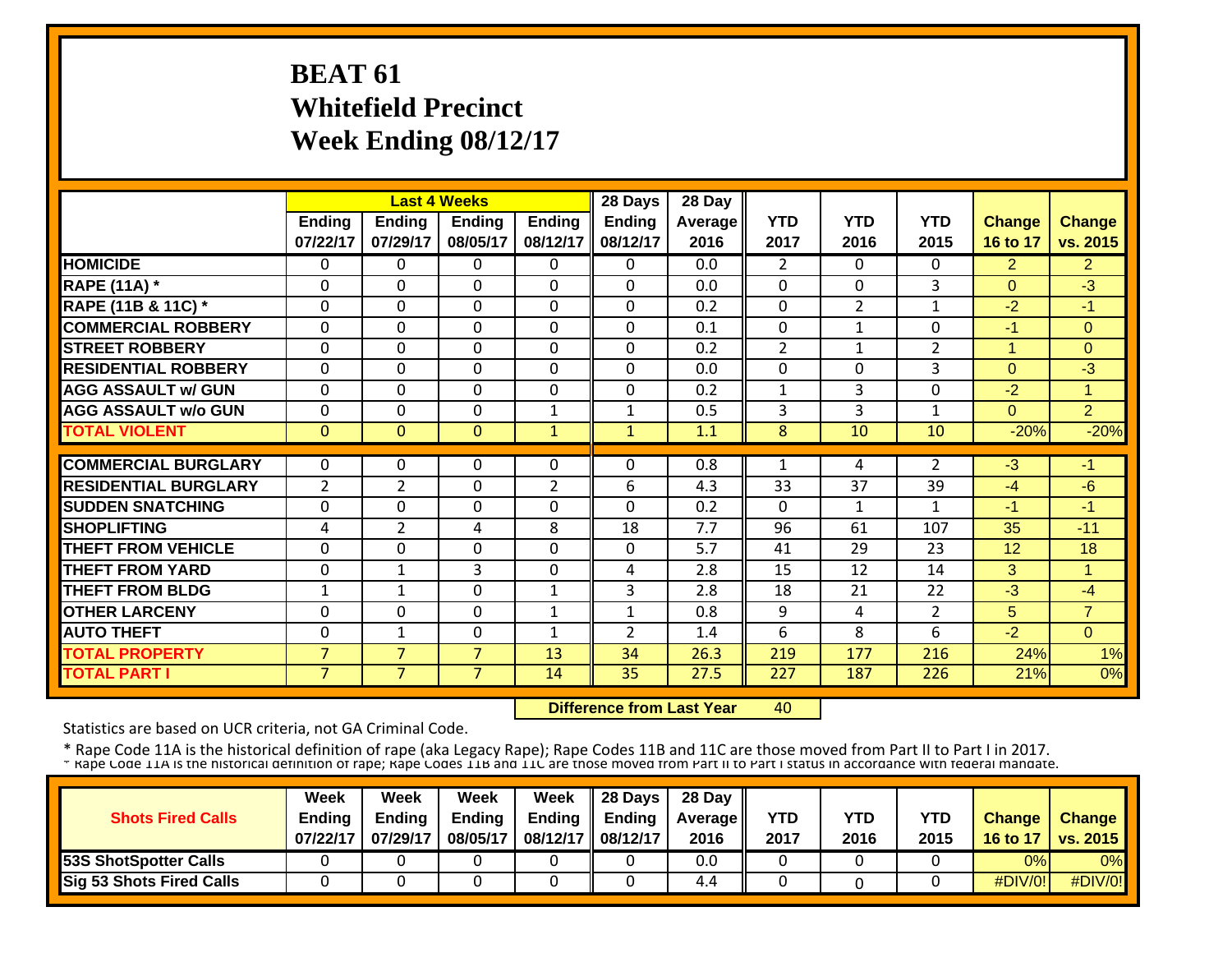# BEAT 61
# Whitefield Precinct
# Week Ending 08/12/17

| | Last 4 Weeks | | | | 28 Days | 28 Day | | | | | |
|---|---|---|---|---|---|---|---|---|---|---|---|
| | Ending 07/22/17 | Ending 07/29/17 | Ending 08/05/17 | Ending 08/12/17 | Ending 08/12/17 | Average 2016 | YTD 2017 | YTD 2016 | YTD 2015 | Change 16 to 17 | Change vs. 2015 |
| HOMICIDE | 0 | 0 | 0 | 0 | 0 | 0.0 | 2 | 0 | 0 | 2 | 2 |
| RAPE (11A) * | 0 | 0 | 0 | 0 | 0 | 0.0 | 0 | 0 | 3 | 0 | -3 |
| RAPE (11B & 11C) * | 0 | 0 | 0 | 0 | 0 | 0.2 | 0 | 2 | 1 | -2 | -1 |
| COMMERCIAL ROBBERY | 0 | 0 | 0 | 0 | 0 | 0.1 | 0 | 1 | 0 | -1 | 0 |
| STREET ROBBERY | 0 | 0 | 0 | 0 | 0 | 0.2 | 2 | 1 | 2 | 1 | 0 |
| RESIDENTIAL ROBBERY | 0 | 0 | 0 | 0 | 0 | 0.0 | 0 | 0 | 3 | 0 | -3 |
| AGG ASSAULT w/ GUN | 0 | 0 | 0 | 0 | 0 | 0.2 | 1 | 3 | 0 | -2 | 1 |
| AGG ASSAULT w/o GUN | 0 | 0 | 0 | 1 | 1 | 0.5 | 3 | 3 | 1 | 0 | 2 |
| TOTAL VIOLENT | 0 | 0 | 0 | 1 | 1 | 1.1 | 8 | 10 | 10 | -20% | -20% |
| COMMERCIAL BURGLARY | 0 | 0 | 0 | 0 | 0 | 0.8 | 1 | 4 | 2 | -3 | -1 |
| RESIDENTIAL BURGLARY | 2 | 2 | 0 | 2 | 6 | 4.3 | 33 | 37 | 39 | -4 | -6 |
| SUDDEN SNATCHING | 0 | 0 | 0 | 0 | 0 | 0.2 | 0 | 1 | 1 | -1 | -1 |
| SHOPLIFTING | 4 | 2 | 4 | 8 | 18 | 7.7 | 96 | 61 | 107 | 35 | -11 |
| THEFT FROM VEHICLE | 0 | 0 | 0 | 0 | 0 | 5.7 | 41 | 29 | 23 | 12 | 18 |
| THEFT FROM YARD | 0 | 1 | 3 | 0 | 4 | 2.8 | 15 | 12 | 14 | 3 | 1 |
| THEFT FROM BLDG | 1 | 1 | 0 | 1 | 3 | 2.8 | 18 | 21 | 22 | -3 | -4 |
| OTHER LARCENY | 0 | 0 | 0 | 1 | 1 | 0.8 | 9 | 4 | 2 | 5 | 7 |
| AUTO THEFT | 0 | 1 | 0 | 1 | 2 | 1.4 | 6 | 8 | 6 | -2 | 0 |
| TOTAL PROPERTY | 7 | 7 | 7 | 13 | 34 | 26.3 | 219 | 177 | 216 | 24% | 1% |
| TOTAL PART I | 7 | 7 | 7 | 14 | 35 | 27.5 | 227 | 187 | 226 | 21% | 0% |

**Difference from Last Year** 40

Statistics are based on UCR criteria, not GA Criminal Code.

* Rape Code 11A is the historical definition of rape (aka Legacy Rape); Rape Codes 11B and 11C are those moved from Part II to Part I in 2017.
* Rape Code 11A is the historical definition of rape; Rape Codes 11B and 11C are those moved from Part II to Part I status in accordance with federal mandate.

| Shots Fired Calls | Week Ending 07/22/17 | Week Ending 07/29/17 | Week Ending 08/05/17 | Week Ending 08/12/17 | 28 Days Ending 08/12/17 | 28 Day Average 2016 | YTD 2017 | YTD 2016 | YTD 2015 | Change 16 to 17 | Change vs. 2015 |
|---|---|---|---|---|---|---|---|---|---|---|---|
| 53S ShotSpotter Calls | 0 | 0 | 0 | 0 | 0 | 0.0 | 0 | 0 | 0 | 0% | 0% |
| Sig 53 Shots Fired Calls | 0 | 0 | 0 | 0 | 0 | 4.4 | 0 | 0 | 0 | #DIV/0! | #DIV/0! |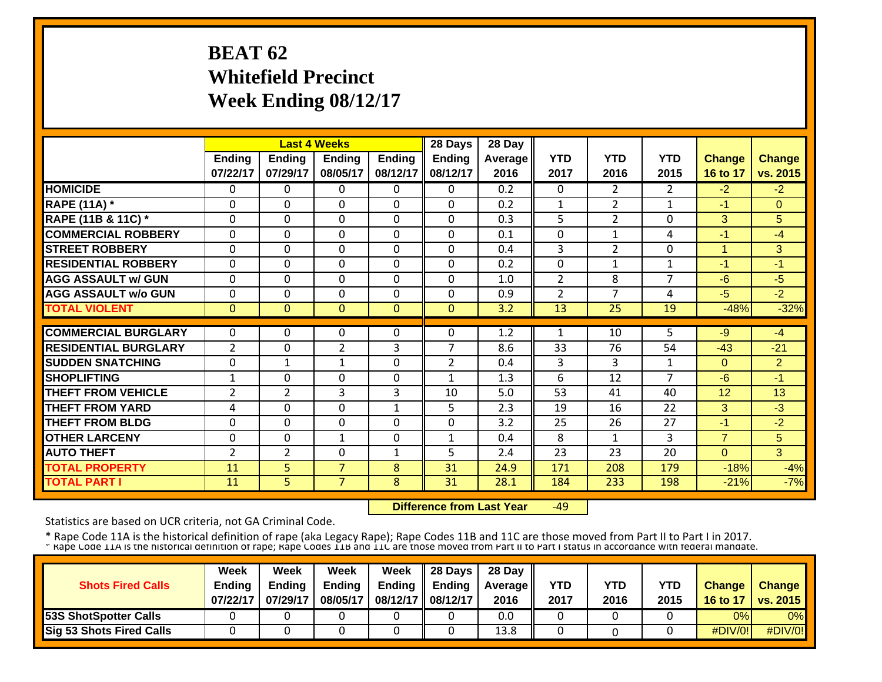# BEAT 62
# Whitefield Precinct
# Week Ending 08/12/17

| | Last 4 Weeks | | | | 28 Days | 28 Day | | | | | |
|---|---|---|---|---|---|---|---|---|---|---|---|
| | Ending 07/22/17 | Ending 07/29/17 | Ending 08/05/17 | Ending 08/12/17 | Ending 08/12/17 | Average 2016 | YTD 2017 | YTD 2016 | YTD 2015 | Change 16 to 17 | Change vs. 2015 |
| HOMICIDE | 0 | 0 | 0 | 0 | 0 | 0.2 | 0 | 2 | 2 | -2 | -2 |
| RAPE (11A) * | 0 | 0 | 0 | 0 | 0 | 0.2 | 1 | 2 | 1 | -1 | 0 |
| RAPE (11B & 11C) * | 0 | 0 | 0 | 0 | 0 | 0.3 | 5 | 2 | 0 | 3 | 5 |
| COMMERCIAL ROBBERY | 0 | 0 | 0 | 0 | 0 | 0.1 | 0 | 1 | 4 | -1 | -4 |
| STREET ROBBERY | 0 | 0 | 0 | 0 | 0 | 0.4 | 3 | 2 | 0 | 1 | 3 |
| RESIDENTIAL ROBBERY | 0 | 0 | 0 | 0 | 0 | 0.2 | 0 | 1 | 1 | -1 | -1 |
| AGG ASSAULT w/ GUN | 0 | 0 | 0 | 0 | 0 | 1.0 | 2 | 8 | 7 | -6 | -5 |
| AGG ASSAULT w/o GUN | 0 | 0 | 0 | 0 | 0 | 0.9 | 2 | 7 | 4 | -5 | -2 |
| TOTAL VIOLENT | 0 | 0 | 0 | 0 | 0 | 3.2 | 13 | 25 | 19 | -48% | -32% |
| COMMERCIAL BURGLARY | 0 | 0 | 0 | 0 | 0 | 1.2 | 1 | 10 | 5 | -9 | -4 |
| RESIDENTIAL BURGLARY | 2 | 0 | 2 | 3 | 7 | 8.6 | 33 | 76 | 54 | -43 | -21 |
| SUDDEN SNATCHING | 0 | 1 | 1 | 0 | 2 | 0.4 | 3 | 3 | 1 | 0 | 2 |
| SHOPLIFTING | 1 | 0 | 0 | 0 | 1 | 1.3 | 6 | 12 | 7 | -6 | -1 |
| THEFT FROM VEHICLE | 2 | 2 | 3 | 3 | 10 | 5.0 | 53 | 41 | 40 | 12 | 13 |
| THEFT FROM YARD | 4 | 0 | 0 | 1 | 5 | 2.3 | 19 | 16 | 22 | 3 | -3 |
| THEFT FROM BLDG | 0 | 0 | 0 | 0 | 0 | 3.2 | 25 | 26 | 27 | -1 | -2 |
| OTHER LARCENY | 0 | 0 | 1 | 0 | 1 | 0.4 | 8 | 1 | 3 | 7 | 5 |
| AUTO THEFT | 2 | 2 | 0 | 1 | 5 | 2.4 | 23 | 23 | 20 | 0 | 3 |
| TOTAL PROPERTY | 11 | 5 | 7 | 8 | 31 | 24.9 | 171 | 208 | 179 | -18% | -4% |
| TOTAL PART I | 11 | 5 | 7 | 8 | 31 | 28.1 | 184 | 233 | 198 | -21% | -7% |

**Difference from Last Year** -49

Statistics are based on UCR criteria, not GA Criminal Code.

* Rape Code 11A is the historical definition of rape (aka Legacy Rape); Rape Codes 11B and 11C are those moved from Part II to Part I in 2017.
* Rape Code 11A is the historical definition of rape; Rape Codes 11B and 11C are those moved from Part II to Part I status in accordance with federal mandate.

| Shots Fired Calls | Week Ending 07/22/17 | Week Ending 07/29/17 | Week Ending 08/05/17 | Week Ending 08/12/17 | 28 Days Ending 08/12/17 | 28 Day Average 2016 | YTD 2017 | YTD 2016 | YTD 2015 | Change 16 to 17 | Change vs. 2015 |
|---|---|---|---|---|---|---|---|---|---|---|---|
| 53S ShotSpotter Calls | 0 | 0 | 0 | 0 | 0 | 0.0 | 0 | 0 | 0 | 0% | 0% |
| Sig 53 Shots Fired Calls | 0 | 0 | 0 | 0 | 0 | 13.8 | 0 | 0 | 0 | #DIV/0! | #DIV/0! |